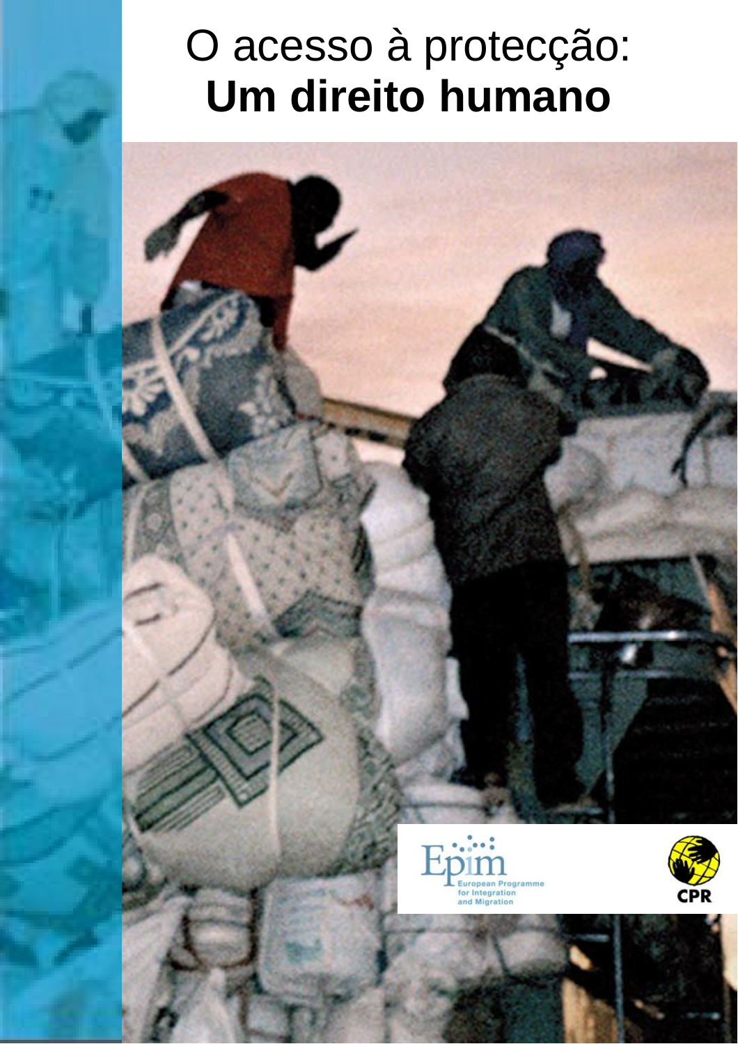# O acesso à protecção: **Um direito humano**

Epim European Programme for Integration and Migration

CPR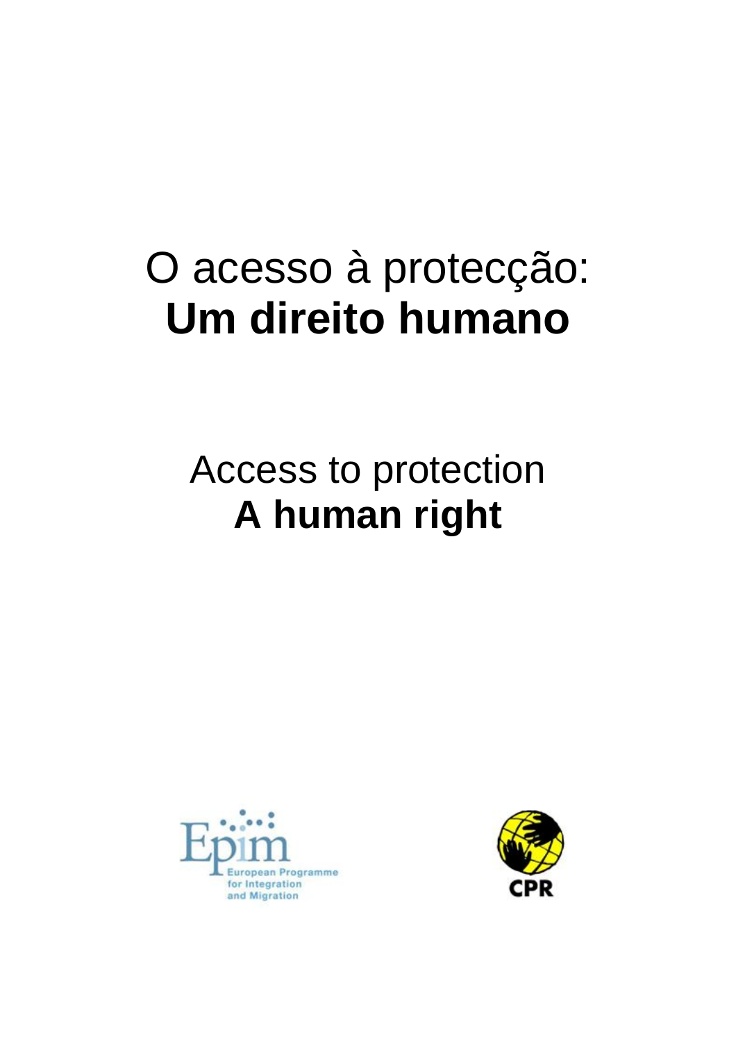# O acesso à protecção: **Um direito humano**

# Access to protection **A human right**

Epim European Programme for Integration and Migration

CPR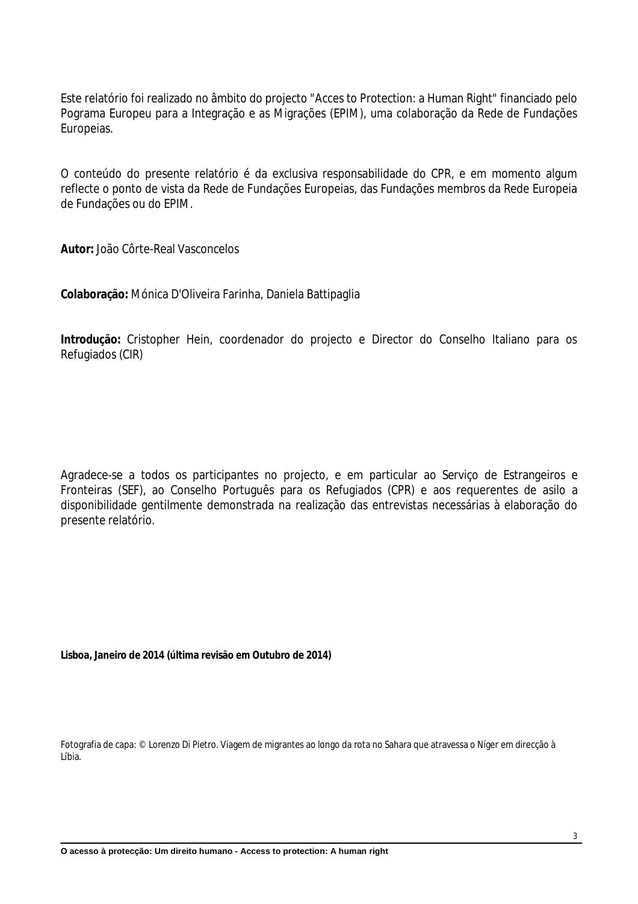Este relatório foi realizado no âmbito do projecto "Acces to Protection: a Human Right" financiado pelo Pograma Europeu para a Integração e as Migrações (EPIM), uma colaboração da Rede de Fundações Europeias.

O conteúdo do presente relatório é da exclusiva responsabilidade do CPR, e em momento algum reflecte o ponto de vista da Rede de Fundações Europeias, das Fundações membros da Rede Europeia de Fundações ou do EPIM.

**Autor:** João Côrte-Real Vasconcelos

**Colaboração:** Mónica D'Oliveira Farinha, Daniela Battipaglia

**Introdução:** Cristopher Hein, coordenador do projecto e Director do Conselho Italiano para os Refugiados (CIR)

Agradece-se a todos os participantes no projecto, e em particular ao Serviço de Estrangeiros e Fronteiras (SEF), ao Conselho Português para os Refugiados (CPR) e aos requerentes de asilo a disponibilidade gentilmente demonstrada na realização das entrevistas necessárias à elaboração do presente relatório.

**Lisboa, Janeiro de 2014 (última revisão em Outubro de 2014)**

Fotografia de capa: © Lorenzo Di Pietro. Viagem de migrantes ao longo da rota no Sahara que atravessa o Níger em direcção à Líbia.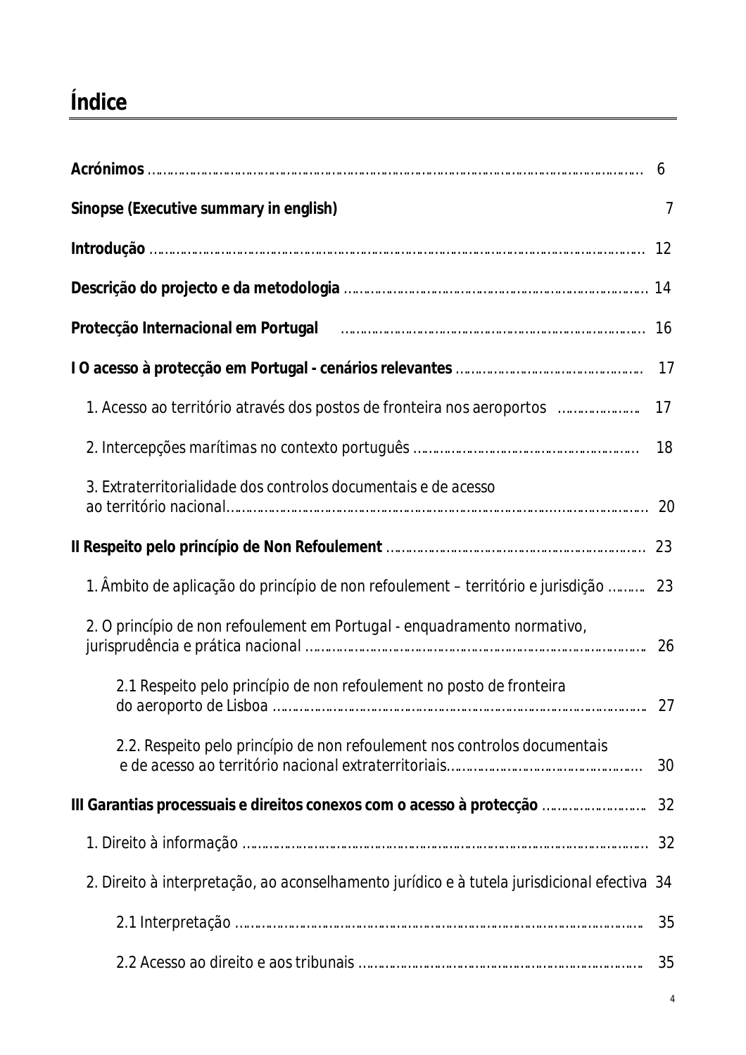# Índice

**Acrónimos** .......... 6

**Sinopse (Executive summary in english)** 7

**Introdução** .......... 12

**Descrição do projecto e da metodologia** .......... 14

**Protecção Internacional em Portugal** .......... 16

**I O acesso à protecção em Portugal - cenários relevantes** .......... 17

1. Acesso ao território através dos postos de fronteira nos aeroportos .......... 17

2. Intercepções marítimas no contexto português .......... 18

3. Extraterritorialidade dos controlos documentais e de acesso ao território nacional.......... 20

**II Respeito pelo princípio de Non Refoulement** .......... 23

1. Âmbito de aplicação do princípio de non refoulement – território e jurisdição .......... 23

2. O princípio de non refoulement em Portugal - enquadramento normativo, jurisprudência e prática nacional .......... 26

   2.1 Respeito pelo princípio de non refoulement no posto de fronteira do aeroporto de Lisboa .......... 27

   2.2. Respeito pelo princípio de non refoulement nos controlos documentais e de acesso ao território nacional extraterritoriais.......... 30

**III Garantias processuais e direitos conexos com o acesso à protecção** .......... 32

1. Direito à informação .......... 32

2. Direito à interpretação, ao aconselhamento jurídico e à tutela jurisdicional efectiva 34

   2.1 Interpretação .......... 35

   2.2 Acesso ao direito e aos tribunais .......... 35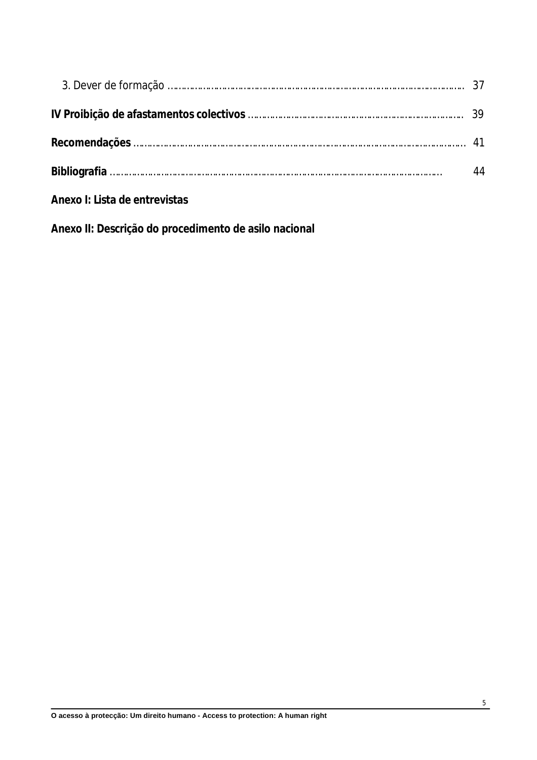3. Dever de formação …………………………………………………………………………………… 37

**IV Proibição de afastamentos colectivos** …………………………………………………………… 39

**Recomendações** ……………………………………………………………………………………………… 41

**Bibliografia** ………………………………………………………………………………………………… 44

**Anexo I: Lista de entrevistas**

**Anexo II: Descrição do procedimento de asilo nacional**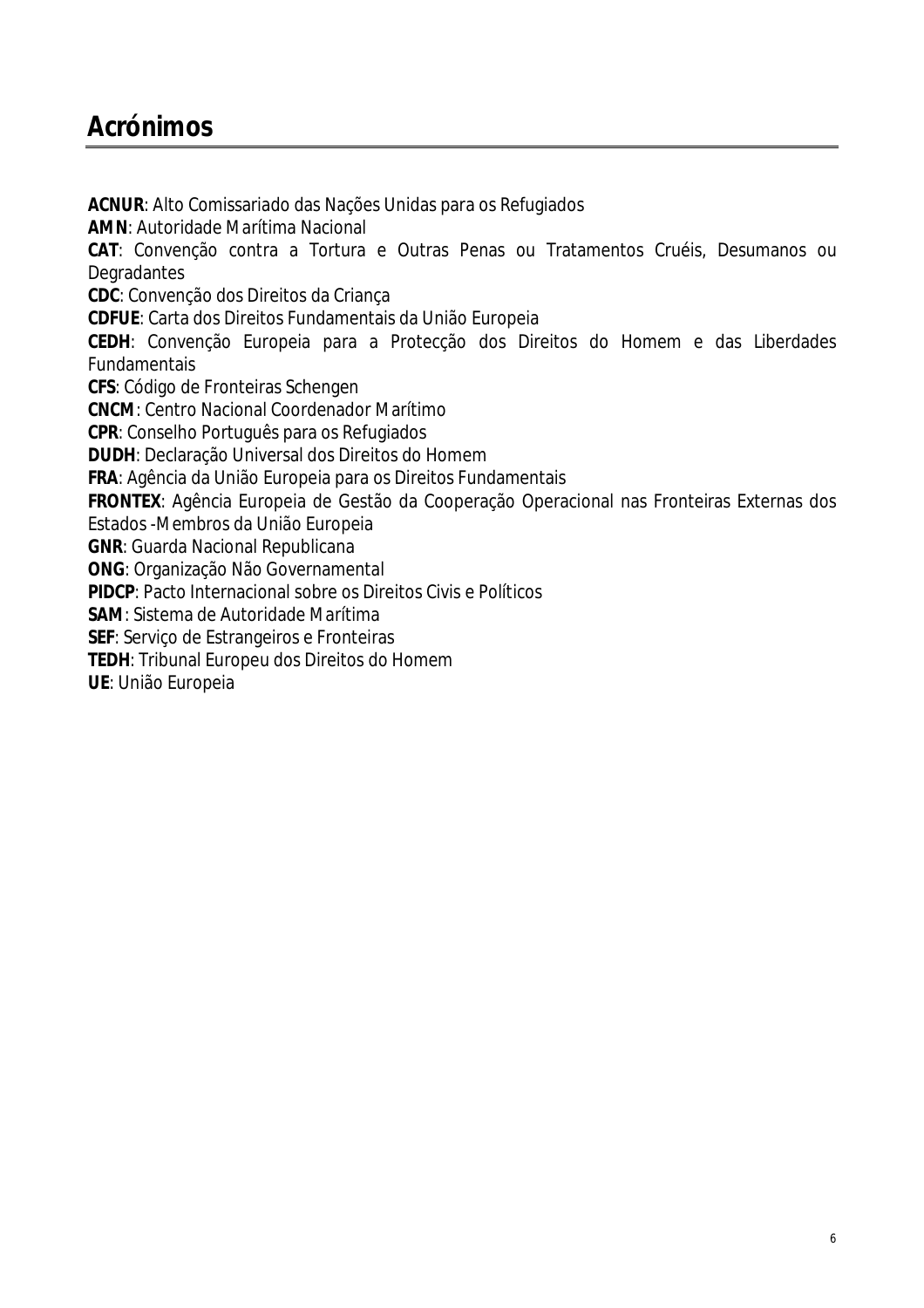# Acrónimos

**ACNUR**: Alto Comissariado das Nações Unidas para os Refugiados
**AMN**: Autoridade Marítima Nacional
**CAT**: Convenção contra a Tortura e Outras Penas ou Tratamentos Cruéis, Desumanos ou Degradantes
**CDC**: Convenção dos Direitos da Criança
**CDFUE**: Carta dos Direitos Fundamentais da União Europeia
**CEDH**: Convenção Europeia para a Protecção dos Direitos do Homem e das Liberdades Fundamentais
**CFS**: Código de Fronteiras Schengen
**CNCM**: Centro Nacional Coordenador Marítimo
**CPR**: Conselho Português para os Refugiados
**DUDH**: Declaração Universal dos Direitos do Homem
**FRA**: Agência da União Europeia para os Direitos Fundamentais
**FRONTEX**: Agência Europeia de Gestão da Cooperação Operacional nas Fronteiras Externas dos Estados -Membros da União Europeia
**GNR**: Guarda Nacional Republicana
**ONG**: Organização Não Governamental
**PIDCP**: Pacto Internacional sobre os Direitos Civis e Políticos
**SAM**: Sistema de Autoridade Marítima
**SEF**: Serviço de Estrangeiros e Fronteiras
**TEDH**: Tribunal Europeu dos Direitos do Homem
**UE**: União Europeia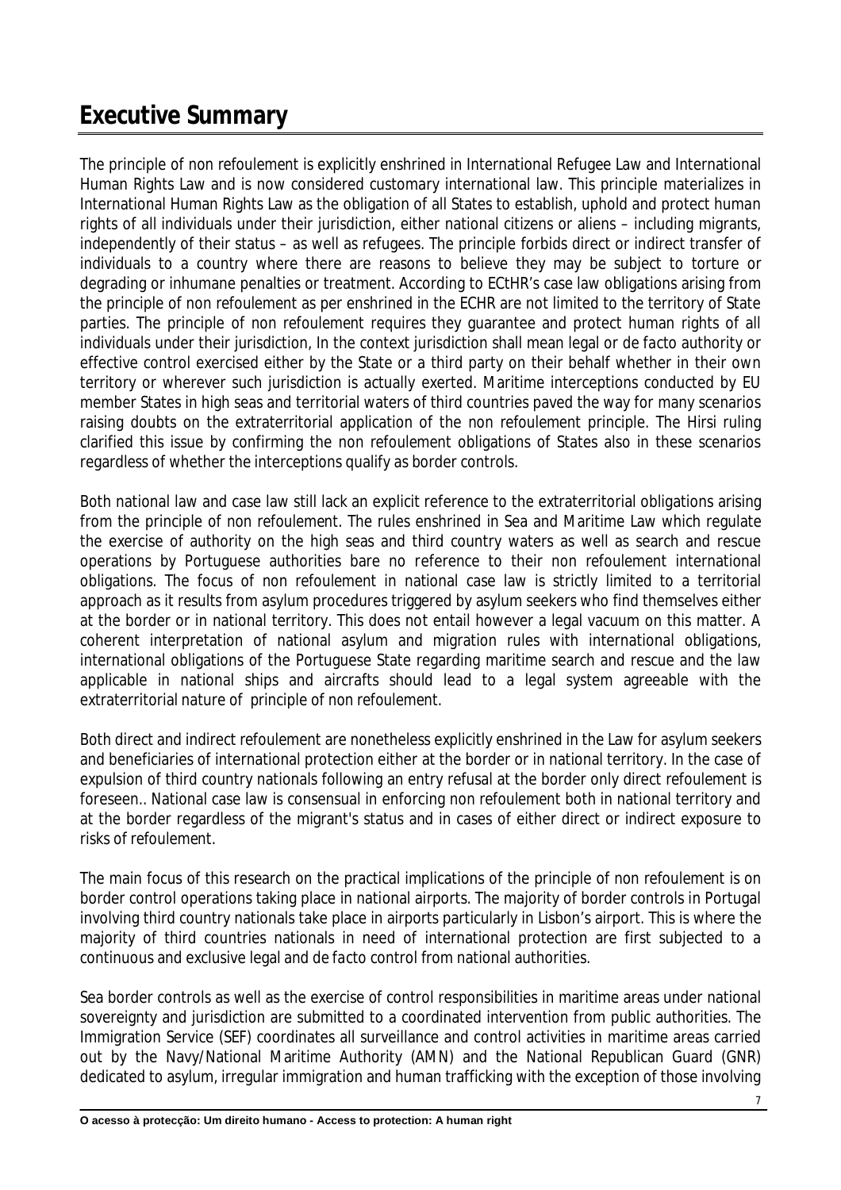# Executive Summary

The principle of non refoulement is explicitly enshrined in International Refugee Law and International Human Rights Law and is now considered customary international law. This principle materializes in International Human Rights Law as the obligation of all States to establish, uphold and protect human rights of all individuals under their jurisdiction, either national citizens or aliens – including migrants, independently of their status – as well as refugees. The principle forbids direct or indirect transfer of individuals to a country where there are reasons to believe they may be subject to torture or degrading or inhumane penalties or treatment. According to ECtHR's case law obligations arising from the principle of non refoulement as per enshrined in the ECHR are not limited to the territory of State parties. The principle of non refoulement requires they guarantee and protect human rights of all individuals under their jurisdiction, In the context jurisdiction shall mean legal or *de facto* authority or effective control exercised either by the State or a third party on their behalf whether in their own territory or wherever such jurisdiction is actually exerted. Maritime interceptions conducted by EU member States in high seas and territorial waters of third countries paved the way for many scenarios raising doubts on the extraterritorial application of the non refoulement principle. The Hirsi ruling clarified this issue by confirming the non refoulement obligations of States also in these scenarios regardless of whether the interceptions qualify as border controls.

Both national law and case law still lack an explicit reference to the extraterritorial obligations arising from the principle of non refoulement. The rules enshrined in Sea and Maritime Law which regulate the exercise of authority on the high seas and third country waters as well as search and rescue operations by Portuguese authorities bare no reference to their non refoulement international obligations. The focus of non refoulement in national case law is strictly limited to a territorial approach as it results from asylum procedures triggered by asylum seekers who find themselves either at the border or in national territory. This does not entail however a legal vacuum on this matter. A coherent interpretation of national asylum and migration rules with international obligations, international obligations of the Portuguese State regarding maritime search and rescue and the law applicable in national ships and aircrafts should lead to a legal system agreeable with the extraterritorial nature of principle of non refoulement.

Both direct and indirect refoulement are nonetheless explicitly enshrined in the Law for asylum seekers and beneficiaries of international protection either at the border or in national territory. In the case of expulsion of third country nationals following an entry refusal at the border only direct refoulement is foreseen.. National case law is consensual in enforcing non refoulement both in national territory and at the border regardless of the migrant's status and in cases of either direct or indirect exposure to risks of refoulement.

The main focus of this research on the practical implications of the principle of non refoulement is on border control operations taking place in national airports. The majority of border controls in Portugal involving third country nationals take place in airports particularly in Lisbon's airport. This is where the majority of third countries nationals in need of international protection are first subjected to a continuous and exclusive legal and *de facto* control from national authorities.

Sea border controls as well as the exercise of control responsibilities in maritime areas under national sovereignty and jurisdiction are submitted to a coordinated intervention from public authorities. The Immigration Service (SEF) coordinates all surveillance and control activities in maritime areas carried out by the Navy/National Maritime Authority (AMN) and the National Republican Guard (GNR) dedicated to asylum, irregular immigration and human trafficking with the exception of those involving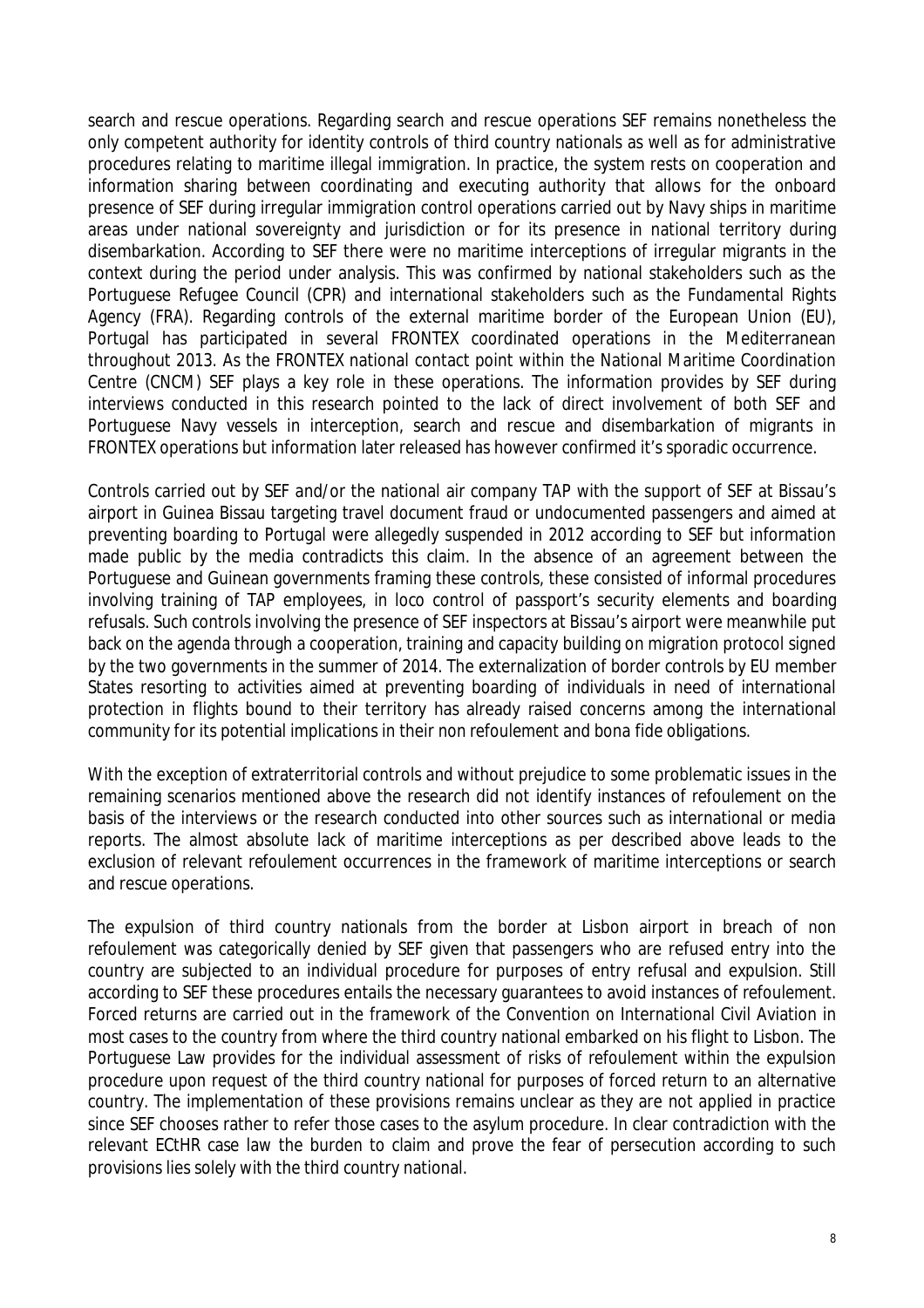search and rescue operations. Regarding search and rescue operations SEF remains nonetheless the only competent authority for identity controls of third country nationals as well as for administrative procedures relating to maritime illegal immigration. In practice, the system rests on cooperation and information sharing between coordinating and executing authority that allows for the onboard presence of SEF during irregular immigration control operations carried out by Navy ships in maritime areas under national sovereignty and jurisdiction or for its presence in national territory during disembarkation. According to SEF there were no maritime interceptions of irregular migrants in the context during the period under analysis. This was confirmed by national stakeholders such as the Portuguese Refugee Council (CPR) and international stakeholders such as the Fundamental Rights Agency (FRA). Regarding controls of the external maritime border of the European Union (EU), Portugal has participated in several FRONTEX coordinated operations in the Mediterranean throughout 2013. As the FRONTEX national contact point within the National Maritime Coordination Centre (CNCM) SEF plays a key role in these operations. The information provides by SEF during interviews conducted in this research pointed to the lack of direct involvement of both SEF and Portuguese Navy vessels in interception, search and rescue and disembarkation of migrants in FRONTEX operations but information later released has however confirmed it's sporadic occurrence.

Controls carried out by SEF and/or the national air company TAP with the support of SEF at Bissau's airport in Guinea Bissau targeting travel document fraud or undocumented passengers and aimed at preventing boarding to Portugal were allegedly suspended in 2012 according to SEF but information made public by the media contradicts this claim. In the absence of an agreement between the Portuguese and Guinean governments framing these controls, these consisted of informal procedures involving training of TAP employees, in loco control of passport's security elements and boarding refusals. Such controls involving the presence of SEF inspectors at Bissau's airport were meanwhile put back on the agenda through a cooperation, training and capacity building on migration protocol signed by the two governments in the summer of 2014. The externalization of border controls by EU member States resorting to activities aimed at preventing boarding of individuals in need of international protection in flights bound to their territory has already raised concerns among the international community for its potential implications in their non refoulement and bona fide obligations.

With the exception of extraterritorial controls and without prejudice to some problematic issues in the remaining scenarios mentioned above the research did not identify instances of refoulement on the basis of the interviews or the research conducted into other sources such as international or media reports. The almost absolute lack of maritime interceptions as per described above leads to the exclusion of relevant refoulement occurrences in the framework of maritime interceptions or search and rescue operations.

The expulsion of third country nationals from the border at Lisbon airport in breach of non refoulement was categorically denied by SEF given that passengers who are refused entry into the country are subjected to an individual procedure for purposes of entry refusal and expulsion. Still according to SEF these procedures entails the necessary guarantees to avoid instances of refoulement. Forced returns are carried out in the framework of the Convention on International Civil Aviation in most cases to the country from where the third country national embarked on his flight to Lisbon. The Portuguese Law provides for the individual assessment of risks of refoulement within the expulsion procedure upon request of the third country national for purposes of forced return to an alternative country. The implementation of these provisions remains unclear as they are not applied in practice since SEF chooses rather to refer those cases to the asylum procedure. In clear contradiction with the relevant ECtHR case law the burden to claim and prove the fear of persecution according to such provisions lies solely with the third country national.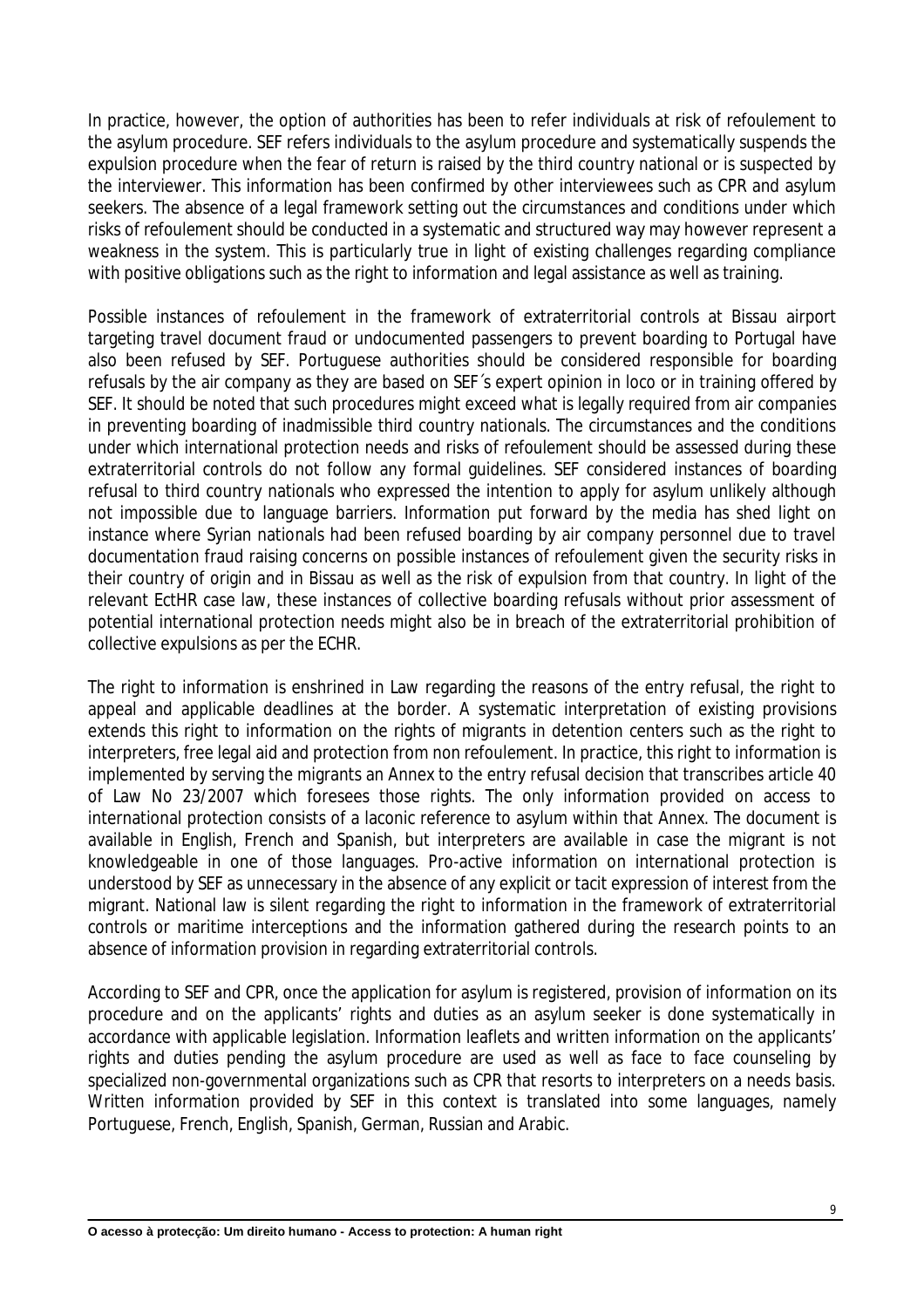In practice, however, the option of authorities has been to refer individuals at risk of refoulement to the asylum procedure. SEF refers individuals to the asylum procedure and systematically suspends the expulsion procedure when the fear of return is raised by the third country national or is suspected by the interviewer. This information has been confirmed by other interviewees such as CPR and asylum seekers. The absence of a legal framework setting out the circumstances and conditions under which risks of refoulement should be conducted in a systematic and structured way may however represent a weakness in the system. This is particularly true in light of existing challenges regarding compliance with positive obligations such as the right to information and legal assistance as well as training.

Possible instances of refoulement in the framework of extraterritorial controls at Bissau airport targeting travel document fraud or undocumented passengers to prevent boarding to Portugal have also been refused by SEF. Portuguese authorities should be considered responsible for boarding refusals by the air company as they are based on SEF´s expert opinion in loco or in training offered by SEF. It should be noted that such procedures might exceed what is legally required from air companies in preventing boarding of inadmissible third country nationals. The circumstances and the conditions under which international protection needs and risks of refoulement should be assessed during these extraterritorial controls do not follow any formal guidelines. SEF considered instances of boarding refusal to third country nationals who expressed the intention to apply for asylum unlikely although not impossible due to language barriers. Information put forward by the media has shed light on instance where Syrian nationals had been refused boarding by air company personnel due to travel documentation fraud raising concerns on possible instances of refoulement given the security risks in their country of origin and in Bissau as well as the risk of expulsion from that country. In light of the relevant EctHR case law, these instances of collective boarding refusals without prior assessment of potential international protection needs might also be in breach of the extraterritorial prohibition of collective expulsions as per the ECHR.

The right to information is enshrined in Law regarding the reasons of the entry refusal, the right to appeal and applicable deadlines at the border. A systematic interpretation of existing provisions extends this right to information on the rights of migrants in detention centers such as the right to interpreters, free legal aid and protection from non refoulement. In practice, this right to information is implemented by serving the migrants an Annex to the entry refusal decision that transcribes article 40 of Law No 23/2007 which foresees those rights. The only information provided on access to international protection consists of a laconic reference to asylum within that Annex. The document is available in English, French and Spanish, but interpreters are available in case the migrant is not knowledgeable in one of those languages. Pro-active information on international protection is understood by SEF as unnecessary in the absence of any explicit or tacit expression of interest from the migrant. National law is silent regarding the right to information in the framework of extraterritorial controls or maritime interceptions and the information gathered during the research points to an absence of information provision in regarding extraterritorial controls.

According to SEF and CPR, once the application for asylum is registered, provision of information on its procedure and on the applicants' rights and duties as an asylum seeker is done systematically in accordance with applicable legislation. Information leaflets and written information on the applicants' rights and duties pending the asylum procedure are used as well as face to face counseling by specialized non-governmental organizations such as CPR that resorts to interpreters on a needs basis. Written information provided by SEF in this context is translated into some languages, namely Portuguese, French, English, Spanish, German, Russian and Arabic.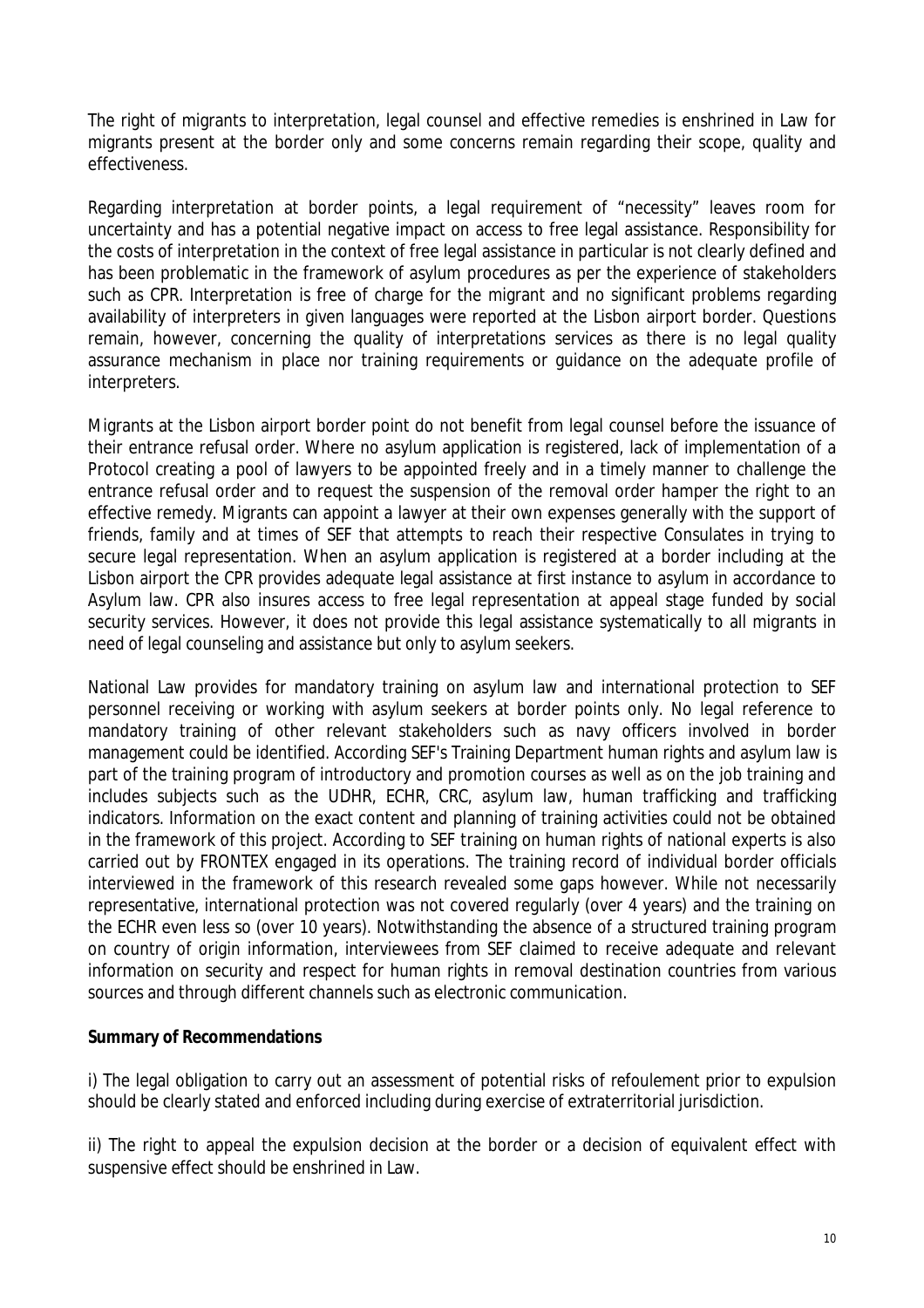The right of migrants to interpretation, legal counsel and effective remedies is enshrined in Law for migrants present at the border only and some concerns remain regarding their scope, quality and effectiveness.

Regarding interpretation at border points, a legal requirement of "necessity" leaves room for uncertainty and has a potential negative impact on access to free legal assistance. Responsibility for the costs of interpretation in the context of free legal assistance in particular is not clearly defined and has been problematic in the framework of asylum procedures as per the experience of stakeholders such as CPR. Interpretation is free of charge for the migrant and no significant problems regarding availability of interpreters in given languages were reported at the Lisbon airport border. Questions remain, however, concerning the quality of interpretations services as there is no legal quality assurance mechanism in place nor training requirements or guidance on the adequate profile of interpreters.

Migrants at the Lisbon airport border point do not benefit from legal counsel before the issuance of their entrance refusal order. Where no asylum application is registered, lack of implementation of a Protocol creating a pool of lawyers to be appointed freely and in a timely manner to challenge the entrance refusal order and to request the suspension of the removal order hamper the right to an effective remedy. Migrants can appoint a lawyer at their own expenses generally with the support of friends, family and at times of SEF that attempts to reach their respective Consulates in trying to secure legal representation. When an asylum application is registered at a border including at the Lisbon airport the CPR provides adequate legal assistance at first instance to asylum in accordance to Asylum law. CPR also insures access to free legal representation at appeal stage funded by social security services. However, it does not provide this legal assistance systematically to all migrants in need of legal counseling and assistance but only to asylum seekers.

National Law provides for mandatory training on asylum law and international protection to SEF personnel receiving or working with asylum seekers at border points only. No legal reference to mandatory training of other relevant stakeholders such as navy officers involved in border management could be identified. According SEF's Training Department human rights and asylum law is part of the training program of introductory and promotion courses as well as on the job training and includes subjects such as the UDHR, ECHR, CRC, asylum law, human trafficking and trafficking indicators. Information on the exact content and planning of training activities could not be obtained in the framework of this project. According to SEF training on human rights of national experts is also carried out by FRONTEX engaged in its operations. The training record of individual border officials interviewed in the framework of this research revealed some gaps however. While not necessarily representative, international protection was not covered regularly (over 4 years) and the training on the ECHR even less so (over 10 years). Notwithstanding the absence of a structured training program on country of origin information, interviewees from SEF claimed to receive adequate and relevant information on security and respect for human rights in removal destination countries from various sources and through different channels such as electronic communication.

**Summary of Recommendations**

i) The legal obligation to carry out an assessment of potential risks of refoulement prior to expulsion should be clearly stated and enforced including during exercise of extraterritorial jurisdiction.

ii) The right to appeal the expulsion decision at the border or a decision of equivalent effect with suspensive effect should be enshrined in Law.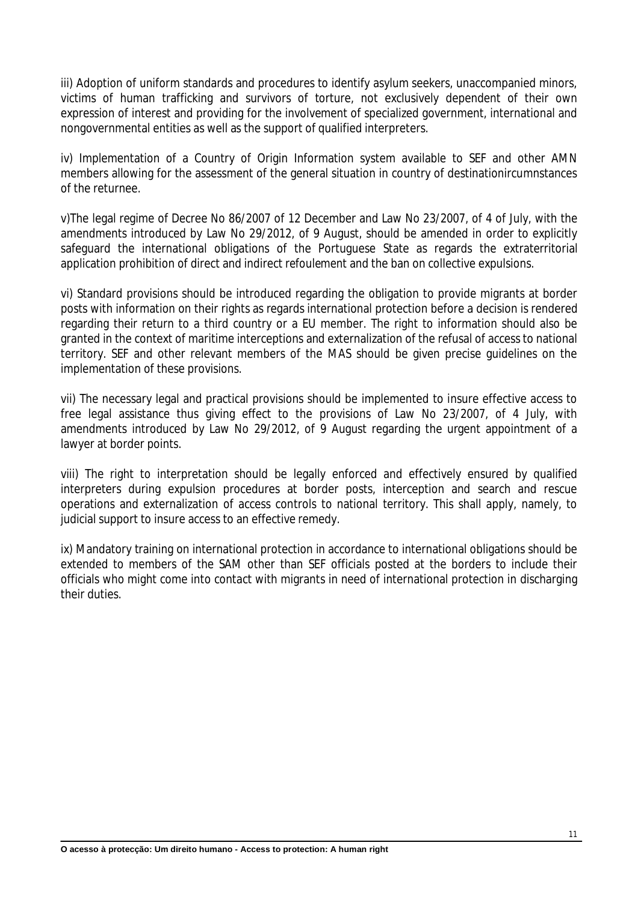iii) Adoption of uniform standards and procedures to identify asylum seekers, unaccompanied minors, victims of human trafficking and survivors of torture, not exclusively dependent of their own expression of interest and providing for the involvement of specialized government, international and nongovernmental entities as well as the support of qualified interpreters.

iv) Implementation of a Country of Origin Information system available to SEF and other AMN members allowing for the assessment of the general situation in country of destinationircumnstances of the returnee.

v)The legal regime of Decree No 86/2007 of 12 December and Law No 23/2007, of 4 of July, with the amendments introduced by Law No 29/2012, of 9 August, should be amended in order to explicitly safeguard the international obligations of the Portuguese State as regards the extraterritorial application prohibition of direct and indirect refoulement and the ban on collective expulsions.

vi) Standard provisions should be introduced regarding the obligation to provide migrants at border posts with information on their rights as regards international protection before a decision is rendered regarding their return to a third country or a EU member. The right to information should also be granted in the context of maritime interceptions and externalization of the refusal of access to national territory. SEF and other relevant members of the MAS should be given precise guidelines on the implementation of these provisions.

vii) The necessary legal and practical provisions should be implemented to insure effective access to free legal assistance thus giving effect to the provisions of Law No 23/2007, of 4 July, with amendments introduced by Law No 29/2012, of 9 August regarding the urgent appointment of a lawyer at border points.

viii) The right to interpretation should be legally enforced and effectively ensured by qualified interpreters during expulsion procedures at border posts, interception and search and rescue operations and externalization of access controls to national territory. This shall apply, namely, to judicial support to insure access to an effective remedy.

ix) Mandatory training on international protection in accordance to international obligations should be extended to members of the SAM other than SEF officials posted at the borders to include their officials who might come into contact with migrants in need of international protection in discharging their duties.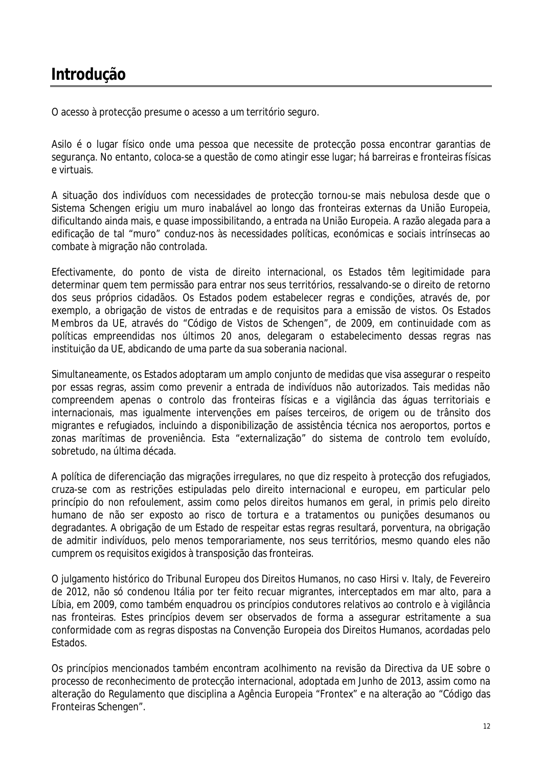# Introdução

O acesso à protecção presume o acesso a um território seguro.

Asilo é o lugar físico onde uma pessoa que necessite de protecção possa encontrar garantias de segurança. No entanto, coloca-se a questão de como atingir esse lugar; há barreiras e fronteiras físicas e virtuais.

A situação dos indivíduos com necessidades de protecção tornou-se mais nebulosa desde que o Sistema Schengen erigiu um muro inabalável ao longo das fronteiras externas da União Europeia, dificultando ainda mais, e quase impossibilitando, a entrada na União Europeia. A razão alegada para a edificação de tal "muro" conduz-nos às necessidades políticas, económicas e sociais intrínsecas ao combate à migração não controlada.

Efectivamente, do ponto de vista de direito internacional, os Estados têm legitimidade para determinar quem tem permissão para entrar nos seus territórios, ressalvando-se o direito de retorno dos seus próprios cidadãos. Os Estados podem estabelecer regras e condições, através de, por exemplo, a obrigação de vistos de entradas e de requisitos para a emissão de vistos. Os Estados Membros da UE, através do "Código de Vistos de Schengen", de 2009, em continuidade com as políticas empreendidas nos últimos 20 anos, delegaram o estabelecimento dessas regras nas instituição da UE, abdicando de uma parte da sua soberania nacional.

Simultaneamente, os Estados adoptaram um amplo conjunto de medidas que visa assegurar o respeito por essas regras, assim como prevenir a entrada de indivíduos não autorizados. Tais medidas não compreendem apenas o controlo das fronteiras físicas e a vigilância das águas territoriais e internacionais, mas igualmente intervenções em países terceiros, de origem ou de trânsito dos migrantes e refugiados, incluindo a disponibilização de assistência técnica nos aeroportos, portos e zonas marítimas de proveniência. Esta "externalização" do sistema de controlo tem evoluído, sobretudo, na última década.

A política de diferenciação das migrações irregulares, no que diz respeito à protecção dos refugiados, cruza-se com as restrições estipuladas pelo direito internacional e europeu, em particular pelo princípio do non refoulement, assim como pelos direitos humanos em geral, in primis pelo direito humano de não ser exposto ao risco de tortura e a tratamentos ou punições desumanos ou degradantes. A obrigação de um Estado de respeitar estas regras resultará, porventura, na obrigação de admitir indivíduos, pelo menos temporariamente, nos seus territórios, mesmo quando eles não cumprem os requisitos exigidos à transposição das fronteiras.

O julgamento histórico do Tribunal Europeu dos Direitos Humanos, no caso Hirsi v. Italy, de Fevereiro de 2012, não só condenou Itália por ter feito recuar migrantes, interceptados em mar alto, para a Líbia, em 2009, como também enquadrou os princípios condutores relativos ao controlo e à vigilância nas fronteiras. Estes princípios devem ser observados de forma a assegurar estritamente a sua conformidade com as regras dispostas na Convenção Europeia dos Direitos Humanos, acordadas pelo Estados.

Os princípios mencionados também encontram acolhimento na revisão da Directiva da UE sobre o processo de reconhecimento de protecção internacional, adoptada em Junho de 2013, assim como na alteração do Regulamento que disciplina a Agência Europeia "Frontex" e na alteração ao "Código das Fronteiras Schengen".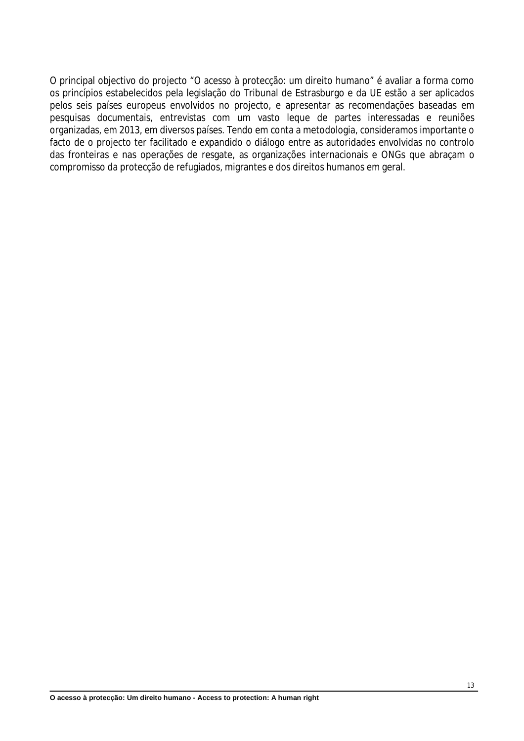O principal objectivo do projecto “O acesso à protecção: um direito humano” é avaliar a forma como os princípios estabelecidos pela legislação do Tribunal de Estrasburgo e da UE estão a ser aplicados pelos seis países europeus envolvidos no projecto, e apresentar as recomendações baseadas em pesquisas documentais, entrevistas com um vasto leque de partes interessadas e reuniões organizadas, em 2013, em diversos países. Tendo em conta a metodologia, consideramos importante o facto de o projecto ter facilitado e expandido o diálogo entre as autoridades envolvidas no controlo das fronteiras e nas operações de resgate, as organizações internacionais e ONGs que abraçam o compromisso da protecção de refugiados, migrantes e dos direitos humanos em geral.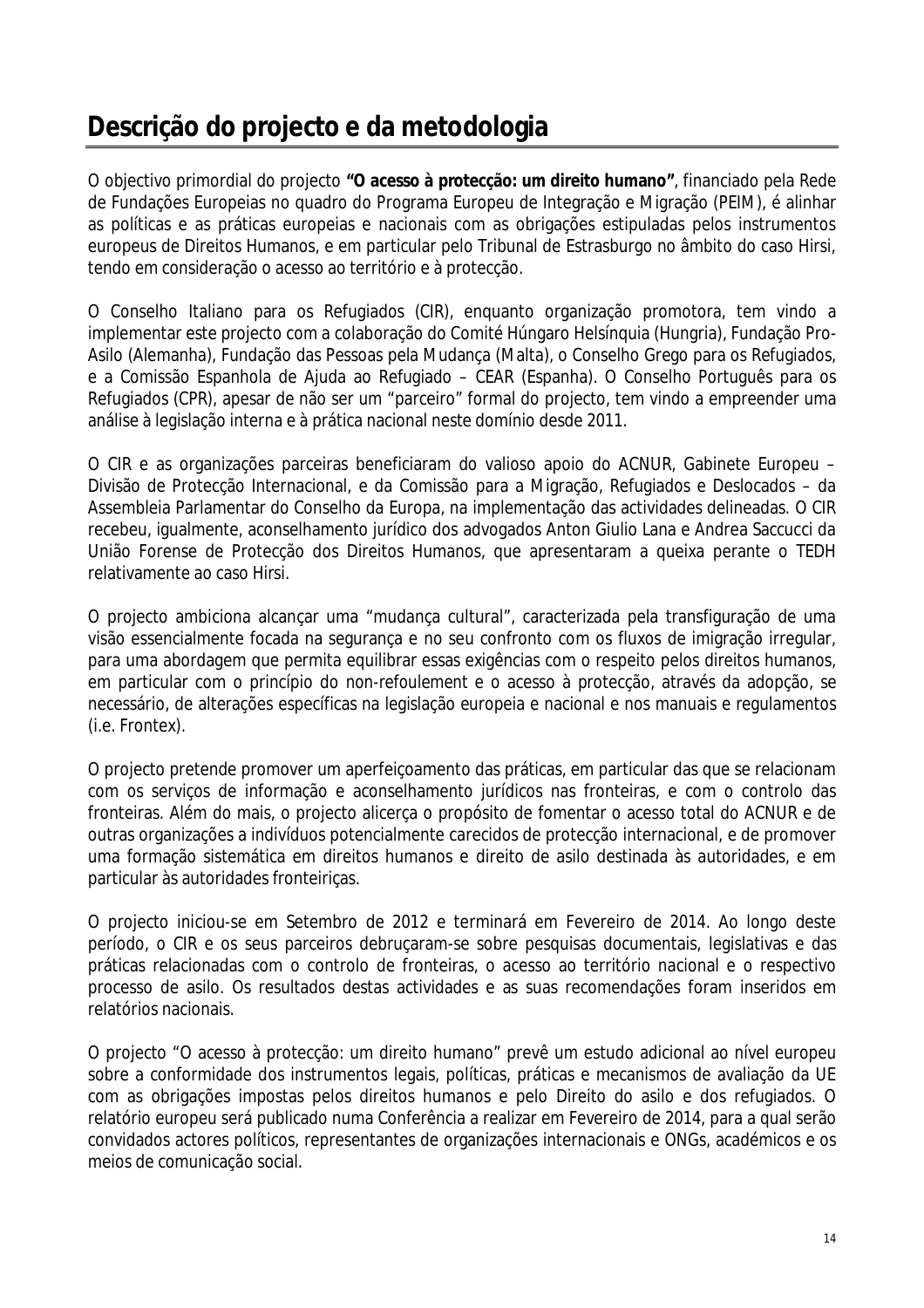# Descrição do projecto e da metodologia

O objectivo primordial do projecto **"O acesso à protecção: um direito humano"**, financiado pela Rede de Fundações Europeias no quadro do Programa Europeu de Integração e Migração (PEIM), é alinhar as políticas e as práticas europeias e nacionais com as obrigações estipuladas pelos instrumentos europeus de Direitos Humanos, e em particular pelo Tribunal de Estrasburgo no âmbito do caso Hirsi, tendo em consideração o acesso ao território e à protecção.

O Conselho Italiano para os Refugiados (CIR), enquanto organização promotora, tem vindo a implementar este projecto com a colaboração do Comité Húngaro Helsínquia (Hungria), Fundação Pro-Asilo (Alemanha), Fundação das Pessoas pela Mudança (Malta), o Conselho Grego para os Refugiados, e a Comissão Espanhola de Ajuda ao Refugiado – CEAR (Espanha). O Conselho Português para os Refugiados (CPR), apesar de não ser um "parceiro" formal do projecto, tem vindo a empreender uma análise à legislação interna e à prática nacional neste domínio desde 2011.

O CIR e as organizações parceiras beneficiaram do valioso apoio do ACNUR, Gabinete Europeu – Divisão de Protecção Internacional, e da Comissão para a Migração, Refugiados e Deslocados – da Assembleia Parlamentar do Conselho da Europa, na implementação das actividades delineadas. O CIR recebeu, igualmente, aconselhamento jurídico dos advogados Anton Giulio Lana e Andrea Saccucci da União Forense de Protecção dos Direitos Humanos, que apresentaram a queixa perante o TEDH relativamente ao caso Hirsi.

O projecto ambiciona alcançar uma "mudança cultural", caracterizada pela transfiguração de uma visão essencialmente focada na segurança e no seu confronto com os fluxos de imigração irregular, para uma abordagem que permita equilibrar essas exigências com o respeito pelos direitos humanos, em particular com o princípio do non-refoulement e o acesso à protecção, através da adopção, se necessário, de alterações específicas na legislação europeia e nacional e nos manuais e regulamentos (i.e. Frontex).

O projecto pretende promover um aperfeiçoamento das práticas, em particular das que se relacionam com os serviços de informação e aconselhamento jurídicos nas fronteiras, e com o controlo das fronteiras. Além do mais, o projecto alicerça o propósito de fomentar o acesso total do ACNUR e de outras organizações a indivíduos potencialmente carecidos de protecção internacional, e de promover uma formação sistemática em direitos humanos e direito de asilo destinada às autoridades, e em particular às autoridades fronteiriças.

O projecto iniciou-se em Setembro de 2012 e terminará em Fevereiro de 2014. Ao longo deste período, o CIR e os seus parceiros debruçaram-se sobre pesquisas documentais, legislativas e das práticas relacionadas com o controlo de fronteiras, o acesso ao território nacional e o respectivo processo de asilo. Os resultados destas actividades e as suas recomendações foram inseridos em relatórios nacionais.

O projecto "O acesso à protecção: um direito humano" prevê um estudo adicional ao nível europeu sobre a conformidade dos instrumentos legais, políticas, práticas e mecanismos de avaliação da UE com as obrigações impostas pelos direitos humanos e pelo Direito do asilo e dos refugiados. O relatório europeu será publicado numa Conferência a realizar em Fevereiro de 2014, para a qual serão convidados actores políticos, representantes de organizações internacionais e ONGs, académicos e os meios de comunicação social.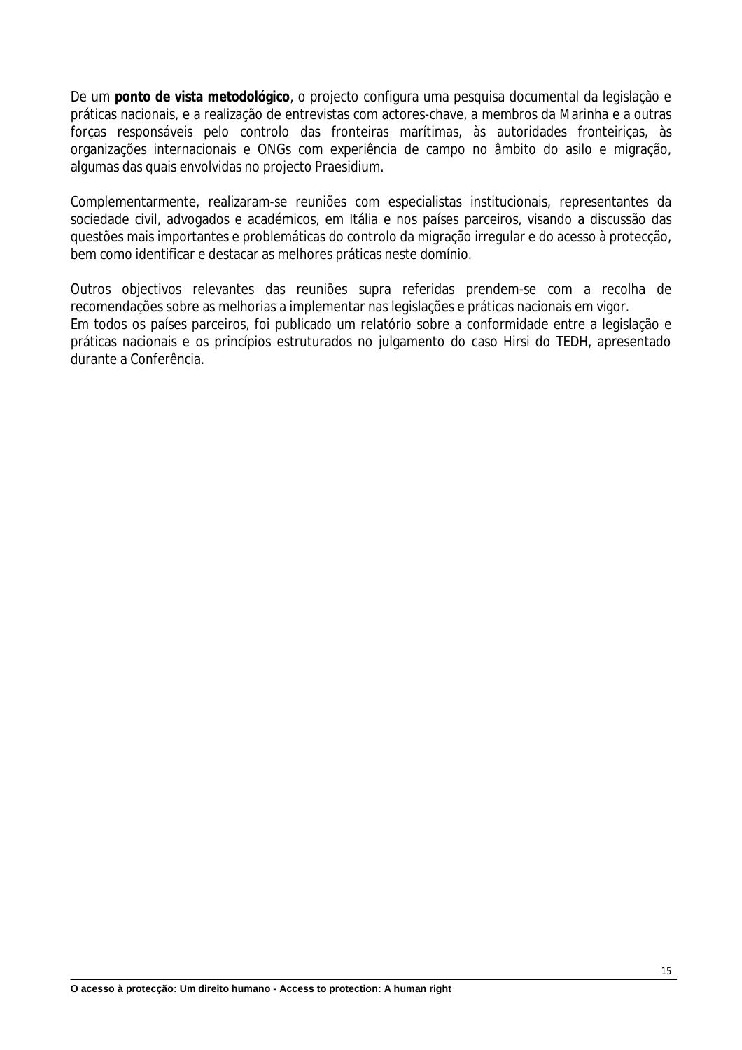De um **ponto de vista metodológico**, o projecto configura uma pesquisa documental da legislação e práticas nacionais, e a realização de entrevistas com actores-chave, a membros da Marinha e a outras forças responsáveis pelo controlo das fronteiras marítimas, às autoridades fronteiriças, às organizações internacionais e ONGs com experiência de campo no âmbito do asilo e migração, algumas das quais envolvidas no projecto Praesidium.

Complementarmente, realizaram-se reuniões com especialistas institucionais, representantes da sociedade civil, advogados e académicos, em Itália e nos países parceiros, visando a discussão das questões mais importantes e problemáticas do controlo da migração irregular e do acesso à protecção, bem como identificar e destacar as melhores práticas neste domínio.

Outros objectivos relevantes das reuniões supra referidas prendem-se com a recolha de recomendações sobre as melhorias a implementar nas legislações e práticas nacionais em vigor.
Em todos os países parceiros, foi publicado um relatório sobre a conformidade entre a legislação e práticas nacionais e os princípios estruturados no julgamento do caso Hirsi do TEDH, apresentado durante a Conferência.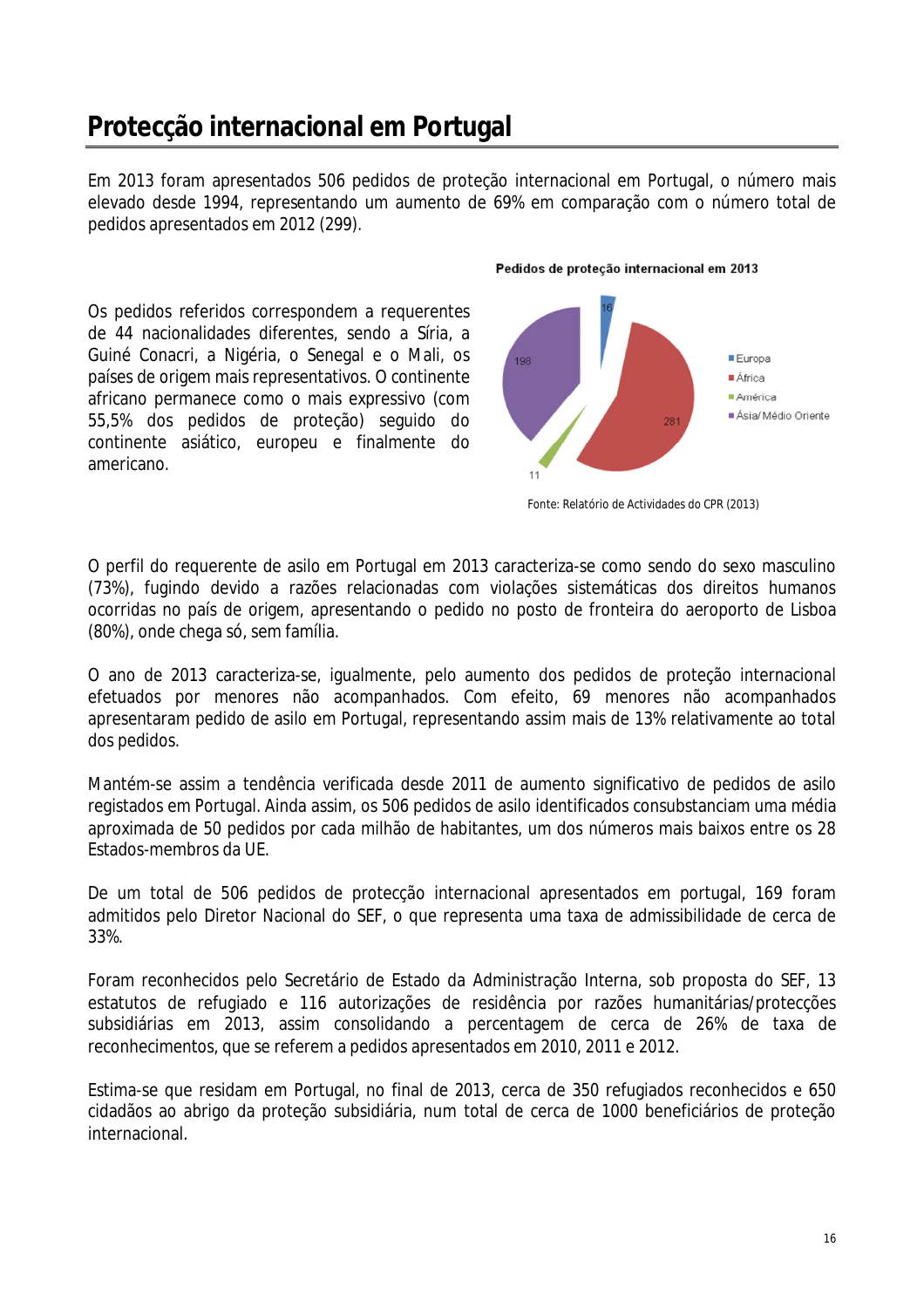# Protecção internacional em Portugal

Em 2013 foram apresentados 506 pedidos de proteção internacional em Portugal, o número mais elevado desde 1994, representando um aumento de 69% em comparação com o número total de pedidos apresentados em 2012 (299).

Os pedidos referidos correspondem a requerentes de 44 nacionalidades diferentes, sendo a Síria, a Guiné Conacri, a Nigéria, o Senegal e o Mali, os países de origem mais representativos. O continente africano permanece como o mais expressivo (com 55,5% dos pedidos de proteção) seguido do continente asiático, europeu e finalmente do americano.

**Pedidos de proteção internacional em 2013**

| Região | Pedidos |
|---|---|
| Europa | 16 |
| África | 281 |
| América | 11 |
| Ásia/ Médio Oriente | 198 |

Fonte: Relatório de Actividades do CPR (2013)

O perfil do requerente de asilo em Portugal em 2013 caracteriza-se como sendo do sexo masculino (73%), fugindo devido a razões relacionadas com violações sistemáticas dos direitos humanos ocorridas no país de origem, apresentando o pedido no posto de fronteira do aeroporto de Lisboa (80%), onde chega só, sem família.

O ano de 2013 caracteriza-se, igualmente, pelo aumento dos pedidos de proteção internacional efetuados por menores não acompanhados. Com efeito, 69 menores não acompanhados apresentaram pedido de asilo em Portugal, representando assim mais de 13% relativamente ao total dos pedidos.

Mantém-se assim a tendência verificada desde 2011 de aumento significativo de pedidos de asilo registados em Portugal. Ainda assim, os 506 pedidos de asilo identificados consubstanciam uma média aproximada de 50 pedidos por cada milhão de habitantes, um dos números mais baixos entre os 28 Estados-membros da UE.

De um total de 506 pedidos de protecção internacional apresentados em portugal, 169 foram admitidos pelo Diretor Nacional do SEF, o que representa uma taxa de admissibilidade de cerca de 33%.

Foram reconhecidos pelo Secretário de Estado da Administração Interna, sob proposta do SEF, 13 estatutos de refugiado e 116 autorizações de residência por razões humanitárias/protecções subsidiárias em 2013, assim consolidando a percentagem de cerca de 26% de taxa de reconhecimentos, que se referem a pedidos apresentados em 2010, 2011 e 2012.

Estima-se que residam em Portugal, no final de 2013, cerca de 350 refugiados reconhecidos e 650 cidadãos ao abrigo da proteção subsidiária, num total de cerca de 1000 beneficiários de proteção internacional.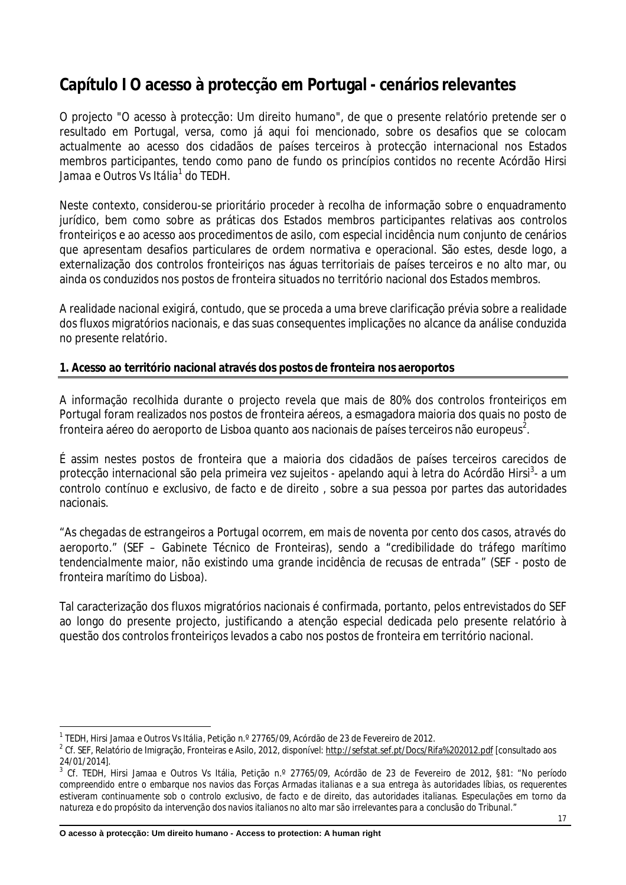# Capítulo I O acesso à protecção em Portugal - cenários relevantes

O projecto "O acesso à protecção: Um direito humano", de que o presente relatório pretende ser o resultado em Portugal, versa, como já aqui foi mencionado, sobre os desafios que se colocam actualmente ao acesso dos cidadãos de países terceiros à protecção internacional nos Estados membros participantes, tendo como pano de fundo os princípios contidos no recente Acórdão *Hirsi Jamaa e Outros Vs Itália*[1] do TEDH.

Neste contexto, considerou-se prioritário proceder à recolha de informação sobre o enquadramento jurídico, bem como sobre as práticas dos Estados membros participantes relativas aos controlos fronteiriços e ao acesso aos procedimentos de asilo, com especial incidência num conjunto de cenários que apresentam desafios particulares de ordem normativa e operacional. São estes, desde logo, a externalização dos controlos fronteiriços nas águas territoriais de países terceiros e no alto mar, ou ainda os conduzidos nos postos de fronteira situados no território nacional dos Estados membros.

A realidade nacional exigirá, contudo, que se proceda a uma breve clarificação prévia sobre a realidade dos fluxos migratórios nacionais, e das suas consequentes implicações no alcance da análise conduzida no presente relatório.

## 1. Acesso ao território nacional através dos postos de fronteira nos aeroportos

A informação recolhida durante o projecto revela que mais de 80% dos controlos fronteiriços em Portugal foram realizados nos postos de fronteira aéreos, a esmagadora maioria dos quais no posto de fronteira aéreo do aeroporto de Lisboa quanto aos nacionais de países terceiros não europeus[2].

É assim nestes postos de fronteira que a maioria dos cidadãos de países terceiros carecidos de protecção internacional são pela primeira vez sujeitos - apelando aqui à letra do Acórdão Hirsi[3]- a um controlo contínuo e exclusivo, de facto e de direito , sobre a sua pessoa por partes das autoridades nacionais.

*"As chegadas de estrangeiros a Portugal ocorrem, em mais de noventa por cento dos casos, através do aeroporto."* (SEF – Gabinete Técnico de Fronteiras), sendo a *"credibilidade do tráfego marítimo tendencialmente maior, não existindo uma grande incidência de recusas de entrada"* (SEF - posto de fronteira marítimo do Lisboa).

Tal caracterização dos fluxos migratórios nacionais é confirmada, portanto, pelos entrevistados do SEF ao longo do presente projecto, justificando a atenção especial dedicada pelo presente relatório à questão dos controlos fronteiriços levados a cabo nos postos de fronteira em território nacional.

---

[1] TEDH, *Hirsi Jamaa e Outros Vs Itália*, Petição n.º 27765/09, Acórdão de 23 de Fevereiro de 2012.

[2] Cf. SEF, Relatório de Imigração, Fronteiras e Asilo, 2012, disponível: http://sefstat.sef.pt/Docs/Rifa%202012.pdf [consultado aos 24/01/2014].

[3] Cf. TEDH, *Hirsi Jamaa e Outros Vs Itália*, Petição n.º 27765/09, Acórdão de 23 de Fevereiro de 2012, §81: "No período compreendido entre o embarque nos navios das Forças Armadas italianas e a sua entrega às autoridades líbias, os requerentes estiveram continuamente sob o controlo exclusivo, de facto e de direito, das autoridades italianas. Especulações em torno da natureza e do propósito da intervenção dos navios italianos no alto mar são irrelevantes para a conclusão do Tribunal."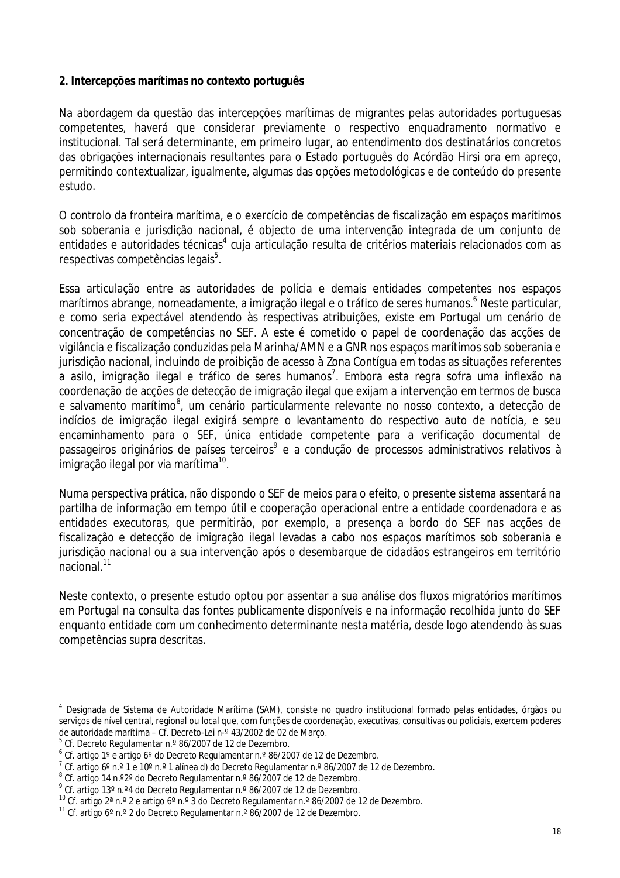## 2. Intercepções marítimas no contexto português

Na abordagem da questão das intercepções marítimas de migrantes pelas autoridades portuguesas competentes, haverá que considerar previamente o respectivo enquadramento normativo e institucional. Tal será determinante, em primeiro lugar, ao entendimento dos destinatários concretos das obrigações internacionais resultantes para o Estado português do Acórdão Hirsi ora em apreço, permitindo contextualizar, igualmente, algumas das opções metodológicas e de conteúdo do presente estudo.

O controlo da fronteira marítima, e o exercício de competências de fiscalização em espaços marítimos sob soberania e jurisdição nacional, é objecto de uma intervenção integrada de um conjunto de entidades e autoridades técnicas[4] cuja articulação resulta de critérios materiais relacionados com as respectivas competências legais[5].

Essa articulação entre as autoridades de polícia e demais entidades competentes nos espaços marítimos abrange, nomeadamente, a imigração ilegal e o tráfico de seres humanos.[6] Neste particular, e como seria expectável atendendo às respectivas atribuições, existe em Portugal um cenário de concentração de competências no SEF. A este é cometido o papel de coordenação das acções de vigilância e fiscalização conduzidas pela Marinha/AMN e a GNR nos espaços marítimos sob soberania e jurisdição nacional, incluindo de proibição de acesso à Zona Contígua em todas as situações referentes a asilo, imigração ilegal e tráfico de seres humanos[7]. Embora esta regra sofra uma inflexão na coordenação de acções de detecção de imigração ilegal que exijam a intervenção em termos de busca e salvamento marítimo[8], um cenário particularmente relevante no nosso contexto, a detecção de indícios de imigração ilegal exigirá sempre o levantamento do respectivo auto de notícia, e seu encaminhamento para o SEF, única entidade competente para a verificação documental de passageiros originários de países terceiros[9] e a condução de processos administrativos relativos à imigração ilegal por via marítima[10].

Numa perspectiva prática, não dispondo o SEF de meios para o efeito, o presente sistema assentará na partilha de informação em tempo útil e cooperação operacional entre a entidade coordenadora e as entidades executoras, que permitirão, por exemplo, a presença a bordo do SEF nas acções de fiscalização e detecção de imigração ilegal levadas a cabo nos espaços marítimos sob soberania e jurisdição nacional ou a sua intervenção após o desembarque de cidadãos estrangeiros em território nacional.[11]

Neste contexto, o presente estudo optou por assentar a sua análise dos fluxos migratórios marítimos em Portugal na consulta das fontes publicamente disponíveis e na informação recolhida junto do SEF enquanto entidade com um conhecimento determinante nesta matéria, desde logo atendendo às suas competências supra descritas.

---

[4] Designada de Sistema de Autoridade Marítima (SAM), consiste no quadro institucional formado pelas entidades, órgãos ou serviços de nível central, regional ou local que, com funções de coordenação, executivas, consultivas ou policiais, exercem poderes de autoridade marítima – Cf. Decreto-Lei n-º 43/2002 de 02 de Março.

[5] Cf. Decreto Regulamentar n.º 86/2007 de 12 de Dezembro.

[6] Cf. artigo 1º e artigo 6º do Decreto Regulamentar n.º 86/2007 de 12 de Dezembro.

[7] Cf. artigo 6º n.º 1 e 10º n.º 1 alínea d) do Decreto Regulamentar n.º 86/2007 de 12 de Dezembro.

[8] Cf. artigo 14 n.º2º do Decreto Regulamentar n.º 86/2007 de 12 de Dezembro.

[9] Cf. artigo 13º n.º4 do Decreto Regulamentar n.º 86/2007 de 12 de Dezembro.

[10] Cf. artigo 2ª n.º 2 e artigo 6º n.º 3 do Decreto Regulamentar n.º 86/2007 de 12 de Dezembro.

[11] Cf. artigo 6º n.º 2 do Decreto Regulamentar n.º 86/2007 de 12 de Dezembro.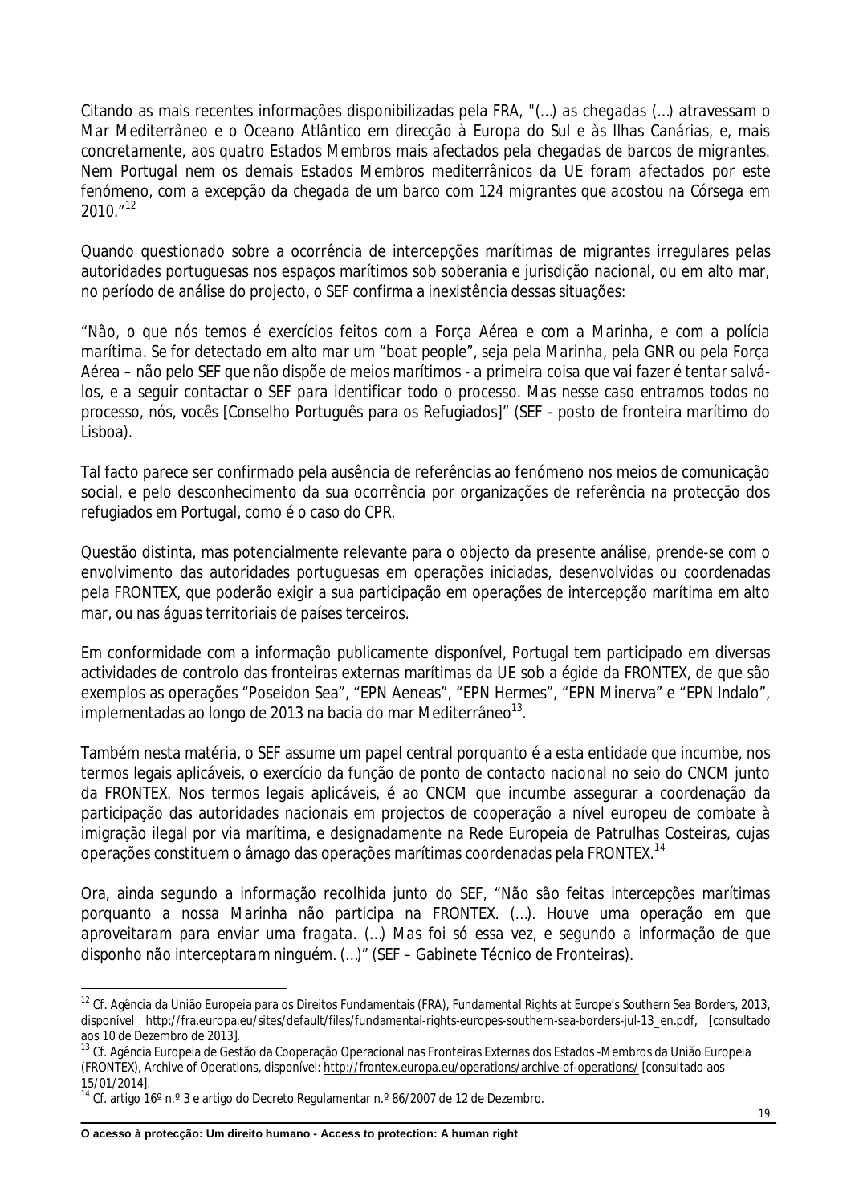Citando as mais recentes informações disponibilizadas pela FRA, "(…) as chegadas (…) atravessam o Mar Mediterrâneo e o Oceano Atlântico em direcção à Europa do Sul e às Ilhas Canárias, e, mais concretamente, aos quatro Estados Membros mais afectados pela chegadas de barcos de migrantes. Nem Portugal nem os demais Estados Membros mediterrânicos da UE foram afectados por este fenómeno, com a excepção da chegada de um barco com 124 migrantes que acostou na Córsega em 2010."[12]

Quando questionado sobre a ocorrência de intercepções marítimas de migrantes irregulares pelas autoridades portuguesas nos espaços marítimos sob soberania e jurisdição nacional, ou em alto mar, no período de análise do projecto, o SEF confirma a inexistência dessas situações:

*"Não, o que nós temos é exercícios feitos com a Força Aérea e com a Marinha, e com a polícia marítima. Se for detectado em alto mar um "boat people", seja pela Marinha, pela GNR ou pela Força Aérea – não pelo SEF que não dispõe de meios marítimos - a primeira coisa que vai fazer é tentar salvá-los, e a seguir contactar o SEF para identificar todo o processo. Mas nesse caso entramos todos no processo, nós, vocês [Conselho Português para os Refugiados]"* (SEF - posto de fronteira marítimo do Lisboa).

Tal facto parece ser confirmado pela ausência de referências ao fenómeno nos meios de comunicação social, e pelo desconhecimento da sua ocorrência por organizações de referência na protecção dos refugiados em Portugal, como é o caso do CPR.

Questão distinta, mas potencialmente relevante para o objecto da presente análise, prende-se com o envolvimento das autoridades portuguesas em operações iniciadas, desenvolvidas ou coordenadas pela FRONTEX, que poderão exigir a sua participação em operações de intercepção marítima em alto mar, ou nas águas territoriais de países terceiros.

Em conformidade com a informação publicamente disponível, Portugal tem participado em diversas actividades de controlo das fronteiras externas marítimas da UE sob a égide da FRONTEX, de que são exemplos as operações "Poseidon Sea", "EPN Aeneas", "EPN Hermes", "EPN Minerva" e "EPN Indalo", implementadas ao longo de 2013 na bacia do mar Mediterrâneo[13].

Também nesta matéria, o SEF assume um papel central porquanto é a esta entidade que incumbe, nos termos legais aplicáveis, o exercício da função de ponto de contacto nacional no seio do CNCM junto da FRONTEX. Nos termos legais aplicáveis, é ao CNCM que incumbe assegurar a coordenação da participação das autoridades nacionais em projectos de cooperação a nível europeu de combate à imigração ilegal por via marítima, e designadamente na Rede Europeia de Patrulhas Costeiras, cujas operações constituem o âmago das operações marítimas coordenadas pela FRONTEX.[14]

Ora, ainda segundo a informação recolhida junto do SEF, *"Não são feitas intercepções marítimas porquanto a nossa Marinha não participa na FRONTEX. (…). Houve uma operação em que aproveitaram para enviar uma fragata. (…) Mas foi só essa vez, e segundo a informação de que disponho não interceptaram ninguém. (…)"* (SEF – Gabinete Técnico de Fronteiras).

---

[12] Cf. Agência da União Europeia para os Direitos Fundamentais (FRA), *Fundamental Rights at Europe's Southern Sea Borders*, 2013, disponível http://fra.europa.eu/sites/default/files/fundamental-rights-europes-southern-sea-borders-jul-13_en.pdf, [consultado aos 10 de Dezembro de 2013].

[13] Cf. Agência Europeia de Gestão da Cooperação Operacional nas Fronteiras Externas dos Estados -Membros da União Europeia (FRONTEX), Archive of Operations, disponível: http://frontex.europa.eu/operations/archive-of-operations/ [consultado aos 15/01/2014].

[14] Cf. artigo 16º n.º 3 e artigo do Decreto Regulamentar n.º 86/2007 de 12 de Dezembro.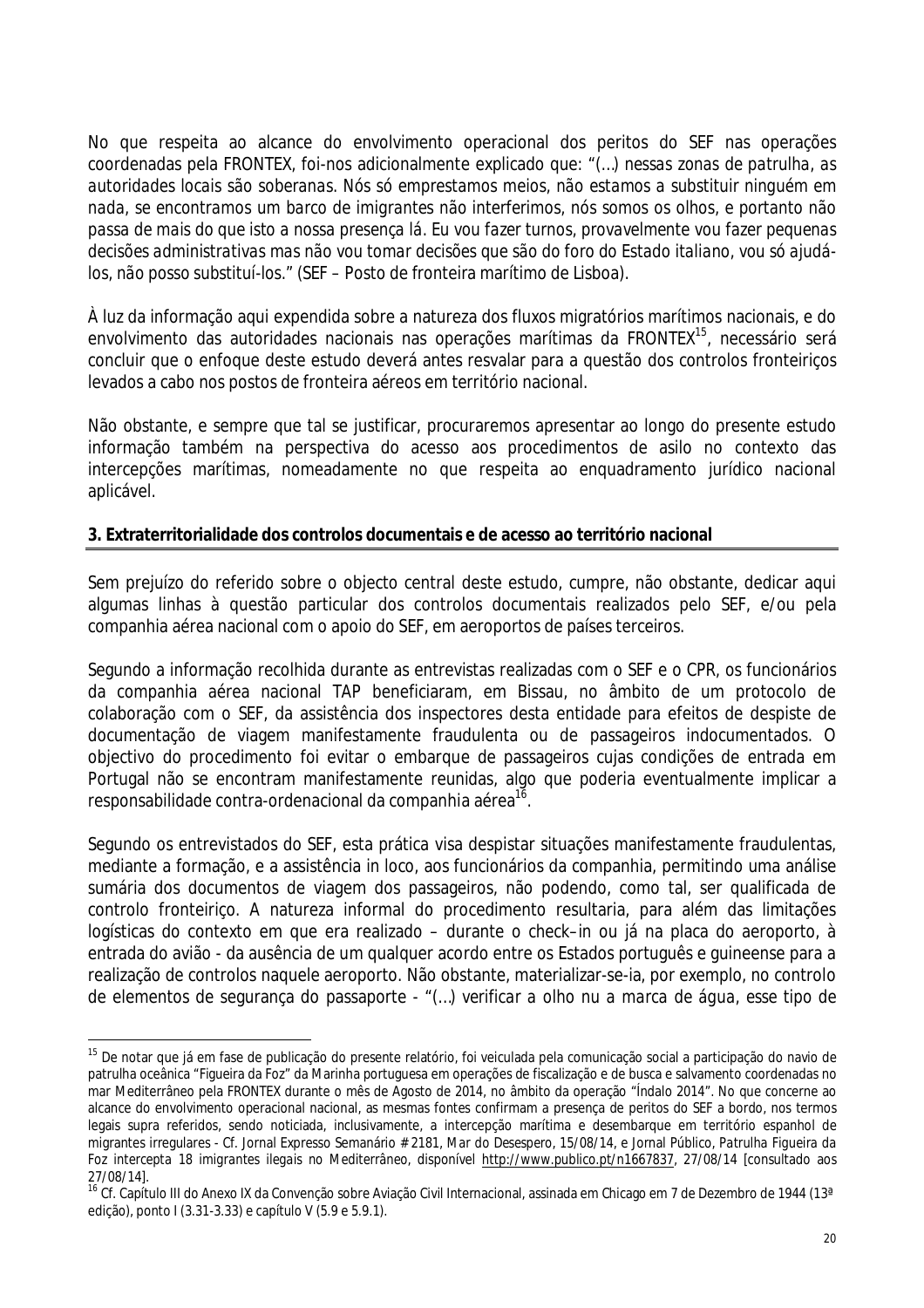No que respeita ao alcance do envolvimento operacional dos peritos do SEF nas operações coordenadas pela FRONTEX, foi-nos adicionalmente explicado que: "*(…) nessas zonas de patrulha, as autoridades locais são soberanas. Nós só emprestamos meios, não estamos a substituir ninguém em nada, se encontramos um barco de imigrantes não interferimos, nós somos os olhos, e portanto não passa de mais do que isto a nossa presença lá. Eu vou fazer turnos, provavelmente vou fazer pequenas decisões administrativas mas não vou tomar decisões que são do foro do Estado italiano, vou só ajudá-los, não posso substituí-los.*" (SEF – Posto de fronteira marítimo de Lisboa).

À luz da informação aqui expendida sobre a natureza dos fluxos migratórios marítimos nacionais, e do envolvimento das autoridades nacionais nas operações marítimas da FRONTEX[15], necessário será concluir que o enfoque deste estudo deverá antes resvalar para a questão dos controlos fronteiriços levados a cabo nos postos de fronteira aéreos em território nacional.

Não obstante, e sempre que tal se justificar, procuraremos apresentar ao longo do presente estudo informação também na perspectiva do acesso aos procedimentos de asilo no contexto das intercepções marítimas, nomeadamente no que respeita ao enquadramento jurídico nacional aplicável.

## 3. Extraterritorialidade dos controlos documentais e de acesso ao território nacional

Sem prejuízo do referido sobre o objecto central deste estudo, cumpre, não obstante, dedicar aqui algumas linhas à questão particular dos controlos documentais realizados pelo SEF, e/ou pela companhia aérea nacional com o apoio do SEF, em aeroportos de países terceiros.

Segundo a informação recolhida durante as entrevistas realizadas com o SEF e o CPR, os funcionários da companhia aérea nacional TAP beneficiaram, em Bissau, no âmbito de um protocolo de colaboração com o SEF, da assistência dos inspectores desta entidade para efeitos de despiste de documentação de viagem manifestamente fraudulenta ou de passageiros indocumentados. O objectivo do procedimento foi evitar o embarque de passageiros cujas condições de entrada em Portugal não se encontram manifestamente reunidas, algo que poderia eventualmente implicar a responsabilidade contra-ordenacional da companhia aérea[16].

Segundo os entrevistados do SEF, esta prática visa despistar situações manifestamente fraudulentas, mediante a formação, e a assistência in loco, aos funcionários da companhia, permitindo uma análise sumária dos documentos de viagem dos passageiros, não podendo, como tal, ser qualificada de controlo fronteiriço. A natureza informal do procedimento resultaria, para além das limitações logísticas do contexto em que era realizado – durante o check–in ou já na placa do aeroporto, à entrada do avião - da ausência de um qualquer acordo entre os Estados português e guineense para a realização de controlos naquele aeroporto. Não obstante, materializar-se-ia, por exemplo, no controlo de elementos de segurança do passaporte - "(…) verificar a olho nu a marca de água, esse tipo de

---

[15] De notar que já em fase de publicação do presente relatório, foi veiculada pela comunicação social a participação do navio de patrulha oceânica "Figueira da Foz" da Marinha portuguesa em operações de fiscalização e de busca e salvamento coordenadas no mar Mediterrâneo pela FRONTEX durante o mês de Agosto de 2014, no âmbito da operação "Índalo 2014". No que concerne ao alcance do envolvimento operacional nacional, as mesmas fontes confirmam a presença de peritos do SEF a bordo, nos termos legais supra referidos, sendo noticiada, inclusivamente, a intercepção marítima e desembarque em território espanhol de migrantes irregulares - Cf. Jornal Expresso Semanário # 2181, Mar do Desespero, 15/08/14, e Jornal Público, Patrulha Figueira da Foz intercepta 18 imigrantes ilegais no Mediterrâneo, disponível http://www.publico.pt/n1667837, 27/08/14 [consultado aos 27/08/14].

[16] Cf. Capítulo III do Anexo IX da Convenção sobre Aviação Civil Internacional, assinada em Chicago em 7 de Dezembro de 1944 (13ª edição), ponto I (3.31-3.33) e capítulo V (5.9 e 5.9.1).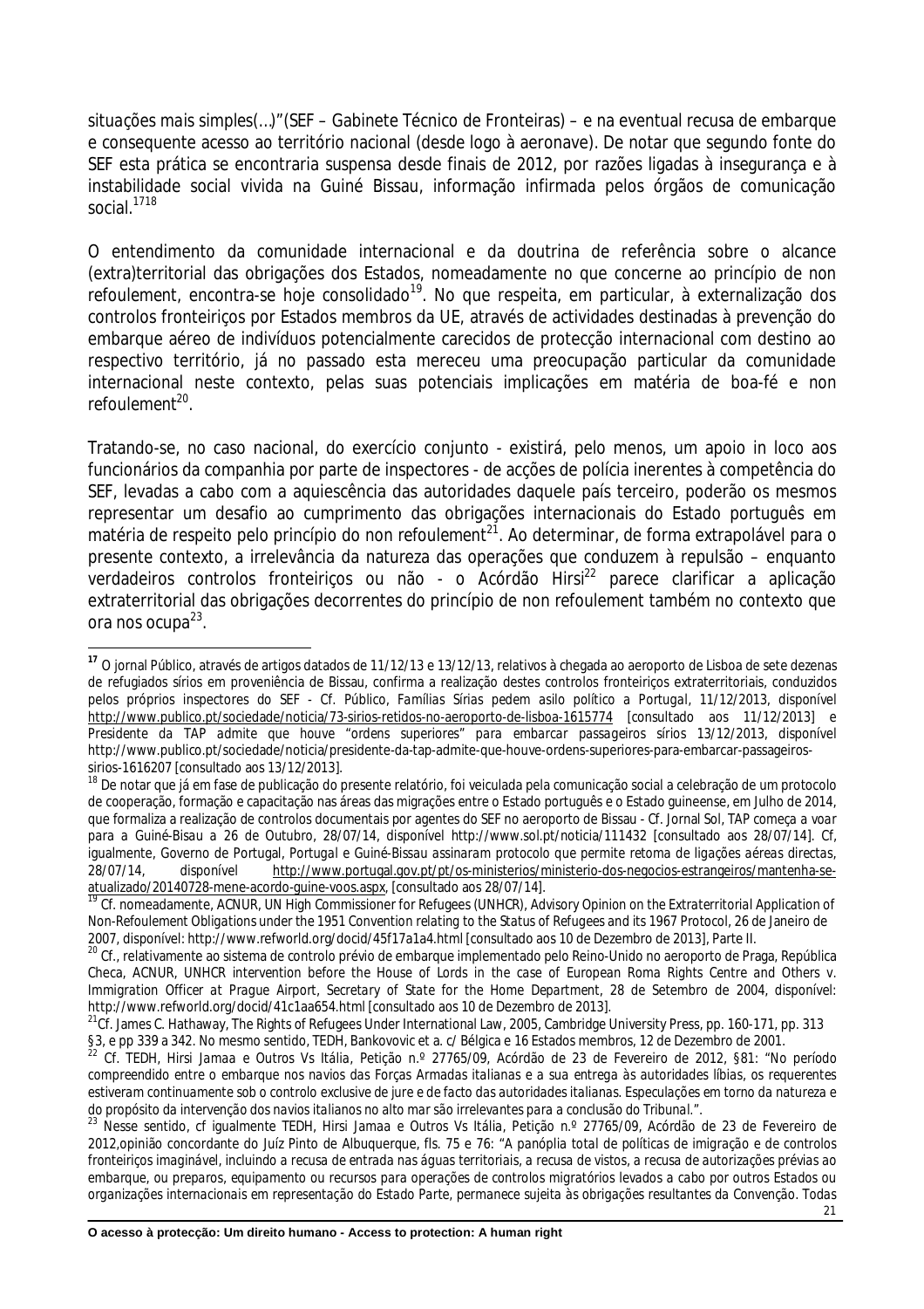situações mais simples(…)"(SEF – Gabinete Técnico de Fronteiras) – e na eventual recusa de embarque e consequente acesso ao território nacional (desde logo à aeronave). De notar que segundo fonte do SEF esta prática se encontraria suspensa desde finais de 2012, por razões ligadas à insegurança e à instabilidade social vivida na Guiné Bissau, informação infirmada pelos órgãos de comunicação social.[17][18]

O entendimento da comunidade internacional e da doutrina de referência sobre o alcance (extra)territorial das obrigações dos Estados, nomeadamente no que concerne ao princípio de non refoulement, encontra-se hoje consolidado[19]. No que respeita, em particular, à externalização dos controlos fronteiriços por Estados membros da UE, através de actividades destinadas à prevenção do embarque aéreo de indivíduos potencialmente carecidos de protecção internacional com destino ao respectivo território, já no passado esta mereceu uma preocupação particular da comunidade internacional neste contexto, pelas suas potenciais implicações em matéria de boa-fé e non refoulement[20].

Tratando-se, no caso nacional, do exercício conjunto - existirá, pelo menos, um apoio in loco aos funcionários da companhia por parte de inspectores - de acções de polícia inerentes à competência do SEF, levadas a cabo com a aquiescência das autoridades daquele país terceiro, poderão os mesmos representar um desafio ao cumprimento das obrigações internacionais do Estado português em matéria de respeito pelo princípio do non refoulement[21]. Ao determinar, de forma extrapolável para o presente contexto, a irrelevância da natureza das operações que conduzem à repulsão – enquanto verdadeiros controlos fronteiriços ou não - o Acórdão Hirsi[22] parece clarificar a aplicação extraterritorial das obrigações decorrentes do princípio de non refoulement também no contexto que ora nos ocupa[23].

---

[17] O jornal Público, através de artigos datados de 11/12/13 e 13/12/13, relativos à chegada ao aeroporto de Lisboa de sete dezenas de refugiados sírios em proveniência de Bissau, confirma a realização destes controlos fronteiriços extraterritoriais, conduzidos pelos próprios inspectores do SEF - Cf. Público, *Famílias Sírias pedem asilo político a Portugal*, 11/12/2013, disponível http://www.publico.pt/sociedade/noticia/73-sirios-retidos-no-aeroporto-de-lisboa-1615774 [consultado aos 11/12/2013] e *Presidente da TAP admite que houve "ordens superiores" para embarcar passageiros sírios* 13/12/2013, disponível http://www.publico.pt/sociedade/noticia/presidente-da-tap-admite-que-houve-ordens-superiores-para-embarcar-passageiros-sirios-1616207 [consultado aos 13/12/2013].

[18] De notar que já em fase de publicação do presente relatório, foi veiculada pela comunicação social a celebração de um protocolo de cooperação, formação e capacitação nas áreas das migrações entre o Estado português e o Estado guineense, em Julho de 2014, que formaliza a realização de controlos documentais por agentes do SEF no aeroporto de Bissau - Cf. Jornal Sol, *TAP começa a voar para a Guiné-Bisau a 26 de Outubro*, 28/07/14, disponível http://www.sol.pt/noticia/111432 [consultado aos 28/07/14]. Cf, igualmente, Governo de Portugal, *Portugal e Guiné-Bissau assinaram protocolo que permite retoma de ligações aéreas directas*, 28/07/14, disponível http://www.portugal.gov.pt/pt/os-ministerios/ministerio-dos-negocios-estrangeiros/mantenha-se-atualizado/20140728-mene-acordo-guine-voos.aspx, [consultado aos 28/07/14].

[19] Cf. nomeadamente, ACNUR, UN High Commissioner for Refugees (UNHCR), *Advisory Opinion on the Extraterritorial Application of Non-Refoulement Obligations under the 1951 Convention relating to the Status of Refugees and its 1967 Protocol*, 26 de Janeiro de 2007, disponível: http://www.refworld.org/docid/45f17a1a4.html [consultado aos 10 de Dezembro de 2013], Parte II.

[20] Cf., relativamente ao sistema de controlo prévio de embarque implementado pelo Reino-Unido no aeroporto de Praga, República Checa, ACNUR, *UNHCR intervention before the House of Lords in the case of European Roma Rights Centre and Others v. Immigration Officer at Prague Airport, Secretary of State for the Home Department*, 28 de Setembro de 2004, disponível: http://www.refworld.org/docid/41c1aa654.html [consultado aos 10 de Dezembro de 2013].

[21] Cf. James C. Hathaway, The Rights of Refugees Under International Law, 2005, Cambridge University Press, pp. 160-171, pp. 313 §3, e pp 339 a 342. No mesmo sentido, TEDH, Bankovovic et a. c/ Bélgica e 16 Estados membros, 12 de Dezembro de 2001.

[22] Cf. TEDH, Hirsi Jamaa e Outros Vs Itália, Petição n.º 27765/09, Acórdão de 23 de Fevereiro de 2012, §81: "*No período compreendido entre o embarque nos navios das Forças Armadas italianas e a sua entrega às autoridades líbias, os requerentes estiveram continuamente sob o controlo exclusive de jure e de facto das autoridades italianas. Especulações em torno da natureza e do propósito da intervenção dos navios italianos no alto mar são irrelevantes para a conclusão do Tribunal.*".

[23] Nesse sentido, cf igualmente TEDH, Hirsi Jamaa e Outros Vs Itália, Petição n.º 27765/09, Acórdão de 23 de Fevereiro de 2012,opinião concordante do Juíz Pinto de Albuquerque, fls. 75 e 76: "*A panóplia total de políticas de imigração e de controlos fronteiriços imaginável, incluindo a recusa de entrada nas águas territoriais, a recusa de vistos, a recusa de autorizações prévias ao embarque, ou preparos, equipamento ou recursos para operações de controlos migratórios levados a cabo por outros Estados ou organizações internacionais em representação do Estado Parte, permanece sujeita às obrigações resultantes da Convenção. Todas*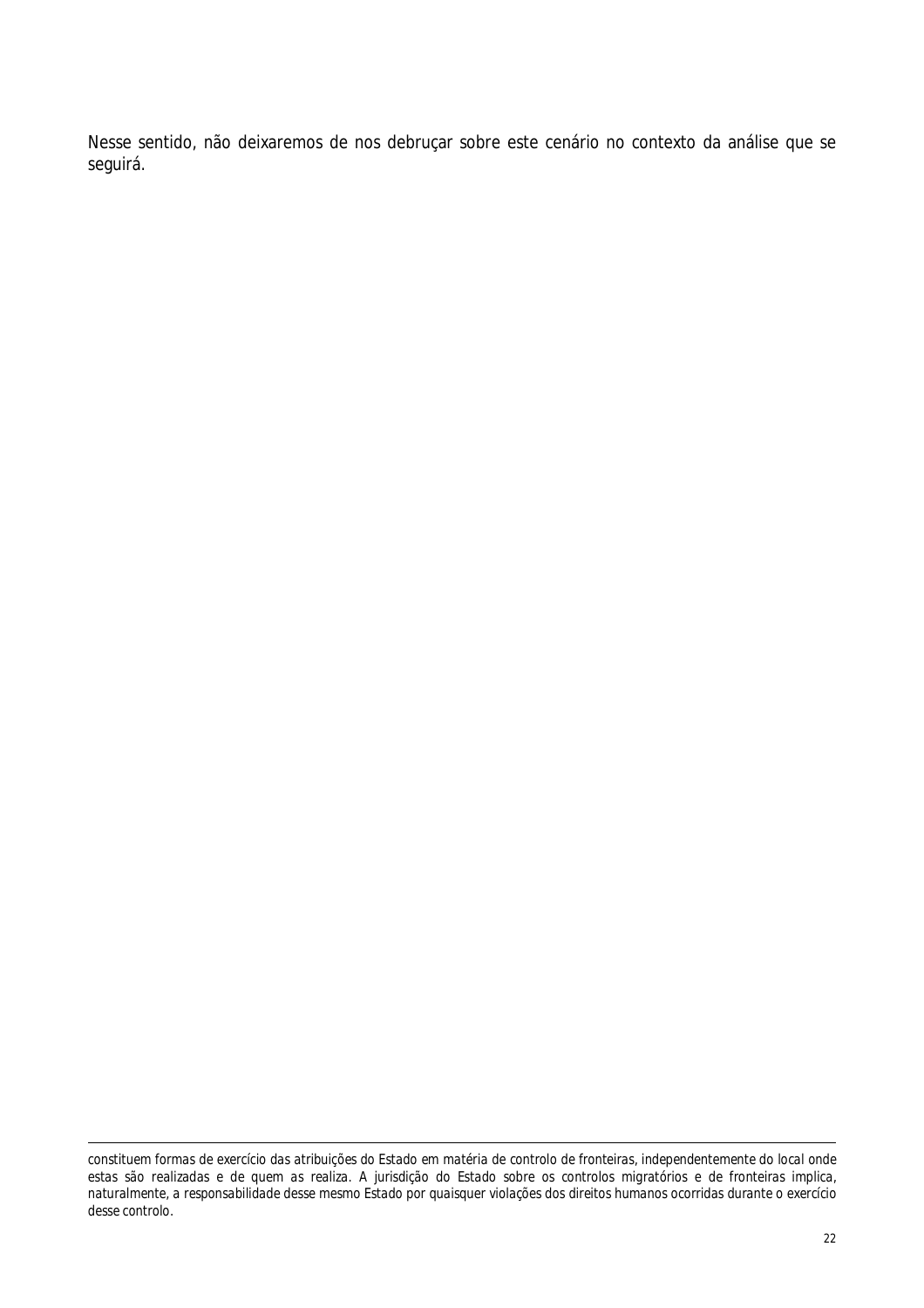Nesse sentido, não deixaremos de nos debruçar sobre este cenário no contexto da análise que se seguirá.

---

constituem formas de exercício das atribuições do Estado em matéria de controlo de fronteiras, independentemente do local onde estas são realizadas e de quem as realiza. A jurisdição do Estado sobre os controlos migratórios e de fronteiras implica, naturalmente, a responsabilidade desse mesmo Estado por quaisquer violações dos direitos humanos ocorridas durante o exercício desse controlo.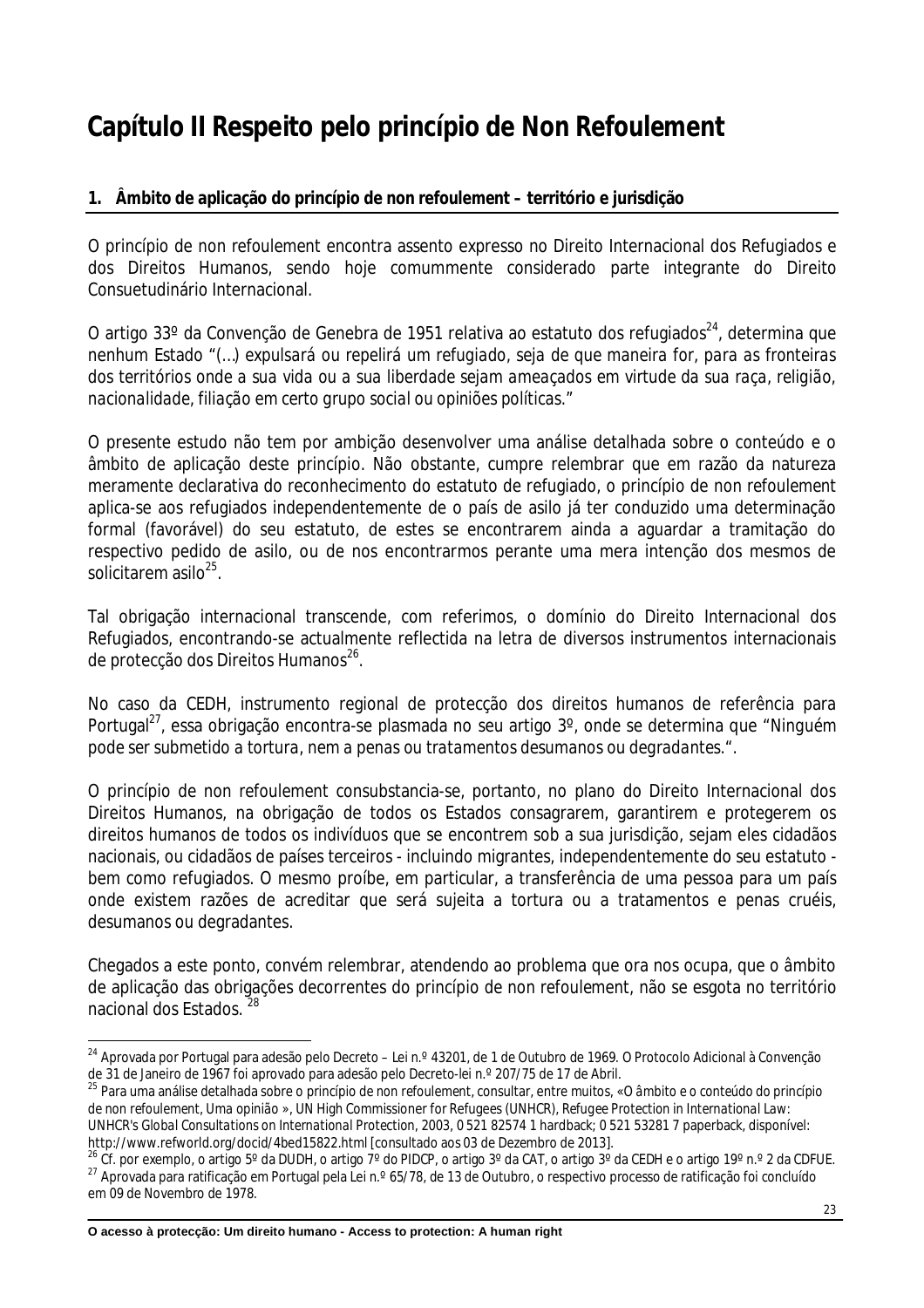# Capítulo II Respeito pelo princípio de Non Refoulement

## 1. Âmbito de aplicação do princípio de non refoulement – território e jurisdição

O princípio de non refoulement encontra assento expresso no Direito Internacional dos Refugiados e dos Direitos Humanos, sendo hoje comummente considerado parte integrante do Direito Consuetudinário Internacional.

O artigo 33º da Convenção de Genebra de 1951 relativa ao estatuto dos refugiados[24], determina que nenhum Estado "*(…) expulsará ou repelirá um refugiado, seja de que maneira for, para as fronteiras dos territórios onde a sua vida ou a sua liberdade sejam ameaçados em virtude da sua raça, religião, nacionalidade, filiação em certo grupo social ou opiniões políticas.*"

O presente estudo não tem por ambição desenvolver uma análise detalhada sobre o conteúdo e o âmbito de aplicação deste princípio. Não obstante, cumpre relembrar que em razão da natureza meramente declarativa do reconhecimento do estatuto de refugiado, o princípio de non refoulement aplica-se aos refugiados independentemente de o país de asilo já ter conduzido uma determinação formal (favorável) do seu estatuto, de estes se encontrarem ainda a aguardar a tramitação do respectivo pedido de asilo, ou de nos encontrarmos perante uma mera intenção dos mesmos de solicitarem asilo[25].

Tal obrigação internacional transcende, com referimos, o domínio do Direito Internacional dos Refugiados, encontrando-se actualmente reflectida na letra de diversos instrumentos internacionais de protecção dos Direitos Humanos[26].

No caso da CEDH, instrumento regional de protecção dos direitos humanos de referência para Portugal[27], essa obrigação encontra-se plasmada no seu artigo 3º, onde se determina que "*Ninguém pode ser submetido a tortura, nem a penas ou tratamentos desumanos ou degradantes.*".

O princípio de non refoulement consubstancia-se, portanto, no plano do Direito Internacional dos Direitos Humanos, na obrigação de todos os Estados consagrarem, garantirem e protegerem os direitos humanos de todos os indivíduos que se encontrem sob a sua jurisdição, sejam eles cidadãos nacionais, ou cidadãos de países terceiros - incluindo migrantes, independentemente do seu estatuto - bem como refugiados. O mesmo proíbe, em particular, a transferência de uma pessoa para um país onde existem razões de acreditar que será sujeita a tortura ou a tratamentos e penas cruéis, desumanos ou degradantes.

Chegados a este ponto, convém relembrar, atendendo ao problema que ora nos ocupa, que o âmbito de aplicação das obrigações decorrentes do princípio de non refoulement, não se esgota no território nacional dos Estados. [28]

---

[24] Aprovada por Portugal para adesão pelo Decreto – Lei n.º 43201, de 1 de Outubro de 1969. O Protocolo Adicional à Convenção de 31 de Janeiro de 1967 foi aprovado para adesão pelo Decreto-lei n.º 207/75 de 17 de Abril.

[25] Para uma análise detalhada sobre o princípio de non refoulement, consultar, entre muitos, «O âmbito e o conteúdo do princípio de non refoulement, Uma opinião », UN High Commissioner for Refugees (UNHCR), *Refugee Protection in International Law: UNHCR's Global Consultations on International Protection*, 2003, 0 521 82574 1 hardback; 0 521 53281 7 paperback, disponível: http://www.refworld.org/docid/4bed15822.html [consultado aos 03 de Dezembro de 2013].

[26] Cf. por exemplo, o artigo 5º da DUDH, o artigo 7º do PIDCP, o artigo 3º da CAT, o artigo 3º da CEDH e o artigo 19º n.º 2 da CDFUE.

[27] Aprovada para ratificação em Portugal pela Lei n.º 65/78, de 13 de Outubro, o respectivo processo de ratificação foi concluído em 09 de Novembro de 1978.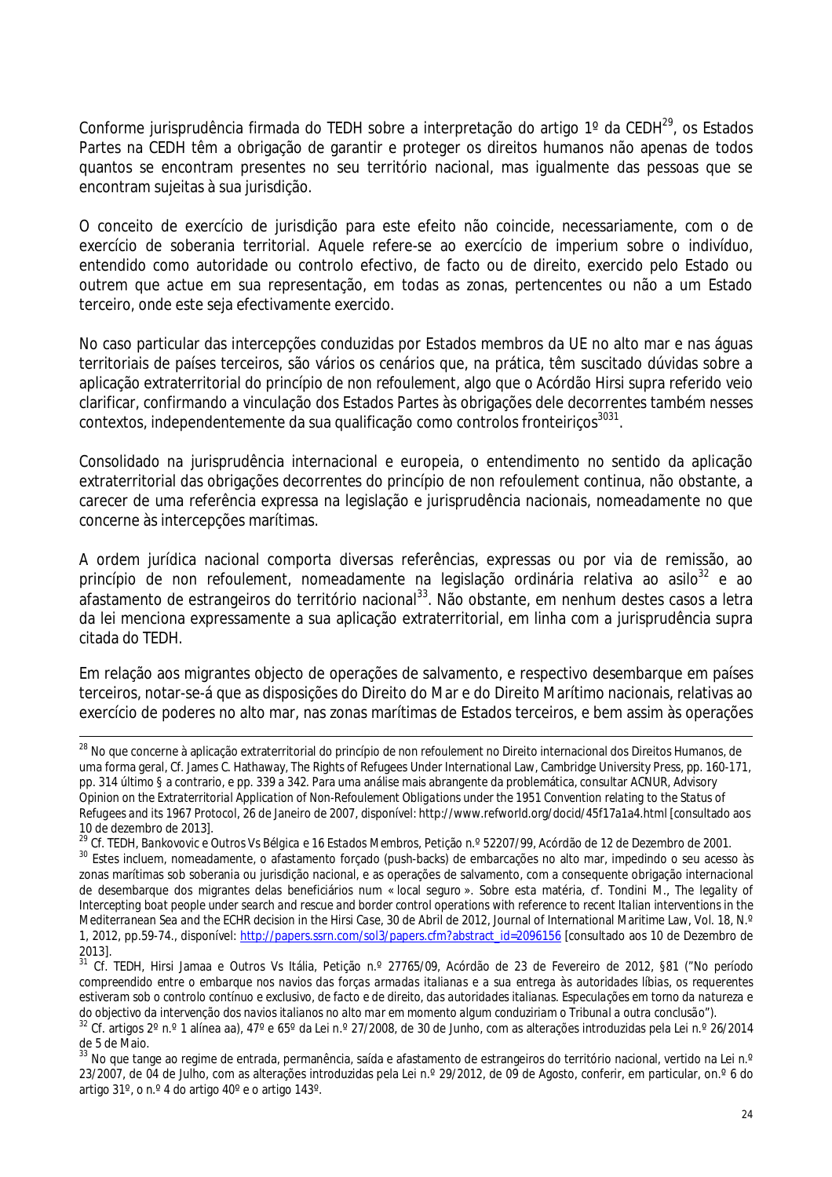Conforme jurisprudência firmada do TEDH sobre a interpretação do artigo 1º da CEDH[29], os Estados Partes na CEDH têm a obrigação de garantir e proteger os direitos humanos não apenas de todos quantos se encontram presentes no seu território nacional, mas igualmente das pessoas que se encontram sujeitas à sua jurisdição.

O conceito de exercício de jurisdição para este efeito não coincide, necessariamente, com o de exercício de soberania territorial. Aquele refere-se ao exercício de imperium sobre o indivíduo, entendido como autoridade ou controlo efectivo, de facto ou de direito, exercido pelo Estado ou outrem que actue em sua representação, em todas as zonas, pertencentes ou não a um Estado terceiro, onde este seja efectivamente exercido.

No caso particular das intercepções conduzidas por Estados membros da UE no alto mar e nas águas territoriais de países terceiros, são vários os cenários que, na prática, têm suscitado dúvidas sobre a aplicação extraterritorial do princípio de non refoulement, algo que o Acórdão Hirsi supra referido veio clarificar, confirmando a vinculação dos Estados Partes às obrigações dele decorrentes também nesses contextos, independentemente da sua qualificação como controlos fronteiriços[30][31].

Consolidado na jurisprudência internacional e europeia, o entendimento no sentido da aplicação extraterritorial das obrigações decorrentes do princípio de non refoulement continua, não obstante, a carecer de uma referência expressa na legislação e jurisprudência nacionais, nomeadamente no que concerne às intercepções marítimas.

A ordem jurídica nacional comporta diversas referências, expressas ou por via de remissão, ao princípio de non refoulement, nomeadamente na legislação ordinária relativa ao asilo[32] e ao afastamento de estrangeiros do território nacional[33]. Não obstante, em nenhum destes casos a letra da lei menciona expressamente a sua aplicação extraterritorial, em linha com a jurisprudência supra citada do TEDH.

Em relação aos migrantes objecto de operações de salvamento, e respectivo desembarque em países terceiros, notar-se-á que as disposições do Direito do Mar e do Direito Marítimo nacionais, relativas ao exercício de poderes no alto mar, nas zonas marítimas de Estados terceiros, e bem assim às operações

---

[28] No que concerne à aplicação extraterritorial do princípio de non refoulement no Direito internacional dos Direitos Humanos, de uma forma geral, Cf. James C. Hathaway, The Rights of Refugees Under International Law, Cambridge University Press, pp. 160-171, pp. 314 último § a contrario, e pp. 339 a 342. Para uma análise mais abrangente da problemática, consultar ACNUR, *Advisory Opinion on the Extraterritorial Application of Non-Refoulement Obligations under the 1951 Convention relating to the Status of Refugees and its 1967 Protocol*, 26 de Janeiro de 2007, disponível: http://www.refworld.org/docid/45f17a1a4.html [consultado aos 10 de dezembro de 2013].

[29] Cf. TEDH, *Bankovovic e Outros Vs Bélgica e 16 Estados Membros*, Petição n.º 52207/99, Acórdão de 12 de Dezembro de 2001.

[30] Estes incluem, nomeadamente, o afastamento forçado (push-backs) de embarcações no alto mar, impedindo o seu acesso às zonas marítimas sob soberania ou jurisdição nacional, e as operações de salvamento, com a consequente obrigação internacional de desembarque dos migrantes delas beneficiários num « local seguro ». Sobre esta matéria, cf. Tondini M., *The legality of Intercepting boat people under search and rescue and border control operations with reference to recent Italian interventions in the Mediterranean Sea and the ECHR decision in the Hirsi Case*, 30 de Abril de 2012, Journal of International Maritime Law, Vol. 18, N.º 1, 2012, pp.59-74., disponível: http://papers.ssrn.com/sol3/papers.cfm?abstract_id=2096156 [consultado aos 10 de Dezembro de 2013].

[31] Cf. TEDH, *Hirsi Jamaa e Outros Vs Itália*, Petição n.º 27765/09, Acórdão de 23 de Fevereiro de 2012, §81 ("*No período compreendido entre o embarque nos navios das forças armadas italianas e a sua entrega às autoridades líbias, os requerentes estiveram sob o controlo contínuo e exclusivo, de facto e de direito, das autoridades italianas. Especulações em torno da natureza e do objectivo da intervenção dos navios italianos no alto mar em momento algum conduziriam o Tribunal a outra conclusão*").

[32] Cf. artigos 2º n.º 1 alínea aa), 47º e 65º da Lei n.º 27/2008, de 30 de Junho, com as alterações introduzidas pela Lei n.º 26/2014 de 5 de Maio.

[33] No que tange ao regime de entrada, permanência, saída e afastamento de estrangeiros do território nacional, vertido na Lei n.º 23/2007, de 04 de Julho, com as alterações introduzidas pela Lei n.º 29/2012, de 09 de Agosto, conferir, em particular, on.º 6 do artigo 31º, o n.º 4 do artigo 40º e o artigo 143º.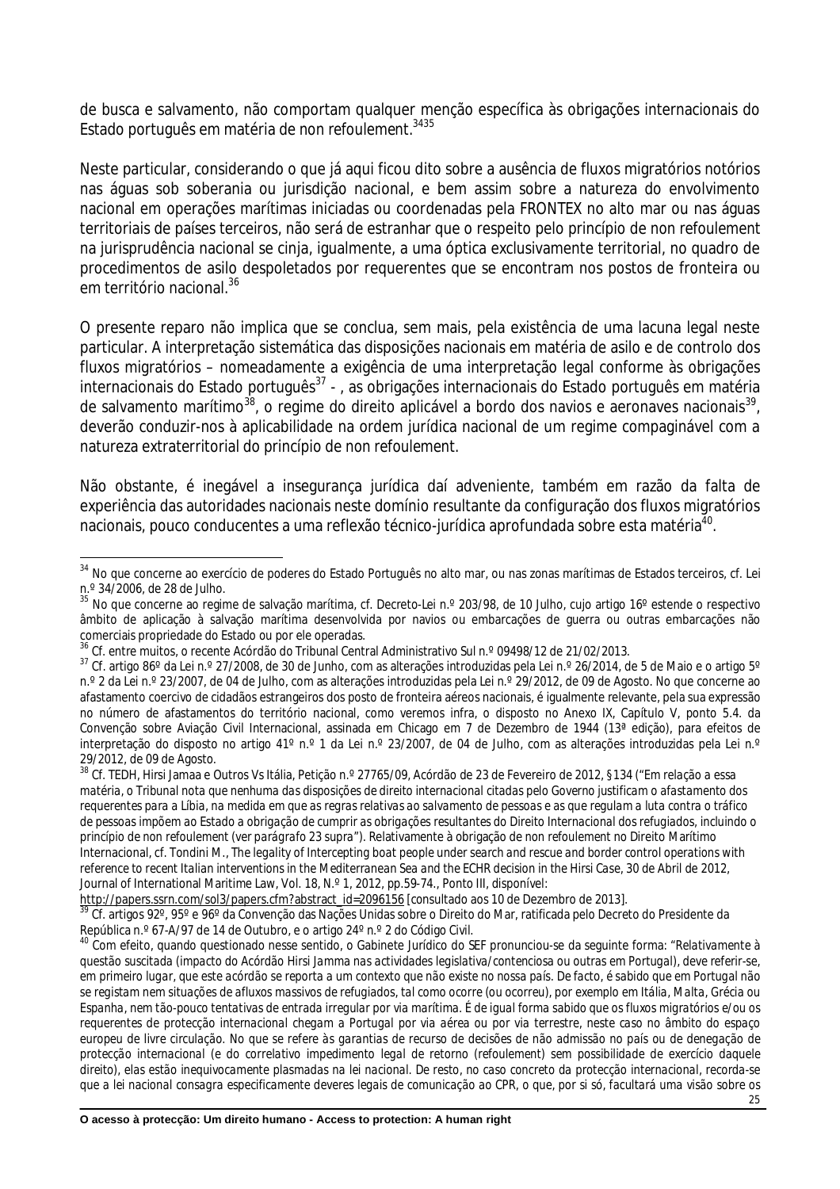de busca e salvamento, não comportam qualquer menção específica às obrigações internacionais do Estado português em matéria de non refoulement.[34][35]

Neste particular, considerando o que já aqui ficou dito sobre a ausência de fluxos migratórios notórios nas águas sob soberania ou jurisdição nacional, e bem assim sobre a natureza do envolvimento nacional em operações marítimas iniciadas ou coordenadas pela FRONTEX no alto mar ou nas águas territoriais de países terceiros, não será de estranhar que o respeito pelo princípio de non refoulement na jurisprudência nacional se cinja, igualmente, a uma óptica exclusivamente territorial, no quadro de procedimentos de asilo despoletados por requerentes que se encontram nos postos de fronteira ou em território nacional.[36]

O presente reparo não implica que se conclua, sem mais, pela existência de uma lacuna legal neste particular. A interpretação sistemática das disposições nacionais em matéria de asilo e de controlo dos fluxos migratórios – nomeadamente a exigência de uma interpretação legal conforme às obrigações internacionais do Estado português[37] - , as obrigações internacionais do Estado português em matéria de salvamento marítimo[38], o regime do direito aplicável a bordo dos navios e aeronaves nacionais[39], deverão conduzir-nos à aplicabilidade na ordem jurídica nacional de um regime compaginável com a natureza extraterritorial do princípio de non refoulement.

Não obstante, é inegável a insegurança jurídica daí adveniente, também em razão da falta de experiência das autoridades nacionais neste domínio resultante da configuração dos fluxos migratórios nacionais, pouco conducentes a uma reflexão técnico-jurídica aprofundada sobre esta matéria[40].

---

[34] No que concerne ao exercício de poderes do Estado Português no alto mar, ou nas zonas marítimas de Estados terceiros, cf. Lei n.º 34/2006, de 28 de Julho.

[35] No que concerne ao regime de salvação marítima, cf. Decreto-Lei n.º 203/98, de 10 Julho, cujo artigo 16º estende o respectivo âmbito de aplicação à salvação marítima desenvolvida por navios ou embarcações de guerra ou outras embarcações não comerciais propriedade do Estado ou por ele operadas.

[36] Cf. entre muitos, o recente Acórdão do Tribunal Central Administrativo Sul n.º 09498/12 de 21/02/2013.

[37] Cf. artigo 86º da Lei n.º 27/2008, de 30 de Junho, com as alterações introduzidas pela Lei n.º 26/2014, de 5 de Maio e o artigo 5º n.º 2 da Lei n.º 23/2007, de 04 de Julho, com as alterações introduzidas pela Lei n.º 29/2012, de 09 de Agosto. No que concerne ao afastamento coercivo de cidadãos estrangeiros dos posto de fronteira aéreos nacionais, é igualmente relevante, pela sua expressão no número de afastamentos do território nacional, como veremos infra, o disposto no Anexo IX, Capítulo V, ponto 5.4. da Convenção sobre Aviação Civil Internacional, assinada em Chicago em 7 de Dezembro de 1944 (13ª edição), para efeitos de interpretação do disposto no artigo 41º n.º 1 da Lei n.º 23/2007, de 04 de Julho, com as alterações introduzidas pela Lei n.º 29/2012, de 09 de Agosto.

[38] Cf. TEDH, Hirsi Jamaa e Outros Vs Itália, Petição n.º 27765/09, Acórdão de 23 de Fevereiro de 2012, §134 ("*Em relação a essa matéria, o Tribunal nota que nenhuma das disposições de direito internacional citadas pelo Governo justificam o afastamento dos requerentes para a Líbia, na medida em que as regras relativas ao salvamento de pessoas e as que regulam a luta contra o tráfico de pessoas impõem ao Estado a obrigação de cumprir as obrigações resultantes do Direito Internacional dos refugiados, incluindo o princípio de non refoulement (ver parágrafo 23 supra)*"). Relativamente à obrigação de non refoulement no Direito Marítimo Internacional, cf. Tondini M., *The legality of Intercepting boat people under search and rescue and border control operations with reference to recent Italian interventions in the Mediterranean Sea and the ECHR decision in the Hirsi Case*, 30 de Abril de 2012, Journal of International Maritime Law, Vol. 18, N.º 1, 2012, pp.59-74., Ponto III, disponível: http://papers.ssrn.com/sol3/papers.cfm?abstract_id=2096156 [consultado aos 10 de Dezembro de 2013].

[39] Cf. artigos 92º, 95º e 96º da Convenção das Nações Unidas sobre o Direito do Mar, ratificada pelo Decreto do Presidente da República n.º 67-A/97 de 14 de Outubro, e o artigo 24º n.º 2 do Código Civil.

[40] Com efeito, quando questionado nesse sentido, o Gabinete Jurídico do SEF pronunciou-se da seguinte forma: "*Relativamente à questão suscitada (impacto do Acórdão Hirsi Jamma nas actividades legislativa/contenciosa ou outras em Portugal), deve referir-se, em primeiro lugar, que este acórdão se reporta a um contexto que não existe no nossa país. De facto, é sabido que em Portugal não se registam nem situações de afluxos massivos de refugiados, tal como ocorre (ou ocorreu), por exemplo em Itália, Malta, Grécia ou Espanha, nem tão-pouco tentativas de entrada irregular por via marítima. É de igual forma sabido que os fluxos migratórios e/ou os requerentes de protecção internacional chegam a Portugal por via aérea ou por via terrestre, neste caso no âmbito do espaço europeu de livre circulação. No que se refere às garantias de recurso de decisões de não admissão no país ou de denegação de protecção internacional (e do correlativo impedimento legal de retorno (refoulement) sem possibilidade de exercício daquele direito), elas estão inequivocamente plasmadas na lei nacional. De resto, no caso concreto da protecção internacional, recorda-se que a lei nacional consagra especificamente deveres legais de comunicação ao CPR, o que, por si só, facultará uma visão sobre os*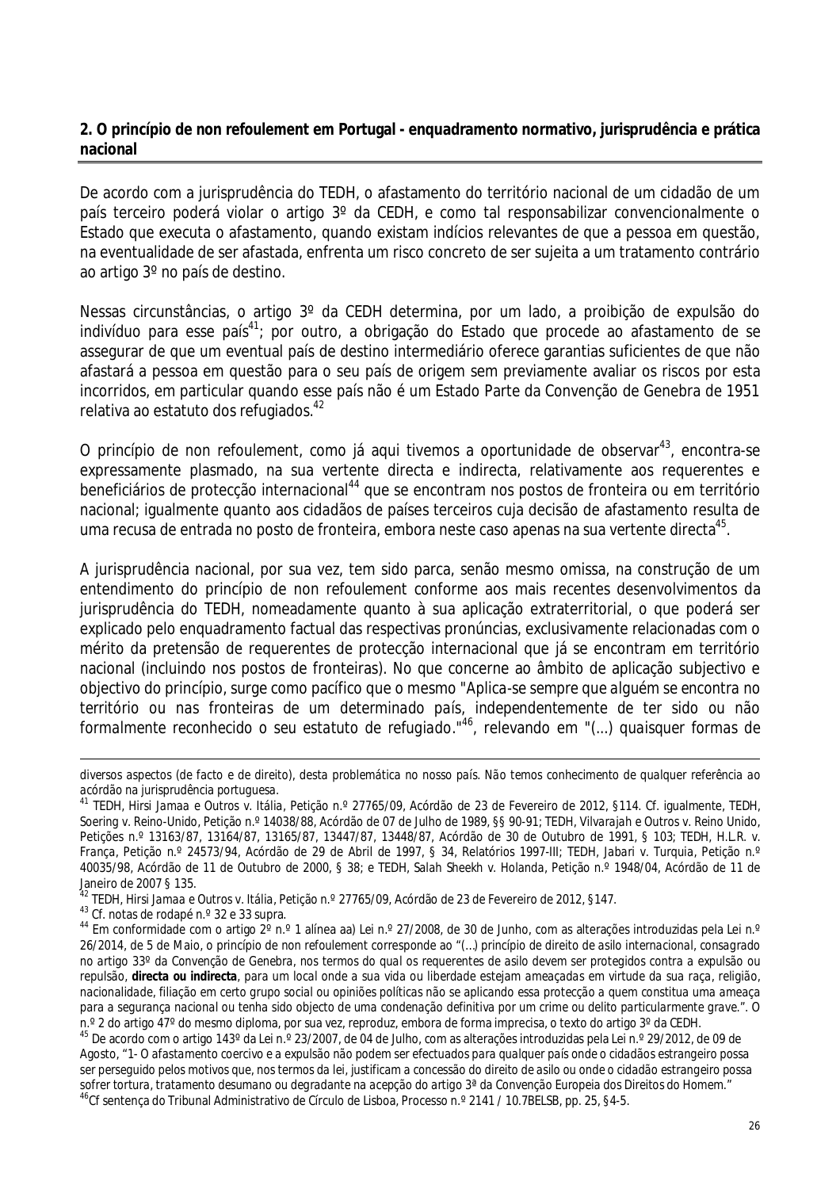## 2. O princípio de non refoulement em Portugal - enquadramento normativo, jurisprudência e prática nacional

De acordo com a jurisprudência do TEDH, o afastamento do território nacional de um cidadão de um país terceiro poderá violar o artigo 3º da CEDH, e como tal responsabilizar convencionalmente o Estado que executa o afastamento, quando existam indícios relevantes de que a pessoa em questão, na eventualidade de ser afastada, enfrenta um risco concreto de ser sujeita a um tratamento contrário ao artigo 3º no país de destino.

Nessas circunstâncias, o artigo 3º da CEDH determina, por um lado, a proibição de expulsão do indivíduo para esse país[41]; por outro, a obrigação do Estado que procede ao afastamento de se assegurar de que um eventual país de destino intermediário oferece garantias suficientes de que não afastará a pessoa em questão para o seu país de origem sem previamente avaliar os riscos por esta incorridos, em particular quando esse país não é um Estado Parte da Convenção de Genebra de 1951 relativa ao estatuto dos refugiados.[42]

O princípio de non refoulement, como já aqui tivemos a oportunidade de observar[43], encontra-se expressamente plasmado, na sua vertente directa e indirecta, relativamente aos requerentes e beneficiários de protecção internacional[44] que se encontram nos postos de fronteira ou em território nacional; igualmente quanto aos cidadãos de países terceiros cuja decisão de afastamento resulta de uma recusa de entrada no posto de fronteira, embora neste caso apenas na sua vertente directa[45].

A jurisprudência nacional, por sua vez, tem sido parca, senão mesmo omissa, na construção de um entendimento do princípio de non refoulement conforme aos mais recentes desenvolvimentos da jurisprudência do TEDH, nomeadamente quanto à sua aplicação extraterritorial, o que poderá ser explicado pelo enquadramento factual das respectivas pronúncias, exclusivamente relacionadas com o mérito da pretensão de requerentes de protecção internacional que já se encontram em território nacional (incluindo nos postos de fronteiras). No que concerne ao âmbito de aplicação subjectivo e objectivo do princípio, surge como pacífico que o mesmo "*Aplica-se sempre que alguém se encontra no território ou nas fronteiras de um determinado país, independentemente de ter sido ou não formalmente reconhecido o seu estatuto de refugiado.*"[46], relevando em "*(...) quaisquer formas de*

---

diversos aspectos (de facto e de direito), desta problemática no nosso país. Não temos conhecimento de qualquer referência ao acórdão na jurisprudência portuguesa.

[41] TEDH, *Hirsi Jamaa e Outros v. Itália*, Petição n.º 27765/09, Acórdão de 23 de Fevereiro de 2012, §114. Cf. igualmente, TEDH, *Soering v. Reino-Unido*, Petição n.º 14038/88, Acórdão de 07 de Julho de 1989, §§ 90-91; TEDH, *Vilvarajah e Outros v. Reino Unido*, Petições n.º 13163/87, 13164/87, 13165/87, 13447/87, 13448/87, Acórdão de 30 de Outubro de 1991, § 103; TEDH, *H.L.R. v. França*, Petição n.º 24573/94, Acórdão de 29 de Abril de 1997, § 34, Relatórios 1997-III; TEDH, *Jabari v. Turquia*, Petição n.º 40035/98, Acórdão de 11 de Outubro de 2000, § 38; e TEDH, *Salah Sheekh v. Holanda*, Petição n.º 1948/04, Acórdão de 11 de Janeiro de 2007 § 135.

[42] TEDH, *Hirsi Jamaa e Outros v. Itália*, Petição n.º 27765/09, Acórdão de 23 de Fevereiro de 2012, §147.

[43] Cf. notas de rodapé n.º 32 e 33 *supra*.

[44] Em conformidade com o artigo 2º n.º 1 alínea aa) Lei n.º 27/2008, de 30 de Junho, com as alterações introduzidas pela Lei n.º 26/2014, de 5 de Maio, o princípio de non refoulement corresponde ao "*(...) princípio de direito de asilo internacional, consagrado no artigo 33º da Convenção de Genebra, nos termos do qual os requerentes de asilo devem ser protegidos contra a expulsão ou repulsão,* ***directa ou indirecta****, para um local onde a sua vida ou liberdade estejam ameaçadas em virtude da sua raça, religião, nacionalidade, filiação em certo grupo social ou opiniões políticas não se aplicando essa protecção a quem constitua uma ameaça para a segurança nacional ou tenha sido objecto de uma condenação definitiva por um crime ou delito particularmente grave.*". O n.º 2 do artigo 47º do mesmo diploma, por sua vez, reproduz, embora de forma imprecisa, o texto do artigo 3º da CEDH.

[45] De acordo com o artigo 143º da Lei n.º 23/2007, de 04 de Julho, com as alterações introduzidas pela Lei n.º 29/2012, de 09 de Agosto, "*1- O afastamento coercivo e a expulsão não podem ser efectuados para qualquer país onde o cidadãos estrangeiro possa ser perseguido pelos motivos que, nos termos da lei, justificam a concessão do direito de asilo ou onde o cidadão estrangeiro possa sofrer tortura, tratamento desumano ou degradante na acepção do artigo 3ª da Convenção Europeia dos Direitos do Homem.*"

[46] Cf sentença do Tribunal Administrativo de Círculo de Lisboa, Processo n.º 2141 / 10.7BELSB, pp. 25, §4-5.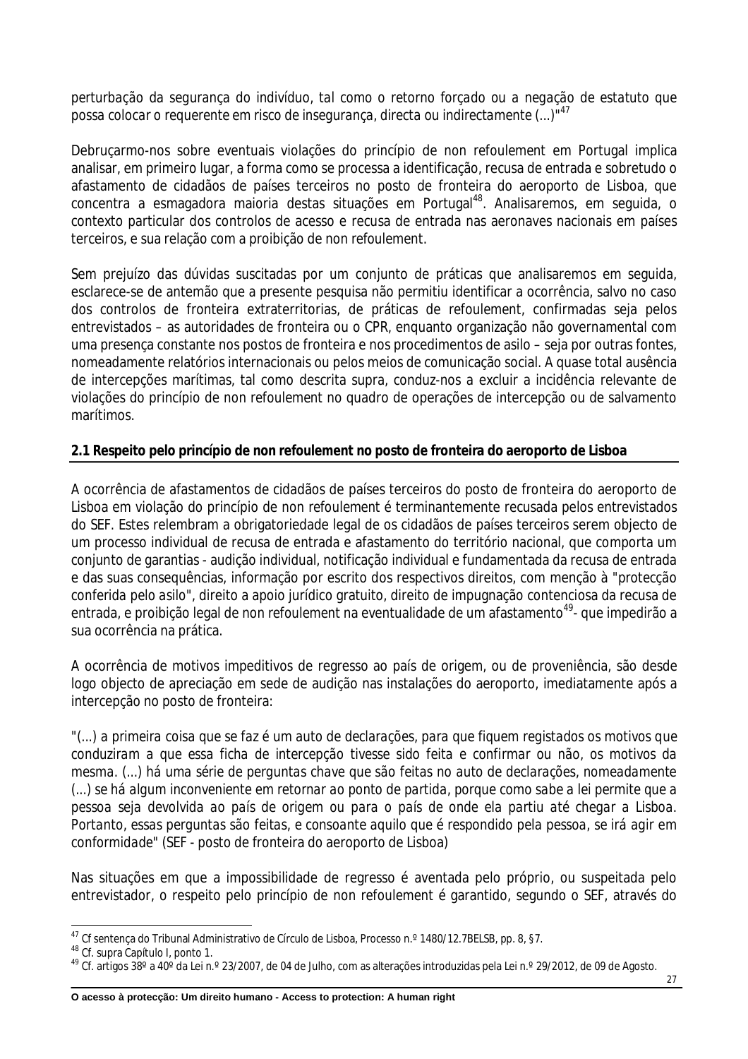perturbação da segurança do indivíduo, *tal como o retorno forçado ou a negação de estatuto que possa colocar o requerente em risco de insegurança, directa ou indirectamente (...)"*[47]

Debruçarmo-nos sobre eventuais violações do princípio de non refoulement em Portugal implica analisar, em primeiro lugar, a forma como se processa a identificação, recusa de entrada e sobretudo o afastamento de cidadãos de países terceiros no posto de fronteira do aeroporto de Lisboa, que concentra a esmagadora maioria destas situações em Portugal[48]. Analisaremos, em seguida, o contexto particular dos controlos de acesso e recusa de entrada nas aeronaves nacionais em países terceiros, e sua relação com a proibição de non refoulement.

Sem prejuízo das dúvidas suscitadas por um conjunto de práticas que analisaremos em seguida, esclarece-se de antemão que a presente pesquisa não permitiu identificar a ocorrência, salvo no caso dos controlos de fronteira extraterritorias, de práticas de refoulement, confirmadas seja pelos entrevistados – as autoridades de fronteira ou o CPR, enquanto organização não governamental com uma presença constante nos postos de fronteira e nos procedimentos de asilo – seja por outras fontes, nomeadamente relatórios internacionais ou pelos meios de comunicação social. A quase total ausência de intercepções marítimas, tal como descrita supra, conduz-nos a excluir a incidência relevante de violações do princípio de non refoulement no quadro de operações de intercepção ou de salvamento marítimos.

## 2.1 Respeito pelo princípio de non refoulement no posto de fronteira do aeroporto de Lisboa

A ocorrência de afastamentos de cidadãos de países terceiros do posto de fronteira do aeroporto de Lisboa em violação do princípio de non refoulement é terminantemente recusada pelos entrevistados do SEF. Estes relembram a obrigatoriedade legal de os cidadãos de países terceiros serem objecto de um processo individual de recusa de entrada e afastamento do território nacional, que comporta um conjunto de garantias - audição individual, notificação individual e fundamentada da recusa de entrada e das suas consequências, informação por escrito dos respectivos direitos, com menção à "protecção conferida pelo asilo", direito a apoio jurídico gratuito, direito de impugnação contenciosa da recusa de entrada, e proibição legal de non refoulement na eventualidade de um afastamento[49]- que impedirão a sua ocorrência na prática.

A ocorrência de motivos impeditivos de regresso ao país de origem, ou de proveniência, são desde logo objecto de apreciação em sede de audição nas instalações do aeroporto, imediatamente após a intercepção no posto de fronteira:

*"(...) a primeira coisa que se faz é um auto de declarações, para que fiquem registados os motivos que conduziram a que essa ficha de intercepção tivesse sido feita e confirmar ou não, os motivos da mesma. (...) há uma série de perguntas chave que são feitas no auto de declarações, nomeadamente (...) se há algum inconveniente em retornar ao ponto de partida, porque como sabe a lei permite que a pessoa seja devolvida ao país de origem ou para o país de onde ela partiu até chegar a Lisboa. Portanto, essas perguntas são feitas, e consoante aquilo que é respondido pela pessoa, se irá agir em conformidade"* (SEF - posto de fronteira do aeroporto de Lisboa)

Nas situações em que a impossibilidade de regresso é aventada pelo próprio, ou suspeitada pelo entrevistador, o respeito pelo princípio de non refoulement é garantido, segundo o SEF, através do

---

[47] Cf sentença do Tribunal Administrativo de Círculo de Lisboa, Processo n.º 1480/12.7BELSB, pp. 8, §7.

[48] Cf. supra Capítulo I, ponto 1.

[49] Cf. artigos 38º a 40º da Lei n.º 23/2007, de 04 de Julho, com as alterações introduzidas pela Lei n.º 29/2012, de 09 de Agosto.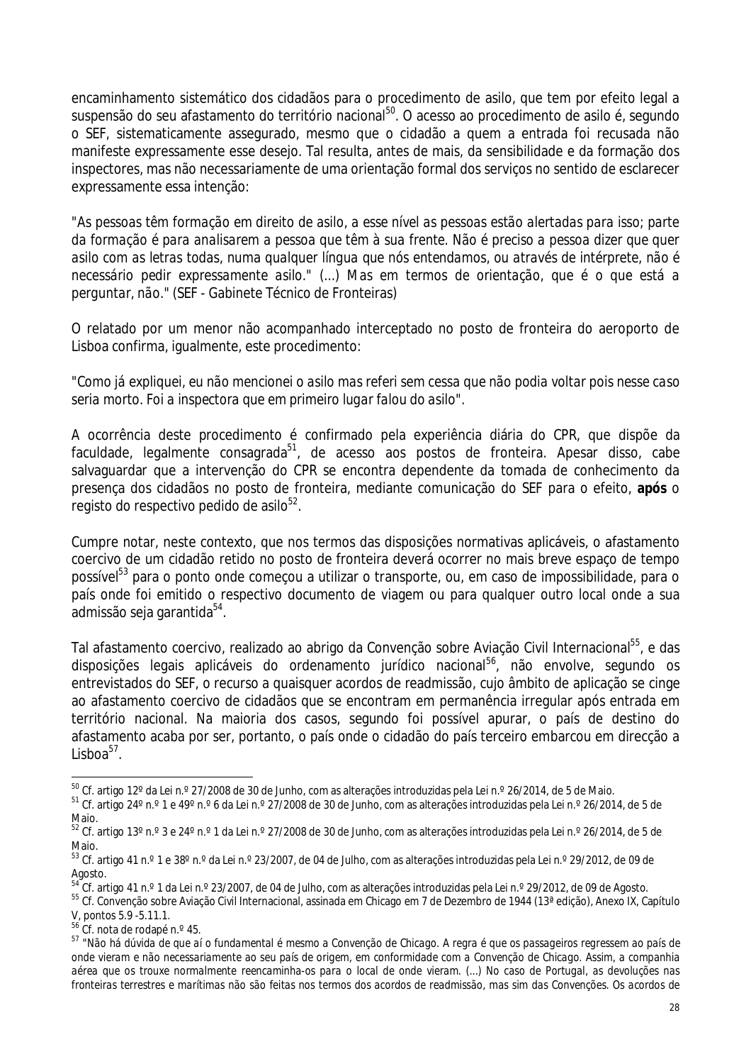encaminhamento sistemático dos cidadãos para o procedimento de asilo, que tem por efeito legal a suspensão do seu afastamento do território nacional[50]. O acesso ao procedimento de asilo é, segundo o SEF, sistematicamente assegurado, mesmo que o cidadão a quem a entrada foi recusada não manifeste expressamente esse desejo. Tal resulta, antes de mais, da sensibilidade e da formação dos inspectores, mas não necessariamente de uma orientação formal dos serviços no sentido de esclarecer expressamente essa intenção:

*"As pessoas têm formação em direito de asilo, a esse nível as pessoas estão alertadas para isso; parte da formação é para analisarem a pessoa que têm à sua frente. Não é preciso a pessoa dizer que quer asilo com as letras todas, numa qualquer língua que nós entendamos, ou através de intérprete, não é necessário pedir expressamente asilo." (...) Mas em termos de orientação, que é o que está a perguntar, não." (SEF - Gabinete Técnico de Fronteiras)*

O relatado por um menor não acompanhado interceptado no posto de fronteira do aeroporto de Lisboa confirma, igualmente, este procedimento:

*"Como já expliquei, eu não mencionei o asilo mas referi sem cessa que não podia voltar pois nesse caso seria morto. Foi a inspectora que em primeiro lugar falou do asilo".*

A ocorrência deste procedimento é confirmado pela experiência diária do CPR, que dispõe da faculdade, legalmente consagrada[51], de acesso aos postos de fronteira. Apesar disso, cabe salvaguardar que a intervenção do CPR se encontra dependente da tomada de conhecimento da presença dos cidadãos no posto de fronteira, mediante comunicação do SEF para o efeito, **após** o registo do respectivo pedido de asilo[52].

Cumpre notar, neste contexto, que nos termos das disposições normativas aplicáveis, o afastamento coercivo de um cidadão retido no posto de fronteira deverá ocorrer no mais breve espaço de tempo possível[53] para o ponto onde começou a utilizar o transporte, ou, em caso de impossibilidade, para o país onde foi emitido o respectivo documento de viagem ou para qualquer outro local onde a sua admissão seja garantida[54].

Tal afastamento coercivo, realizado ao abrigo da Convenção sobre Aviação Civil Internacional[55], e das disposições legais aplicáveis do ordenamento jurídico nacional[56], não envolve, segundo os entrevistados do SEF, o recurso a quaisquer acordos de readmissão, cujo âmbito de aplicação se cinge ao afastamento coercivo de cidadãos que se encontram em permanência irregular após entrada em território nacional. Na maioria dos casos, segundo foi possível apurar, o país de destino do afastamento acaba por ser, portanto, o país onde o cidadão do país terceiro embarcou em direcção a Lisboa[57].

---

[50] Cf. artigo 12º da Lei n.º 27/2008 de 30 de Junho, com as alterações introduzidas pela Lei n.º 26/2014, de 5 de Maio.

[51] Cf. artigo 24º n.º 1 e 49º n.º 6 da Lei n.º 27/2008 de 30 de Junho, com as alterações introduzidas pela Lei n.º 26/2014, de 5 de Maio.

[52] Cf. artigo 13º n.º 3 e 24º n.º 1 da Lei n.º 27/2008 de 30 de Junho, com as alterações introduzidas pela Lei n.º 26/2014, de 5 de Maio.

[53] Cf. artigo 41 n.º 1 e 38º n.º da Lei n.º 23/2007, de 04 de Julho, com as alterações introduzidas pela Lei n.º 29/2012, de 09 de Agosto.

[54] Cf. artigo 41 n.º 1 da Lei n.º 23/2007, de 04 de Julho, com as alterações introduzidas pela Lei n.º 29/2012, de 09 de Agosto.

[55] Cf. Convenção sobre Aviação Civil Internacional, assinada em Chicago em 7 de Dezembro de 1944 (13ª edição), Anexo IX, Capítulo V, pontos 5.9 -5.11.1.

[56] Cf. nota de rodapé n.º 45.

[57] *"Não há dúvida de que aí o fundamental é mesmo a Convenção de Chicago. A regra é que os passageiros regressem ao país de onde vieram e não necessariamente ao seu país de origem, em conformidade com a Convenção de Chicago. Assim, a companhia aérea que os trouxe normalmente reencaminha-os para o local de onde vieram. (...) No caso de Portugal, as devoluções nas fronteiras terrestres e marítimas não são feitas nos termos dos acordos de readmissão, mas sim das Convenções. Os acordos de*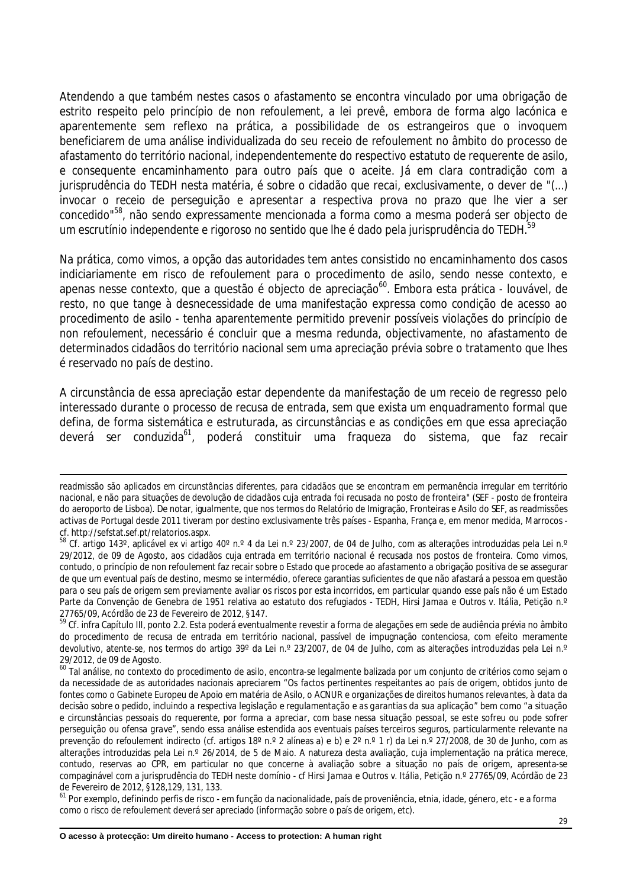Atendendo a que também nestes casos o afastamento se encontra vinculado por uma obrigação de estrito respeito pelo princípio de non refoulement, a lei prevê, embora de forma algo lacónica e aparentemente sem reflexo na prática, a possibilidade de os estrangeiros que o invoquem beneficiarem de uma análise individualizada do seu receio de refoulement no âmbito do processo de afastamento do território nacional, independentemente do respectivo estatuto de requerente de asilo, e consequente encaminhamento para outro país que o aceite. Já em clara contradição com a jurisprudência do TEDH nesta matéria, é sobre o cidadão que recai, exclusivamente, o dever de "(...) invocar o receio de perseguição e apresentar a respectiva prova no prazo que lhe vier a ser concedido"[58], não sendo expressamente mencionada a forma como a mesma poderá ser objecto de um escrutínio independente e rigoroso no sentido que lhe é dado pela jurisprudência do TEDH.[59]

Na prática, como vimos, a opção das autoridades tem antes consistido no encaminhamento dos casos indiciariamente em risco de refoulement para o procedimento de asilo, sendo nesse contexto, e apenas nesse contexto, que a questão é objecto de apreciação[60]. Embora esta prática - louvável, de resto, no que tange à desnecessidade de uma manifestação expressa como condição de acesso ao procedimento de asilo - tenha aparentemente permitido prevenir possíveis violações do princípio de non refoulement, necessário é concluir que a mesma redunda, objectivamente, no afastamento de determinados cidadãos do território nacional sem uma apreciação prévia sobre o tratamento que lhes é reservado no país de destino.

A circunstância de essa apreciação estar dependente da manifestação de um receio de regresso pelo interessado durante o processo de recusa de entrada, sem que exista um enquadramento formal que defina, de forma sistemática e estruturada, as circunstâncias e as condições em que essa apreciação deverá ser conduzida[61], poderá constituir uma fraqueza do sistema, que faz recair

---

readmissão são aplicados em circunstâncias diferentes, para cidadãos que se encontram em permanência irregular em território nacional, e não para situações de devolução de cidadãos cuja entrada foi recusada no posto de fronteira" (SEF - posto de fronteira do aeroporto de Lisboa). De notar, igualmente, que nos termos do Relatório de Imigração, Fronteiras e Asilo do SEF, as readmissões activas de Portugal desde 2011 tiveram por destino exclusivamente três países - Espanha, França e, em menor medida, Marrocos - cf. http://sefstat.sef.pt/relatorios.aspx.

[58] Cf. artigo 143º, aplicável ex vi artigo 40º n.º 4 da Lei n.º 23/2007, de 04 de Julho, com as alterações introduzidas pela Lei n.º 29/2012, de 09 de Agosto, aos cidadãos cuja entrada em território nacional é recusada nos postos de fronteira. Como vimos, contudo, o princípio de non refoulement faz recair sobre o Estado que procede ao afastamento a obrigação positiva de se assegurar de que um eventual país de destino, mesmo se intermédio, oferece garantias suficientes de que não afastará a pessoa em questão para o seu país de origem sem previamente avaliar os riscos por esta incorridos, em particular quando esse país não é um Estado Parte da Convenção de Genebra de 1951 relativa ao estatuto dos refugiados - TEDH, *Hirsi Jamaa e Outros v. Itália*, Petição n.º 27765/09, Acórdão de 23 de Fevereiro de 2012, §147.

[59] Cf. infra Capítulo III, ponto 2.2. Esta poderá eventualmente revestir a forma de alegações em sede de audiência prévia no âmbito do procedimento de recusa de entrada em território nacional, passível de impugnação contenciosa, com efeito meramente devolutivo, atente-se, nos termos do artigo 39º da Lei n.º 23/2007, de 04 de Julho, com as alterações introduzidas pela Lei n.º 29/2012, de 09 de Agosto.

[60] Tal análise, no contexto do procedimento de asilo, encontra-se legalmente balizada por um conjunto de critérios como sejam o da necessidade de as autoridades nacionais apreciarem "Os factos pertinentes respeitantes ao país de origem, obtidos junto de fontes como o Gabinete Europeu de Apoio em matéria de Asilo, o ACNUR e organizações de direitos humanos relevantes, à data da decisão sobre o pedido, incluindo a respectiva legislação e regulamentação e as garantias da sua aplicação" bem como "a situação e circunstâncias pessoais do requerente, por forma a apreciar, com base nessa situação pessoal, se este sofreu ou pode sofrer perseguição ou ofensa grave", sendo essa análise estendida aos eventuais países terceiros seguros, particularmente relevante na prevenção do refoulement indirecto (cf. artigos 18º n.º 2 alíneas a) e b) e 2º n.º 1 r) da Lei n.º 27/2008, de 30 de Junho, com as alterações introduzidas pela Lei n.º 26/2014, de 5 de Maio. A natureza desta avaliação, cuja implementação na prática merece, contudo, reservas ao CPR, em particular no que concerne à avaliação sobre a situação no país de origem, apresenta-se compaginável com a jurisprudência do TEDH neste domínio - cf *Hirsi Jamaa e Outros v. Itália*, Petição n.º 27765/09, Acórdão de 23 de Fevereiro de 2012, §128,129, 131, 133.

[61] Por exemplo, definindo perfis de risco - em função da nacionalidade, país de proveniência, etnia, idade, género, etc - e a forma como o risco de refoulement deverá ser apreciado (informação sobre o país de origem, etc).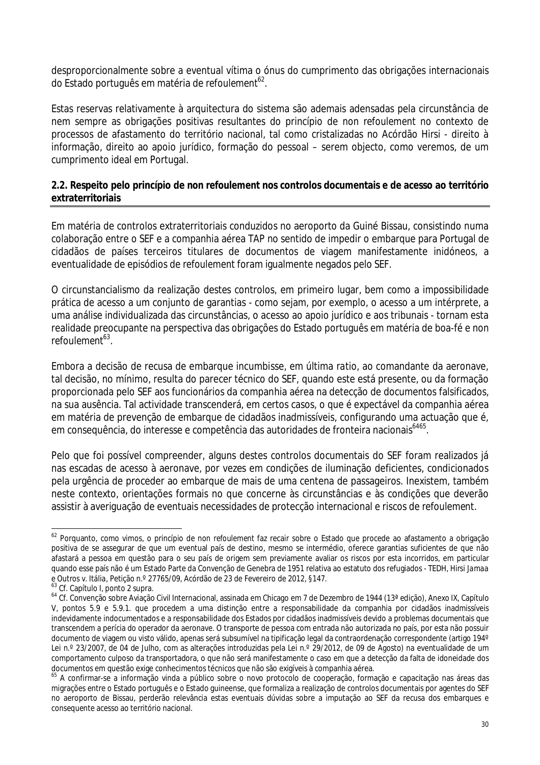desproporcionalmente sobre a eventual vítima o ónus do cumprimento das obrigações internacionais do Estado português em matéria de refoulement[62].

Estas reservas relativamente à arquitectura do sistema são ademais adensadas pela circunstância de nem sempre as obrigações positivas resultantes do princípio de non refoulement no contexto de processos de afastamento do território nacional, tal como cristalizadas no Acórdão Hirsi - direito à informação, direito ao apoio jurídico, formação do pessoal – serem objecto, como veremos, de um cumprimento ideal em Portugal.

### 2.2. Respeito pelo princípio de non refoulement nos controlos documentais e de acesso ao território extraterritoriais

Em matéria de controlos extraterritoriais conduzidos no aeroporto da Guiné Bissau, consistindo numa colaboração entre o SEF e a companhia aérea TAP no sentido de impedir o embarque para Portugal de cidadãos de países terceiros titulares de documentos de viagem manifestamente inidóneos, a eventualidade de episódios de refoulement foram igualmente negados pelo SEF.

O circunstancialismo da realização destes controlos, em primeiro lugar, bem como a impossibilidade prática de acesso a um conjunto de garantias - como sejam, por exemplo, o acesso a um intérprete, a uma análise individualizada das circunstâncias, o acesso ao apoio jurídico e aos tribunais - tornam esta realidade preocupante na perspectiva das obrigações do Estado português em matéria de boa-fé e non refoulement[63].

Embora a decisão de recusa de embarque incumbisse, em última *ratio*, ao comandante da aeronave, tal decisão, no mínimo, resulta do parecer técnico do SEF, quando este está presente, ou da formação proporcionada pelo SEF aos funcionários da companhia aérea na detecção de documentos falsificados, na sua ausência. Tal actividade transcenderá, em certos casos, o que é expectável da companhia aérea em matéria de prevenção de embarque de cidadãos inadmissíveis, configurando uma actuação que é, em consequência, do interesse e competência das autoridades de fronteira nacionais[64][65].

Pelo que foi possível compreender, alguns destes controlos documentais do SEF foram realizados já nas escadas de acesso à aeronave, por vezes em condições de iluminação deficientes, condicionados pela urgência de proceder ao embarque de mais de uma centena de passageiros. Inexistem, também neste contexto, orientações formais no que concerne às circunstâncias e às condições que deverão assistir à averiguação de eventuais necessidades de protecção internacional e riscos de refoulement.

---

[62] Porquanto, como vimos, o princípio de non refoulement faz recair sobre o Estado que procede ao afastamento a obrigação positiva de se assegurar de que um eventual país de destino, mesmo se intermédio, oferece garantias suficientes de que não afastará a pessoa em questão para o seu país de origem sem previamente avaliar os riscos por esta incorridos, em particular quando esse país não é um Estado Parte da Convenção de Genebra de 1951 relativa ao estatuto dos refugiados - TEDH, *Hirsi Jamaa e Outros v. Itália*, Petição n.º 27765/09, Acórdão de 23 de Fevereiro de 2012, §147.

[63] Cf. Capítulo I, ponto 2 supra.

[64] Cf. Convenção sobre Aviação Civil Internacional, assinada em Chicago em 7 de Dezembro de 1944 (13ª edição), Anexo IX, Capítulo V, pontos 5.9 e 5.9.1. que procedem a uma distinção entre a responsabilidade da companhia por cidadãos inadmissíveis indevidamente indocumentados e a responsabilidade dos Estados por cidadãos inadmissíveis devido a problemas documentais que transcendem a perícia do operador da aeronave. O transporte de pessoa com entrada não autorizada no país, por esta não possuir documento de viagem ou visto válido, apenas será subsumível na tipificação legal da contraordenação correspondente (artigo 194º Lei n.º 23/2007, de 04 de Julho, com as alterações introduzidas pela Lei n.º 29/2012, de 09 de Agosto) na eventualidade de um comportamento culposo da transportadora, o que não será manifestamente o caso em que a detecção da falta de idoneidade dos documentos em questão exige conhecimentos técnicos que não são exigíveis à companhia aérea.

[65] A confirmar-se a informação vinda a público sobre o novo protocolo de cooperação, formação e capacitação nas áreas das migrações entre o Estado português e o Estado guineense, que formaliza a realização de controlos documentais por agentes do SEF no aeroporto de Bissau, perderão relevância estas eventuais dúvidas sobre a imputação ao SEF da recusa dos embarques e consequente acesso ao território nacional.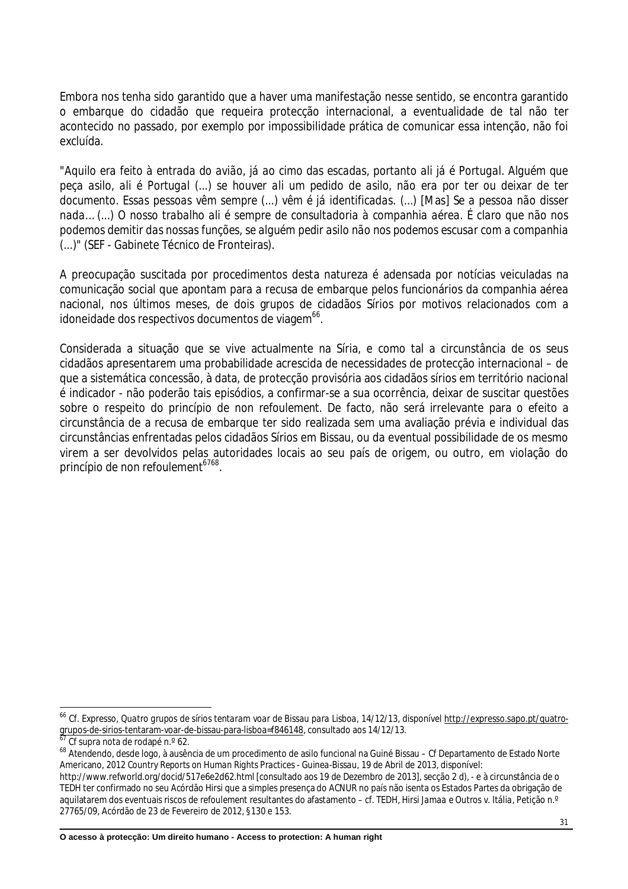Embora nos tenha sido garantido que a haver uma manifestação nesse sentido, se encontra garantido o embarque do cidadão que requeira protecção internacional, a eventualidade de tal não ter acontecido no passado, por exemplo por impossibilidade prática de comunicar essa intenção, não foi excluída.

*"Aquilo era feito à entrada do avião, já ao cimo das escadas, portanto ali já é Portugal. Alguém que peça asilo, ali é Portugal (...) se houver ali um pedido de asilo, não era por ter ou deixar de ter documento. Essas pessoas vêm sempre (...) vêm é já identificadas. (...) [Mas] Se a pessoa não disser nada... (...) O nosso trabalho ali é sempre de consultadoria à companhia aérea. É claro que não nos podemos demitir das nossas funções, se alguém pedir asilo não nos podemos escusar com a companhia (...)" (SEF - Gabinete Técnico de Fronteiras).*

A preocupação suscitada por procedimentos desta natureza é adensada por notícias veiculadas na comunicação social que apontam para a recusa de embarque pelos funcionários da companhia aérea nacional, nos últimos meses, de dois grupos de cidadãos Sírios por motivos relacionados com a idoneidade dos respectivos documentos de viagem[66].

Considerada a situação que se vive actualmente na Síria, e como tal a circunstância de os seus cidadãos apresentarem uma probabilidade acrescida de necessidades de protecção internacional – de que a sistemática concessão, à data, de protecção provisória aos cidadãos sírios em território nacional é indicador - não poderão tais episódios, a confirmar-se a sua ocorrência, deixar de suscitar questões sobre o respeito do princípio de non refoulement. De facto, não será irrelevante para o efeito a circunstância de a recusa de embarque ter sido realizada sem uma avaliação prévia e individual das circunstâncias enfrentadas pelos cidadãos Sírios em Bissau, ou da eventual possibilidade de os mesmo virem a ser devolvidos pelas autoridades locais ao seu país de origem, ou outro, em violação do princípio de non refoulement[67][68].

---

[66] Cf. Expresso, *Quatro grupos de sírios tentaram voar de Bissau para Lisboa*, 14/12/13, disponível http://expresso.sapo.pt/quatro-grupos-de-sirios-tentaram-voar-de-bissau-para-lisboa=f846148, consultado aos 14/12/13.

[67] Cf supra nota de rodapé n.º 62.

[68] Atendendo, desde logo, à ausência de um procedimento de asilo funcional na Guiné Bissau – Cf Departamento de Estado Norte Americano, 2012 Country Reports on Human Rights Practices - Guinea-Bissau, 19 de Abril de 2013, disponível: http://www.refworld.org/docid/517e6e2d62.html [consultado aos 19 de Dezembro de 2013], secção 2 d), - e à circunstância de o TEDH ter confirmado no seu Acórdão Hirsi que a simples presença do ACNUR no país não isenta os Estados Partes da obrigação de aquilatarem dos eventuais riscos de refoulement resultantes do afastamento – cf. TEDH, *Hirsi Jamaa e Outros v. Itália*, Petição n.º 27765/09, Acórdão de 23 de Fevereiro de 2012, §130 e 153.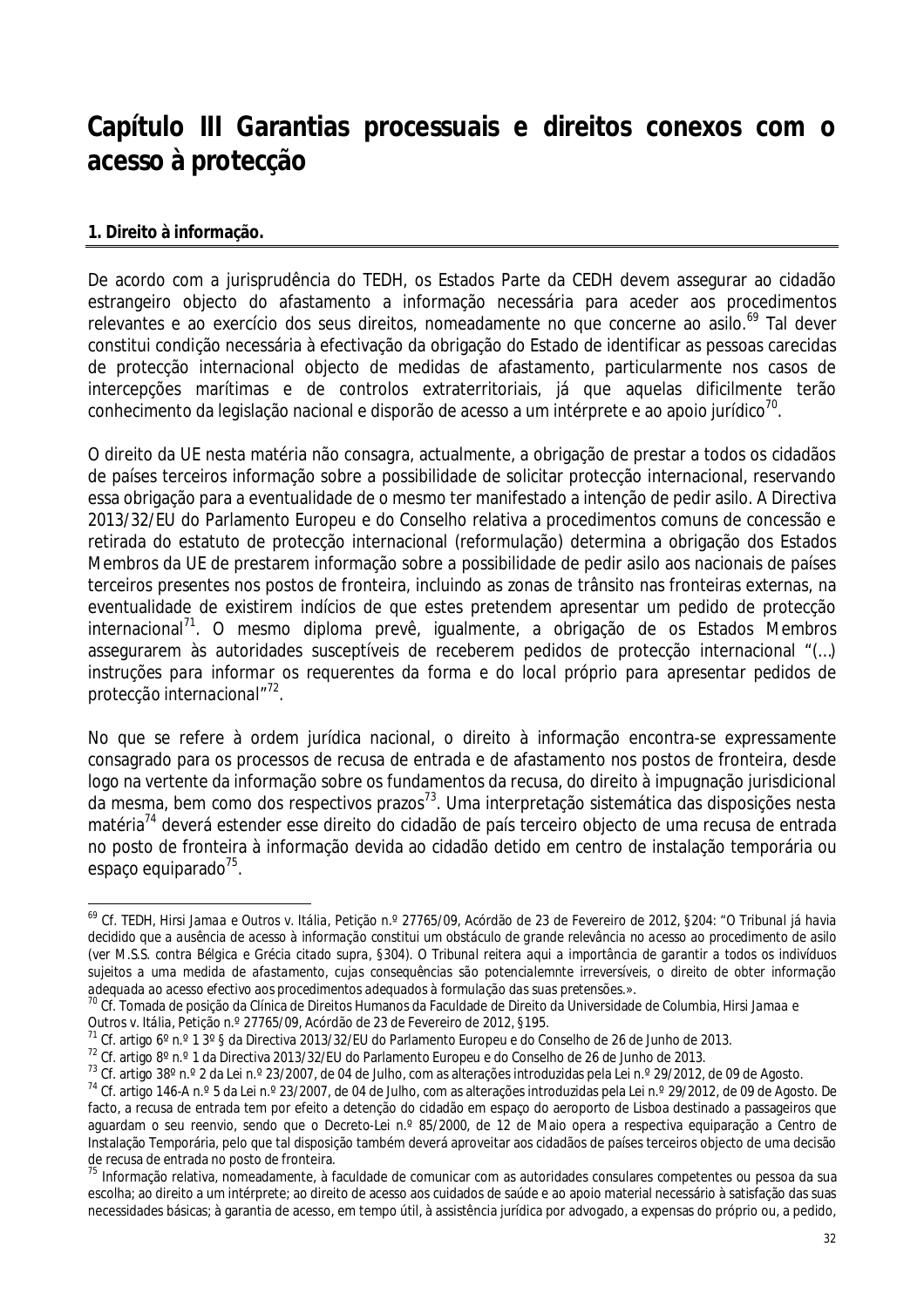# Capítulo III Garantias processuais e direitos conexos com o acesso à protecção

## 1. Direito à informação.

De acordo com a jurisprudência do TEDH, os Estados Parte da CEDH devem assegurar ao cidadão estrangeiro objecto do afastamento a informação necessária para aceder aos procedimentos relevantes e ao exercício dos seus direitos, nomeadamente no que concerne ao asilo.[69] Tal dever constitui condição necessária à efectivação da obrigação do Estado de identificar as pessoas carecidas de protecção internacional objecto de medidas de afastamento, particularmente nos casos de intercepções marítimas e de controlos extraterritoriais, já que aquelas dificilmente terão conhecimento da legislação nacional e disporão de acesso a um intérprete e ao apoio jurídico[70].

O direito da UE nesta matéria não consagra, actualmente, a obrigação de prestar a todos os cidadãos de países terceiros informação sobre a possibilidade de solicitar protecção internacional, reservando essa obrigação para a eventualidade de o mesmo ter manifestado a intenção de pedir asilo. A Directiva 2013/32/EU do Parlamento Europeu e do Conselho relativa a procedimentos comuns de concessão e retirada do estatuto de protecção internacional (reformulação) determina a obrigação dos Estados Membros da UE de prestarem informação sobre a possibilidade de pedir asilo aos nacionais de países terceiros presentes nos postos de fronteira, incluindo as zonas de trânsito nas fronteiras externas, na eventualidade de existirem indícios de que estes pretendem apresentar um pedido de protecção internacional[71]. O mesmo diploma prevê, igualmente, a obrigação de os Estados Membros assegurarem às autoridades susceptíveis de receberem pedidos de protecção internacional "(…) *instruções para informar os requerentes da forma e do local próprio para apresentar pedidos de protecção internacional*"[72].

No que se refere à ordem jurídica nacional, o direito à informação encontra-se expressamente consagrado para os processos de recusa de entrada e de afastamento nos postos de fronteira, desde logo na vertente da informação sobre os fundamentos da recusa, do direito à impugnação jurisdicional da mesma, bem como dos respectivos prazos[73]. Uma interpretação sistemática das disposições nesta matéria[74] deverá estender esse direito do cidadão de país terceiro objecto de uma recusa de entrada no posto de fronteira à informação devida ao cidadão detido em centro de instalação temporária ou espaço equiparado[75].

---

[69] Cf. TEDH, *Hirsi Jamaa e Outros v. Itália*, Petição n.º 27765/09, Acórdão de 23 de Fevereiro de 2012, §204: "*O Tribunal já havia decidido que a ausência de acesso à informação constitui um obstáculo de grande relevância no acesso ao procedimento de asilo (ver M.S.S. contra Bélgica e Grécia citado supra, §304). O Tribunal reitera aqui a importância de garantir a todos os indivíduos sujeitos a uma medida de afastamento, cujas consequências são potencialemnte irreversíveis, o direito de obter informação adequada ao acesso efectivo aos procedimentos adequados à formulação das suas pretensões.*».

[70] Cf. Tomada de posição da Clínica de Direitos Humanos da Faculdade de Direito da Universidade de Columbia, *Hirsi Jamaa e Outros v. Itália*, Petição n.º 27765/09, Acórdão de 23 de Fevereiro de 2012, §195.

[71] Cf. artigo 6º n.º 1 3º § da Directiva 2013/32/EU do Parlamento Europeu e do Conselho de 26 de Junho de 2013.

[72] Cf. artigo 8º n.º 1 da Directiva 2013/32/EU do Parlamento Europeu e do Conselho de 26 de Junho de 2013.

[73] Cf. artigo 38º n.º 2 da Lei n.º 23/2007, de 04 de Julho, com as alterações introduzidas pela Lei n.º 29/2012, de 09 de Agosto.

[74] Cf. artigo 146-A n.º 5 da Lei n.º 23/2007, de 04 de Julho, com as alterações introduzidas pela Lei n.º 29/2012, de 09 de Agosto. De facto, a recusa de entrada tem por efeito a detenção do cidadão em espaço do aeroporto de Lisboa destinado a passageiros que aguardam o seu reenvio, sendo que o Decreto-Lei n.º 85/2000, de 12 de Maio opera a respectiva equiparação a Centro de Instalação Temporária, pelo que tal disposição também deverá aproveitar aos cidadãos de países terceiros objecto de uma decisão de recusa de entrada no posto de fronteira.

[75] Informação relativa, nomeadamente, à faculdade de comunicar com as autoridades consulares competentes ou pessoa da sua escolha; ao direito a um intérprete; ao direito de acesso aos cuidados de saúde e ao apoio material necessário à satisfação das suas necessidades básicas; à garantia de acesso, em tempo útil, à assistência jurídica por advogado, a expensas do próprio ou, a pedido,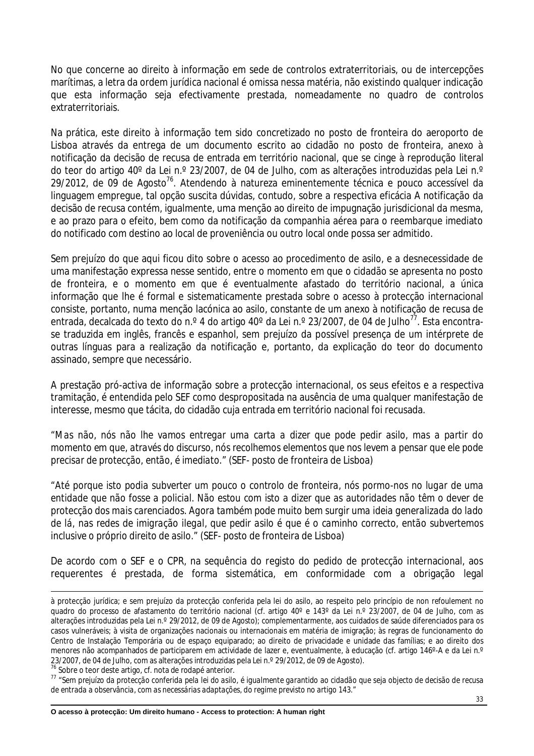No que concerne ao direito à informação em sede de controlos extraterritoriais, ou de intercepções marítimas, a letra da ordem jurídica nacional é omissa nessa matéria, não existindo qualquer indicação que esta informação seja efectivamente prestada, nomeadamente no quadro de controlos extraterritoriais.

Na prática, este direito à informação tem sido concretizado no posto de fronteira do aeroporto de Lisboa através da entrega de um documento escrito ao cidadão no posto de fronteira, anexo à notificação da decisão de recusa de entrada em território nacional, que se cinge à reprodução literal do teor do artigo 40º da Lei n.º 23/2007, de 04 de Julho, com as alterações introduzidas pela Lei n.º 29/2012, de 09 de Agosto[76]. Atendendo à natureza eminentemente técnica e pouco accessível da linguagem empregue, tal opção suscita dúvidas, contudo, sobre a respectiva eficácia A notificação da decisão de recusa contém, igualmente, uma menção ao direito de impugnação jurisdicional da mesma, e ao prazo para o efeito, bem como da notificação da companhia aérea para o reembarque imediato do notificado com destino ao local de proveniência ou outro local onde possa ser admitido.

Sem prejuízo do que aqui ficou dito sobre o acesso ao procedimento de asilo, e a desnecessidade de uma manifestação expressa nesse sentido, entre o momento em que o cidadão se apresenta no posto de fronteira, e o momento em que é eventualmente afastado do território nacional, a única informação que lhe é formal e sistematicamente prestada sobre o acesso à protecção internacional consiste, portanto, numa menção lacónica ao asilo, constante de um anexo à notificação de recusa de entrada, decalcada do texto do n.º 4 do artigo 40º da Lei n.º 23/2007, de 04 de Julho[77]. Esta encontra-se traduzida em inglês, francês e espanhol, sem prejuízo da possível presença de um intérprete de outras línguas para a realização da notificação e, portanto, da explicação do teor do documento assinado, sempre que necessário.

A prestação pró-activa de informação sobre a protecção internacional, os seus efeitos e a respectiva tramitação, é entendida pelo SEF como despropositada na ausência de uma qualquer manifestação de interesse, mesmo que tácita, do cidadão cuja entrada em território nacional foi recusada.

*"Mas não, nós não lhe vamos entregar uma carta a dizer que pode pedir asilo, mas a partir do momento em que, através do discurso, nós recolhemos elementos que nos levem a pensar que ele pode precisar de protecção, então, é imediato." (SEF- posto de fronteira de Lisboa)*

*"Até porque isto podia subverter um pouco o controlo de fronteira, nós pormo-nos no lugar de uma entidade que não fosse a policial. Não estou com isto a dizer que as autoridades não têm o dever de protecção dos mais carenciados. Agora também pode muito bem surgir uma ideia generalizada do lado de lá, nas redes de imigração ilegal, que pedir asilo é que é o caminho correcto, então subvertemos inclusive o próprio direito de asilo." (SEF- posto de fronteira de Lisboa)*

De acordo com o SEF e o CPR, na sequência do registo do pedido de protecção internacional, aos requerentes é prestada, de forma sistemática, em conformidade com a obrigação legal

---

à protecção jurídica; e sem prejuízo da protecção conferida pela lei do asilo, ao respeito pelo princípio de non refoulement no quadro do processo de afastamento do território nacional (cf. artigo 40º e 143º da Lei n.º 23/2007, de 04 de Julho, com as alterações introduzidas pela Lei n.º 29/2012, de 09 de Agosto); complementarmente, aos cuidados de saúde diferenciados para os casos vulneráveis; à visita de organizações nacionais ou internacionais em matéria de imigração; às regras de funcionamento do Centro de Instalação Temporária ou de espaço equiparado; ao direito de privacidade e unidade das famílias; e ao direito dos menores não acompanhados de participarem em actividade de lazer e, eventualmente, à educação (cf. artigo 146º-A e da Lei n.º 23/2007, de 04 de Julho, com as alterações introduzidas pela Lei n.º 29/2012, de 09 de Agosto).

[76] Sobre o teor deste artigo, cf. nota de rodapé anterior.

[77] *"Sem prejuízo da protecção conferida pela lei do asilo, é igualmente garantido ao cidadão que seja objecto de decisão de recusa de entrada a observância, com as necessárias adaptações, do regime previsto no artigo 143."*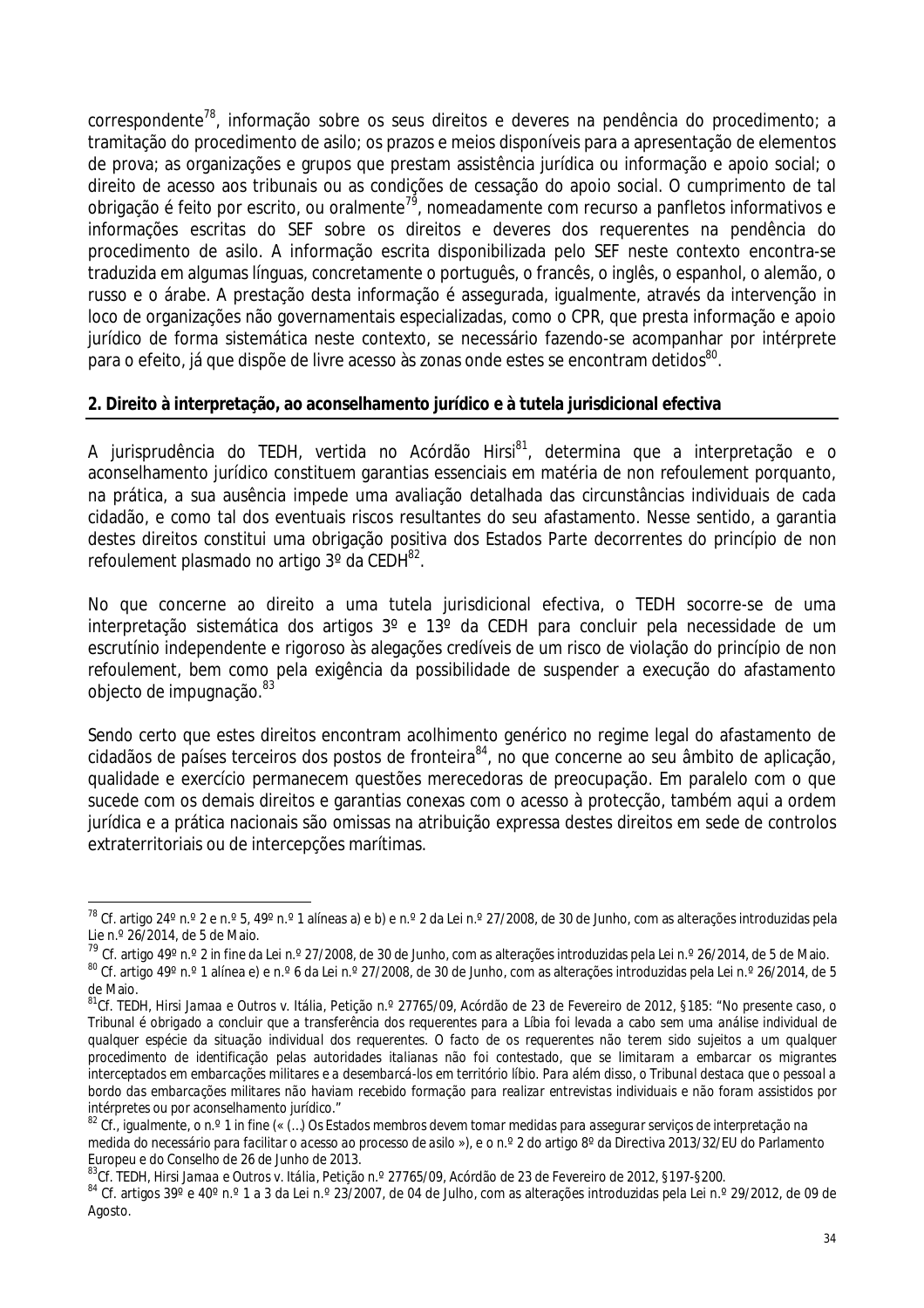correspondente[78], informação sobre os seus direitos e deveres na pendência do procedimento; a tramitação do procedimento de asilo; os prazos e meios disponíveis para a apresentação de elementos de prova; as organizações e grupos que prestam assistência jurídica ou informação e apoio social; o direito de acesso aos tribunais ou as condições de cessação do apoio social. O cumprimento de tal obrigação é feito por escrito, ou oralmente[79], nomeadamente com recurso a panfletos informativos e informações escritas do SEF sobre os direitos e deveres dos requerentes na pendência do procedimento de asilo. A informação escrita disponibilizada pelo SEF neste contexto encontra-se traduzida em algumas línguas, concretamente o português, o francês, o inglês, o espanhol, o alemão, o russo e o árabe. A prestação desta informação é assegurada, igualmente, através da intervenção in loco de organizações não governamentais especializadas, como o CPR, que presta informação e apoio jurídico de forma sistemática neste contexto, se necessário fazendo-se acompanhar por intérprete para o efeito, já que dispõe de livre acesso às zonas onde estes se encontram detidos[80].

## 2. Direito à interpretação, ao aconselhamento jurídico e à tutela jurisdicional efectiva

A jurisprudência do TEDH, vertida no Acórdão Hirsi[81], determina que a interpretação e o aconselhamento jurídico constituem garantias essenciais em matéria de non refoulement porquanto, na prática, a sua ausência impede uma avaliação detalhada das circunstâncias individuais de cada cidadão, e como tal dos eventuais riscos resultantes do seu afastamento. Nesse sentido, a garantia destes direitos constitui uma obrigação positiva dos Estados Parte decorrentes do princípio de non refoulement plasmado no artigo 3º da CEDH[82].

No que concerne ao direito a uma tutela jurisdicional efectiva, o TEDH socorre-se de uma interpretação sistemática dos artigos 3º e 13º da CEDH para concluir pela necessidade de um escrutínio independente e rigoroso às alegações credíveis de um risco de violação do princípio de non refoulement, bem como pela exigência da possibilidade de suspender a execução do afastamento objecto de impugnação.[83]

Sendo certo que estes direitos encontram acolhimento genérico no regime legal do afastamento de cidadãos de países terceiros dos postos de fronteira[84], no que concerne ao seu âmbito de aplicação, qualidade e exercício permanecem questões merecedoras de preocupação. Em paralelo com o que sucede com os demais direitos e garantias conexas com o acesso à protecção, também aqui a ordem jurídica e a prática nacionais são omissas na atribuição expressa destes direitos em sede de controlos extraterritoriais ou de intercepções marítimas.

---

[78] Cf. artigo 24º n.º 2 e n.º 5, 49º n.º 1 alíneas a) e b) e n.º 2 da Lei n.º 27/2008, de 30 de Junho, com as alterações introduzidas pela Lie n.º 26/2014, de 5 de Maio.

[79] Cf. artigo 49º n.º 2 in fine da Lei n.º 27/2008, de 30 de Junho, com as alterações introduzidas pela Lei n.º 26/2014, de 5 de Maio.

[80] Cf. artigo 49º n.º 1 alínea e) e n.º 6 da Lei n.º 27/2008, de 30 de Junho, com as alterações introduzidas pela Lei n.º 26/2014, de 5 de Maio.

[81] Cf. TEDH, *Hirsi Jamaa e Outros v. Itália*, Petição n.º 27765/09, Acórdão de 23 de Fevereiro de 2012, §185: *"No presente caso, o Tribunal é obrigado a concluir que a transferência dos requerentes para a Líbia foi levada a cabo sem uma análise individual de qualquer espécie da situação individual dos requerentes. O facto de os requerentes não terem sido sujeitos a um qualquer procedimento de identificação pelas autoridades italianas não foi contestado, que se limitaram a embarcar os migrantes interceptados em embarcações militares e a desembarcá-los em território líbio. Para além disso, o Tribunal destaca que o pessoal a bordo das embarcações militares não haviam recebido formação para realizar entrevistas individuais e não foram assistidos por intérpretes ou por aconselhamento jurídico."*

[82] Cf., igualmente, o n.º 1 in fine (« (…) Os Estados membros devem tomar medidas para assegurar serviços de interpretação na medida do necessário para facilitar o acesso ao processo de asilo »), e o n.º 2 do artigo 8º da Directiva 2013/32/EU do Parlamento Europeu e do Conselho de 26 de Junho de 2013.

[83] Cf. TEDH, *Hirsi Jamaa e Outros v. Itália*, Petição n.º 27765/09, Acórdão de 23 de Fevereiro de 2012, §197-§200.

[84] Cf. artigos 39º e 40º n.º 1 a 3 da Lei n.º 23/2007, de 04 de Julho, com as alterações introduzidas pela Lei n.º 29/2012, de 09 de Agosto.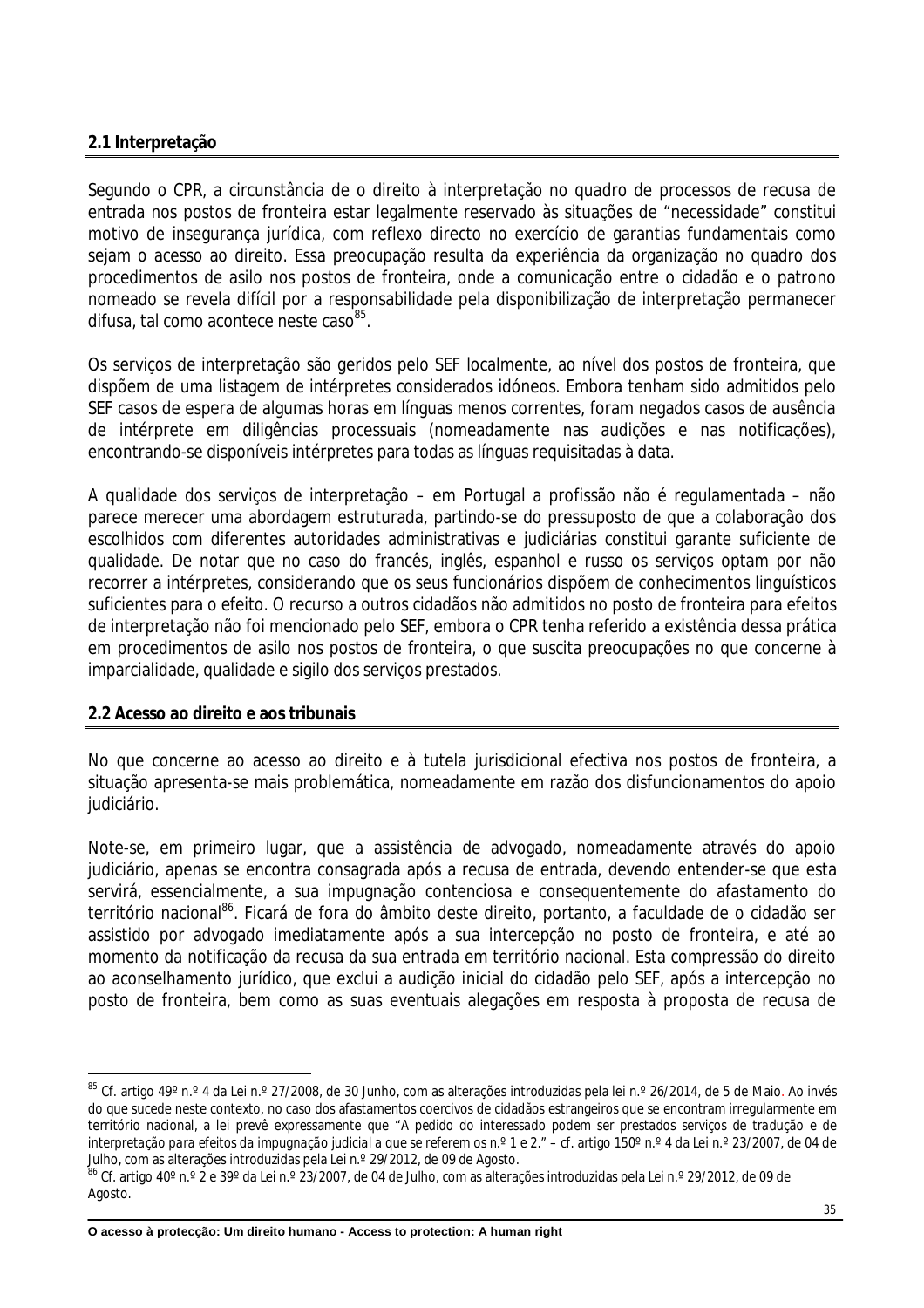## 2.1 Interpretação

Segundo o CPR, a circunstância de o direito à interpretação no quadro de processos de recusa de entrada nos postos de fronteira estar legalmente reservado às situações de "necessidade" constitui motivo de insegurança jurídica, com reflexo directo no exercício de garantias fundamentais como sejam o acesso ao direito. Essa preocupação resulta da experiência da organização no quadro dos procedimentos de asilo nos postos de fronteira, onde a comunicação entre o cidadão e o patrono nomeado se revela difícil por a responsabilidade pela disponibilização de interpretação permanecer difusa, tal como acontece neste caso[85].

Os serviços de interpretação são geridos pelo SEF localmente, ao nível dos postos de fronteira, que dispõem de uma listagem de intérpretes considerados idóneos. Embora tenham sido admitidos pelo SEF casos de espera de algumas horas em línguas menos correntes, foram negados casos de ausência de intérprete em diligências processuais (nomeadamente nas audições e nas notificações), encontrando-se disponíveis intérpretes para todas as línguas requisitadas à data.

A qualidade dos serviços de interpretação – em Portugal a profissão não é regulamentada – não parece merecer uma abordagem estruturada, partindo-se do pressuposto de que a colaboração dos escolhidos com diferentes autoridades administrativas e judiciárias constitui garante suficiente de qualidade. De notar que no caso do francês, inglês, espanhol e russo os serviços optam por não recorrer a intérpretes, considerando que os seus funcionários dispõem de conhecimentos linguísticos suficientes para o efeito. O recurso a outros cidadãos não admitidos no posto de fronteira para efeitos de interpretação não foi mencionado pelo SEF, embora o CPR tenha referido a existência dessa prática em procedimentos de asilo nos postos de fronteira, o que suscita preocupações no que concerne à imparcialidade, qualidade e sigilo dos serviços prestados.

## 2.2 Acesso ao direito e aos tribunais

No que concerne ao acesso ao direito e à tutela jurisdicional efectiva nos postos de fronteira, a situação apresenta-se mais problemática, nomeadamente em razão dos disfuncionamentos do apoio judiciário.

Note-se, em primeiro lugar, que a assistência de advogado, nomeadamente através do apoio judiciário, apenas se encontra consagrada após a recusa de entrada, devendo entender-se que esta servirá, essencialmente, a sua impugnação contenciosa e consequentemente do afastamento do território nacional[86]. Ficará de fora do âmbito deste direito, portanto, a faculdade de o cidadão ser assistido por advogado imediatamente após a sua intercepção no posto de fronteira, e até ao momento da notificação da recusa da sua entrada em território nacional. Esta compressão do direito ao aconselhamento jurídico, que exclui a audição inicial do cidadão pelo SEF, após a intercepção no posto de fronteira, bem como as suas eventuais alegações em resposta à proposta de recusa de

---

[85] Cf. artigo 49º n.º 4 da Lei n.º 27/2008, de 30 Junho, com as alterações introduzidas pela lei n.º 26/2014, de 5 de Maio. Ao invés do que sucede neste contexto, no caso dos afastamentos coercivos de cidadãos estrangeiros que se encontram irregularmente em território nacional, a lei prevê expressamente que "A pedido do interessado podem ser prestados serviços de tradução e de interpretação para efeitos da impugnação judicial a que se referem os n.º 1 e 2." – cf. artigo 150º n.º 4 da Lei n.º 23/2007, de 04 de Julho, com as alterações introduzidas pela Lei n.º 29/2012, de 09 de Agosto.

[86] Cf. artigo 40º n.º 2 e 39º da Lei n.º 23/2007, de 04 de Julho, com as alterações introduzidas pela Lei n.º 29/2012, de 09 de Agosto.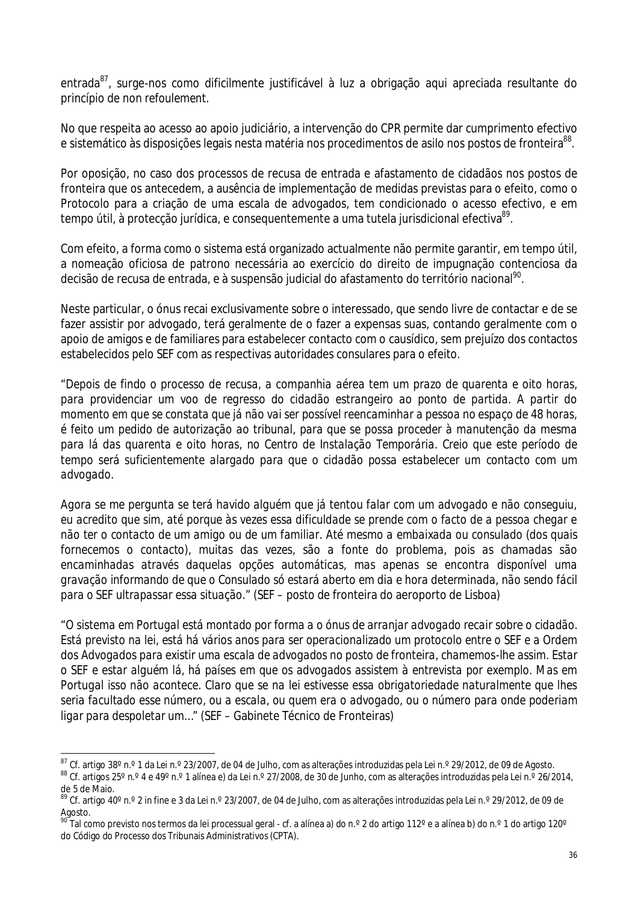entrada[87], surge-nos como dificilmente justificável à luz a obrigação aqui apreciada resultante do princípio de non refoulement.

No que respeita ao acesso ao apoio judiciário, a intervenção do CPR permite dar cumprimento efectivo e sistemático às disposições legais nesta matéria nos procedimentos de asilo nos postos de fronteira[88].

Por oposição, no caso dos processos de recusa de entrada e afastamento de cidadãos nos postos de fronteira que os antecedem, a ausência de implementação de medidas previstas para o efeito, como o Protocolo para a criação de uma escala de advogados, tem condicionado o acesso efectivo, e em tempo útil, à protecção jurídica, e consequentemente a uma tutela jurisdicional efectiva[89].

Com efeito, a forma como o sistema está organizado actualmente não permite garantir, em tempo útil, a nomeação oficiosa de patrono necessária ao exercício do direito de impugnação contenciosa da decisão de recusa de entrada, e à suspensão judicial do afastamento do território nacional[90].

Neste particular, o ónus recai exclusivamente sobre o interessado, que sendo livre de contactar e de se fazer assistir por advogado, terá geralmente de o fazer a expensas suas, contando geralmente com o apoio de amigos e de familiares para estabelecer contacto com o causídico, sem prejuízo dos contactos estabelecidos pelo SEF com as respectivas autoridades consulares para o efeito.

*"Depois de findo o processo de recusa, a companhia aérea tem um prazo de quarenta e oito horas, para providenciar um voo de regresso do cidadão estrangeiro ao ponto de partida. A partir do momento em que se constata que já não vai ser possível reencaminhar a pessoa no espaço de 48 horas, é feito um pedido de autorização ao tribunal, para que se possa proceder à manutenção da mesma para lá das quarenta e oito horas, no Centro de Instalação Temporária. Creio que este período de tempo será suficientemente alargado para que o cidadão possa estabelecer um contacto com um advogado.*

*Agora se me pergunta se terá havido alguém que já tentou falar com um advogado e não conseguiu, eu acredito que sim, até porque às vezes essa dificuldade se prende com o facto de a pessoa chegar e não ter o contacto de um amigo ou de um familiar. Até mesmo a embaixada ou consulado (dos quais fornecemos o contacto), muitas das vezes, são a fonte do problema, pois as chamadas são encaminhadas através daquelas opções automáticas, mas apenas se encontra disponível uma gravação informando de que o Consulado só estará aberto em dia e hora determinada, não sendo fácil para o SEF ultrapassar essa situação."* (SEF – posto de fronteira do aeroporto de Lisboa)

*"O sistema em Portugal está montado por forma a o ónus de arranjar advogado recair sobre o cidadão. Está previsto na lei, está há vários anos para ser operacionalizado um protocolo entre o SEF e a Ordem dos Advogados para existir uma escala de advogados no posto de fronteira, chamemos-lhe assim. Estar o SEF e estar alguém lá, há países em que os advogados assistem à entrevista por exemplo. Mas em Portugal isso não acontece. Claro que se na lei estivesse essa obrigatoriedade naturalmente que lhes seria facultado esse número, ou a escala, ou quem era o advogado, ou o número para onde poderiam ligar para despoletar um…"* (SEF – Gabinete Técnico de Fronteiras)

---

[87] Cf. artigo 38º n.º 1 da Lei n.º 23/2007, de 04 de Julho, com as alterações introduzidas pela Lei n.º 29/2012, de 09 de Agosto.

[88] Cf. artigos 25º n.º 4 e 49º n.º 1 alínea e) da Lei n.º 27/2008, de 30 de Junho, com as alterações introduzidas pela Lei n.º 26/2014, de 5 de Maio.

[89] Cf. artigo 40º n.º 2 in fine e 3 da Lei n.º 23/2007, de 04 de Julho, com as alterações introduzidas pela Lei n.º 29/2012, de 09 de Agosto.

[90] Tal como previsto nos termos da lei processual geral - cf. a alínea a) do n.º 2 do artigo 112º e a alínea b) do n.º 1 do artigo 120º do Código do Processo dos Tribunais Administrativos (CPTA).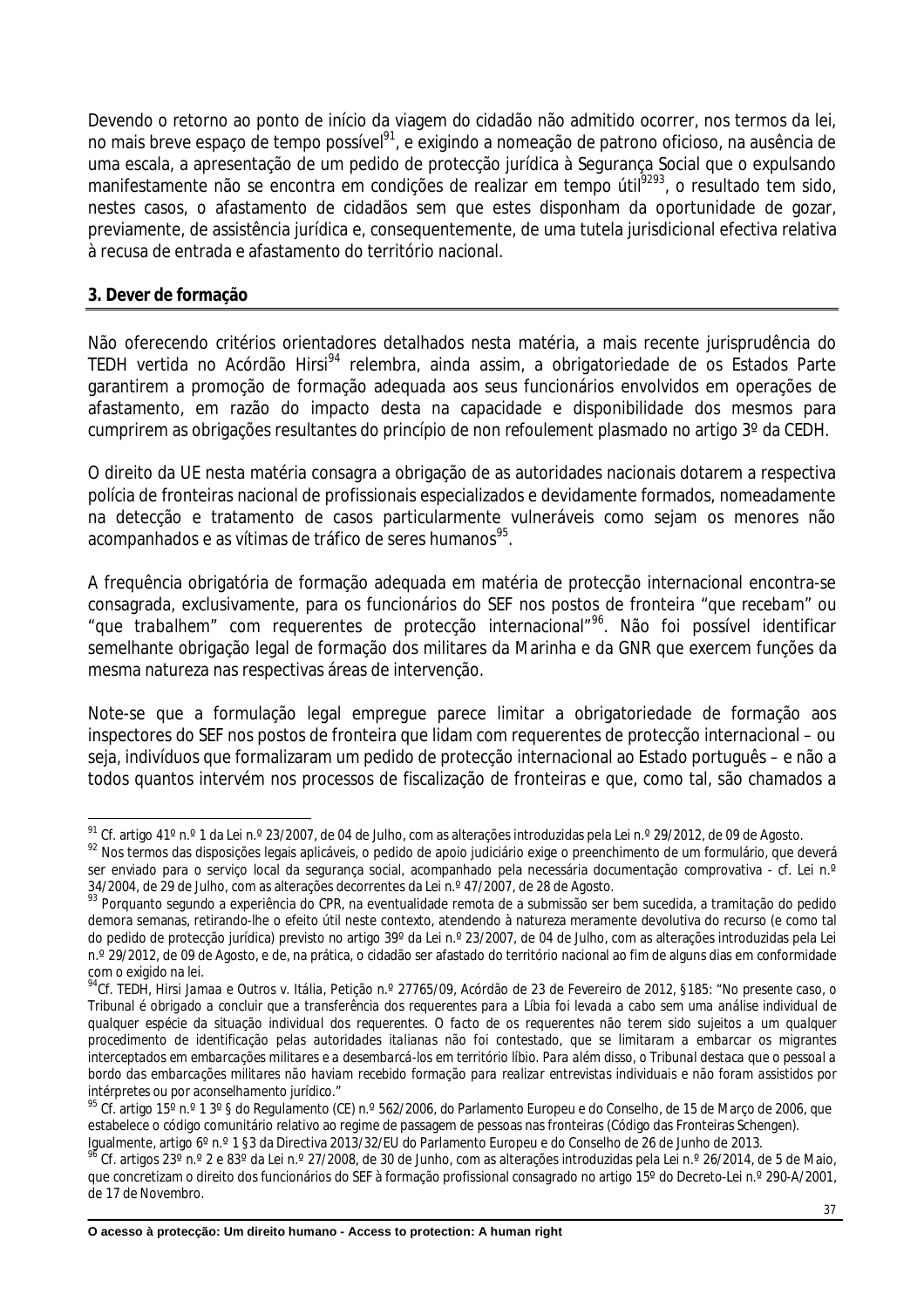Devendo o retorno ao ponto de início da viagem do cidadão não admitido ocorrer, nos termos da lei, no mais breve espaço de tempo possível[91], e exigindo a nomeação de patrono oficioso, na ausência de uma escala, a apresentação de um pedido de protecção jurídica à Segurança Social que o expulsando manifestamente não se encontra em condições de realizar em tempo útil[92][93], o resultado tem sido, nestes casos, o afastamento de cidadãos sem que estes disponham da oportunidade de gozar, previamente, de assistência jurídica e, consequentemente, de uma tutela jurisdicional efectiva relativa à recusa de entrada e afastamento do território nacional.

## 3. Dever de formação

Não oferecendo critérios orientadores detalhados nesta matéria, a mais recente jurisprudência do TEDH vertida no Acórdão Hirsi[94] relembra, ainda assim, a obrigatoriedade de os Estados Parte garantirem a promoção de formação adequada aos seus funcionários envolvidos em operações de afastamento, em razão do impacto desta na capacidade e disponibilidade dos mesmos para cumprirem as obrigações resultantes do princípio de non refoulement plasmado no artigo 3º da CEDH.

O direito da UE nesta matéria consagra a obrigação de as autoridades nacionais dotarem a respectiva polícia de fronteiras nacional de profissionais especializados e devidamente formados, nomeadamente na detecção e tratamento de casos particularmente vulneráveis como sejam os menores não acompanhados e as vítimas de tráfico de seres humanos[95].

A frequência obrigatória de formação adequada em matéria de protecção internacional encontra-se consagrada, exclusivamente, para os funcionários do SEF nos postos de fronteira "que recebam" ou "que trabalhem" com requerentes de protecção internacional"[96]. Não foi possível identificar semelhante obrigação legal de formação dos militares da Marinha e da GNR que exercem funções da mesma natureza nas respectivas áreas de intervenção.

Note-se que a formulação legal empregue parece limitar a obrigatoriedade de formação aos inspectores do SEF nos postos de fronteira que lidam com requerentes de protecção internacional – ou seja, indivíduos que formalizaram um pedido de protecção internacional ao Estado português – e não a todos quantos intervém nos processos de fiscalização de fronteiras e que, como tal, são chamados a

---

[91] Cf. artigo 41º n.º 1 da Lei n.º 23/2007, de 04 de Julho, com as alterações introduzidas pela Lei n.º 29/2012, de 09 de Agosto.

[92] Nos termos das disposições legais aplicáveis, o pedido de apoio judiciário exige o preenchimento de um formulário, que deverá ser enviado para o serviço local da segurança social, acompanhado pela necessária documentação comprovativa - cf. Lei n.º 34/2004, de 29 de Julho, com as alterações decorrentes da Lei n.º 47/2007, de 28 de Agosto.

[93] Porquanto segundo a experiência do CPR, na eventualidade remota de a submissão ser bem sucedida, a tramitação do pedido demora semanas, retirando-lhe o efeito útil neste contexto, atendendo à natureza meramente devolutiva do recurso (e como tal do pedido de protecção jurídica) previsto no artigo 39º da Lei n.º 23/2007, de 04 de Julho, com as alterações introduzidas pela Lei n.º 29/2012, de 09 de Agosto, e de, na prática, o cidadão ser afastado do território nacional ao fim de alguns dias em conformidade com o exigido na lei.

[94] Cf. TEDH, Hirsi Jamaa e Outros v. Itália, Petição n.º 27765/09, Acórdão de 23 de Fevereiro de 2012, §185: "No presente caso, o Tribunal é obrigado a concluir que a transferência dos requerentes para a Líbia foi levada a cabo sem uma análise individual de qualquer espécie da situação individual dos requerentes. O facto de os requerentes não terem sido sujeitos a um qualquer procedimento de identificação pelas autoridades italianas não foi contestado, que se limitaram a embarcar os migrantes interceptados em embarcações militares e a desembarcá-los em território líbio. Para além disso, o Tribunal destaca que o pessoal a bordo das embarcações militares não haviam recebido formação para realizar entrevistas individuais e não foram assistidos por intérpretes ou por aconselhamento jurídico."

[95] Cf. artigo 15º n.º 1 3º § do Regulamento (CE) n.º 562/2006, do Parlamento Europeu e do Conselho, de 15 de Março de 2006, que estabelece o código comunitário relativo ao regime de passagem de pessoas nas fronteiras (Código das Fronteiras Schengen). Igualmente, artigo 6º n.º 1 §3 da Directiva 2013/32/EU do Parlamento Europeu e do Conselho de 26 de Junho de 2013.

[96] Cf. artigos 23º n.º 2 e 83º da Lei n.º 27/2008, de 30 de Junho, com as alterações introduzidas pela Lei n.º 26/2014, de 5 de Maio, que concretizam o direito dos funcionários do SEF à formação profissional consagrado no artigo 15º do Decreto-Lei n.º 290-A/2001, de 17 de Novembro.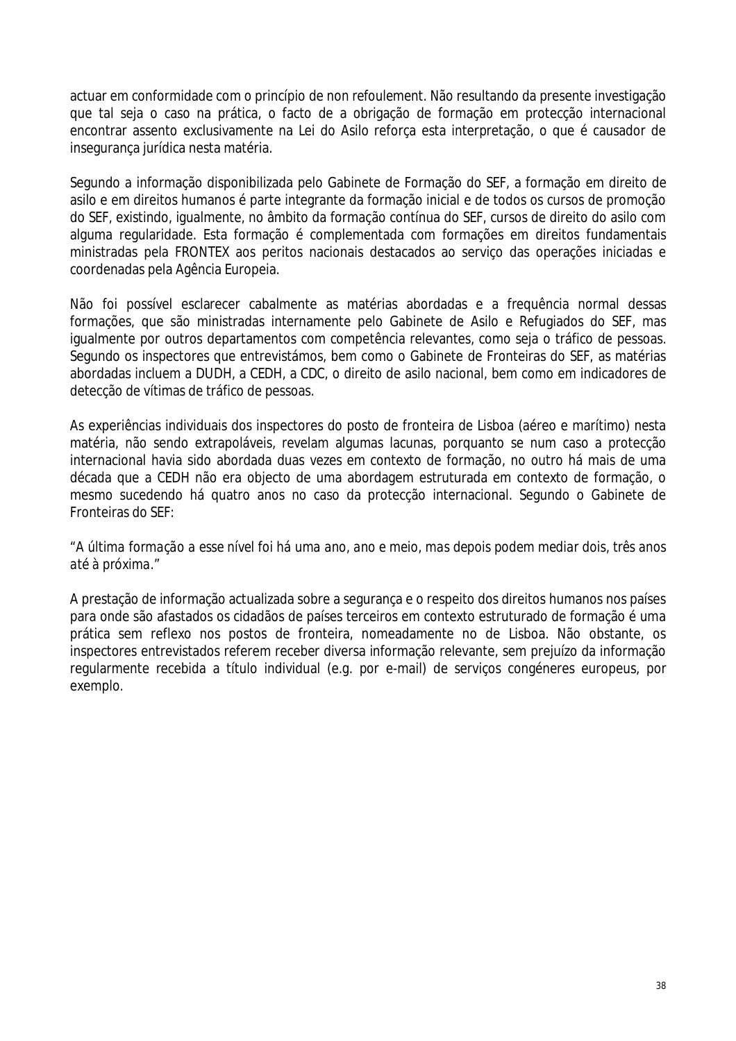actuar em conformidade com o princípio de non refoulement. Não resultando da presente investigação que tal seja o caso na prática, o facto de a obrigação de formação em protecção internacional encontrar assento exclusivamente na Lei do Asilo reforça esta interpretação, o que é causador de insegurança jurídica nesta matéria.

Segundo a informação disponibilizada pelo Gabinete de Formação do SEF, a formação em direito de asilo e em direitos humanos é parte integrante da formação inicial e de todos os cursos de promoção do SEF, existindo, igualmente, no âmbito da formação contínua do SEF, cursos de direito do asilo com alguma regularidade. Esta formação é complementada com formações em direitos fundamentais ministradas pela FRONTEX aos peritos nacionais destacados ao serviço das operações iniciadas e coordenadas pela Agência Europeia.

Não foi possível esclarecer cabalmente as matérias abordadas e a frequência normal dessas formações, que são ministradas internamente pelo Gabinete de Asilo e Refugiados do SEF, mas igualmente por outros departamentos com competência relevantes, como seja o tráfico de pessoas. Segundo os inspectores que entrevistámos, bem como o Gabinete de Fronteiras do SEF, as matérias abordadas incluem a DUDH, a CEDH, a CDC, o direito de asilo nacional, bem como em indicadores de detecção de vítimas de tráfico de pessoas.

As experiências individuais dos inspectores do posto de fronteira de Lisboa (aéreo e marítimo) nesta matéria, não sendo extrapoláveis, revelam algumas lacunas, porquanto se num caso a protecção internacional havia sido abordada duas vezes em contexto de formação, no outro há mais de uma década que a CEDH não era objecto de uma abordagem estruturada em contexto de formação, o mesmo sucedendo há quatro anos no caso da protecção internacional. Segundo o Gabinete de Fronteiras do SEF:

*"A última formação a esse nível foi há uma ano, ano e meio, mas depois podem mediar dois, três anos até à próxima."*

A prestação de informação actualizada sobre a segurança e o respeito dos direitos humanos nos países para onde são afastados os cidadãos de países terceiros em contexto estruturado de formação é uma prática sem reflexo nos postos de fronteira, nomeadamente no de Lisboa. Não obstante, os inspectores entrevistados referem receber diversa informação relevante, sem prejuízo da informação regularmente recebida a título individual (e.g. por e-mail) de serviços congéneres europeus, por exemplo.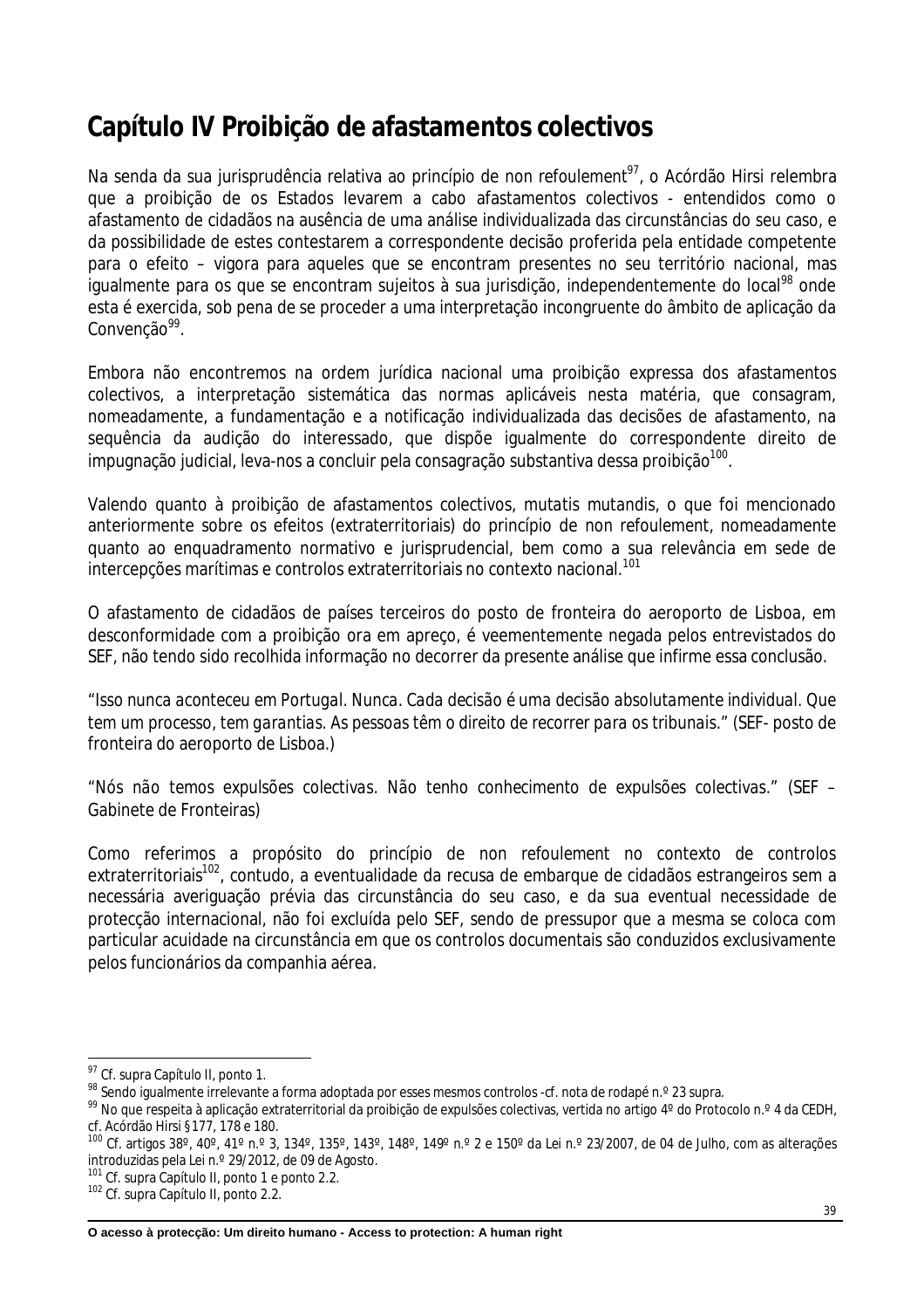# Capítulo IV Proibição de afastamentos colectivos

Na senda da sua jurisprudência relativa ao princípio de non refoulement[97], o Acórdão Hirsi relembra que a proibição de os Estados levarem a cabo afastamentos colectivos - entendidos como o afastamento de cidadãos na ausência de uma análise individualizada das circunstâncias do seu caso, e da possibilidade de estes contestarem a correspondente decisão proferida pela entidade competente para o efeito – vigora para aqueles que se encontram presentes no seu território nacional, mas igualmente para os que se encontram sujeitos à sua jurisdição, independentemente do local[98] onde esta é exercida, sob pena de se proceder a uma interpretação incongruente do âmbito de aplicação da Convenção[99].

Embora não encontremos na ordem jurídica nacional uma proibição expressa dos afastamentos colectivos, a interpretação sistemática das normas aplicáveis nesta matéria, que consagram, nomeadamente, a fundamentação e a notificação individualizada das decisões de afastamento, na sequência da audição do interessado, que dispõe igualmente do correspondente direito de impugnação judicial, leva-nos a concluir pela consagração substantiva dessa proibição[100].

Valendo quanto à proibição de afastamentos colectivos, mutatis mutandis, o que foi mencionado anteriormente sobre os efeitos (extraterritoriais) do princípio de non refoulement, nomeadamente quanto ao enquadramento normativo e jurisprudencial, bem como a sua relevância em sede de intercepções marítimas e controlos extraterritoriais no contexto nacional.[101]

O afastamento de cidadãos de países terceiros do posto de fronteira do aeroporto de Lisboa, em desconformidade com a proibição ora em apreço, é veementemente negada pelos entrevistados do SEF, não tendo sido recolhida informação no decorrer da presente análise que infirme essa conclusão.

*"Isso nunca aconteceu em Portugal. Nunca. Cada decisão é uma decisão absolutamente individual. Que tem um processo, tem garantias. As pessoas têm o direito de recorrer para os tribunais."* (SEF- posto de fronteira do aeroporto de Lisboa.)

*"Nós não temos expulsões colectivas. Não tenho conhecimento de expulsões colectivas."* (SEF – Gabinete de Fronteiras)

Como referimos a propósito do princípio de non refoulement no contexto de controlos extraterritoriais[102], contudo, a eventualidade da recusa de embarque de cidadãos estrangeiros sem a necessária averiguação prévia das circunstância do seu caso, e da sua eventual necessidade de protecção internacional, não foi excluída pelo SEF, sendo de pressupor que a mesma se coloca com particular acuidade na circunstância em que os controlos documentais são conduzidos exclusivamente pelos funcionários da companhia aérea.

---

[97] Cf. supra Capítulo II, ponto 1.

[98] Sendo igualmente irrelevante a forma adoptada por esses mesmos controlos -cf. nota de rodapé n.º 23 supra.

[99] No que respeita à aplicação extraterritorial da proibição de expulsões colectivas, vertida no artigo 4º do Protocolo n.º 4 da CEDH, cf. Acórdão Hirsi §177, 178 e 180.

[100] Cf. artigos 38º, 40º, 41º n.º 3, 134º, 135º, 143º, 148º, 149º n.º 2 e 150º da Lei n.º 23/2007, de 04 de Julho, com as alterações introduzidas pela Lei n.º 29/2012, de 09 de Agosto.

[101] Cf. supra Capítulo II, ponto 1 e ponto 2.2.

[102] Cf. supra Capítulo II, ponto 2.2.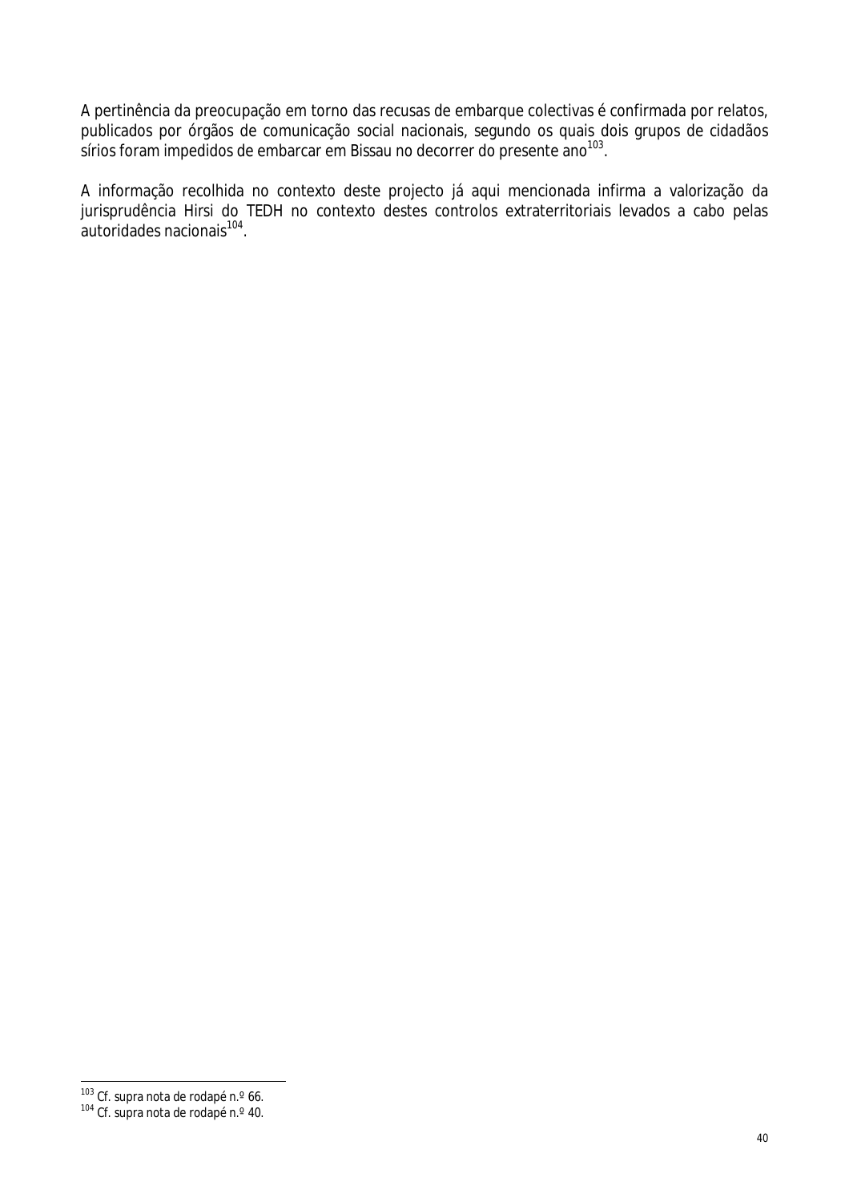A pertinência da preocupação em torno das recusas de embarque colectivas é confirmada por relatos, publicados por órgãos de comunicação social nacionais, segundo os quais dois grupos de cidadãos sírios foram impedidos de embarcar em Bissau no decorrer do presente ano[103].

A informação recolhida no contexto deste projecto já aqui mencionada infirma a valorização da jurisprudência Hirsi do TEDH no contexto destes controlos extraterritoriais levados a cabo pelas autoridades nacionais[104].

[103] Cf. supra nota de rodapé n.º 66.
[104] Cf. supra nota de rodapé n.º 40.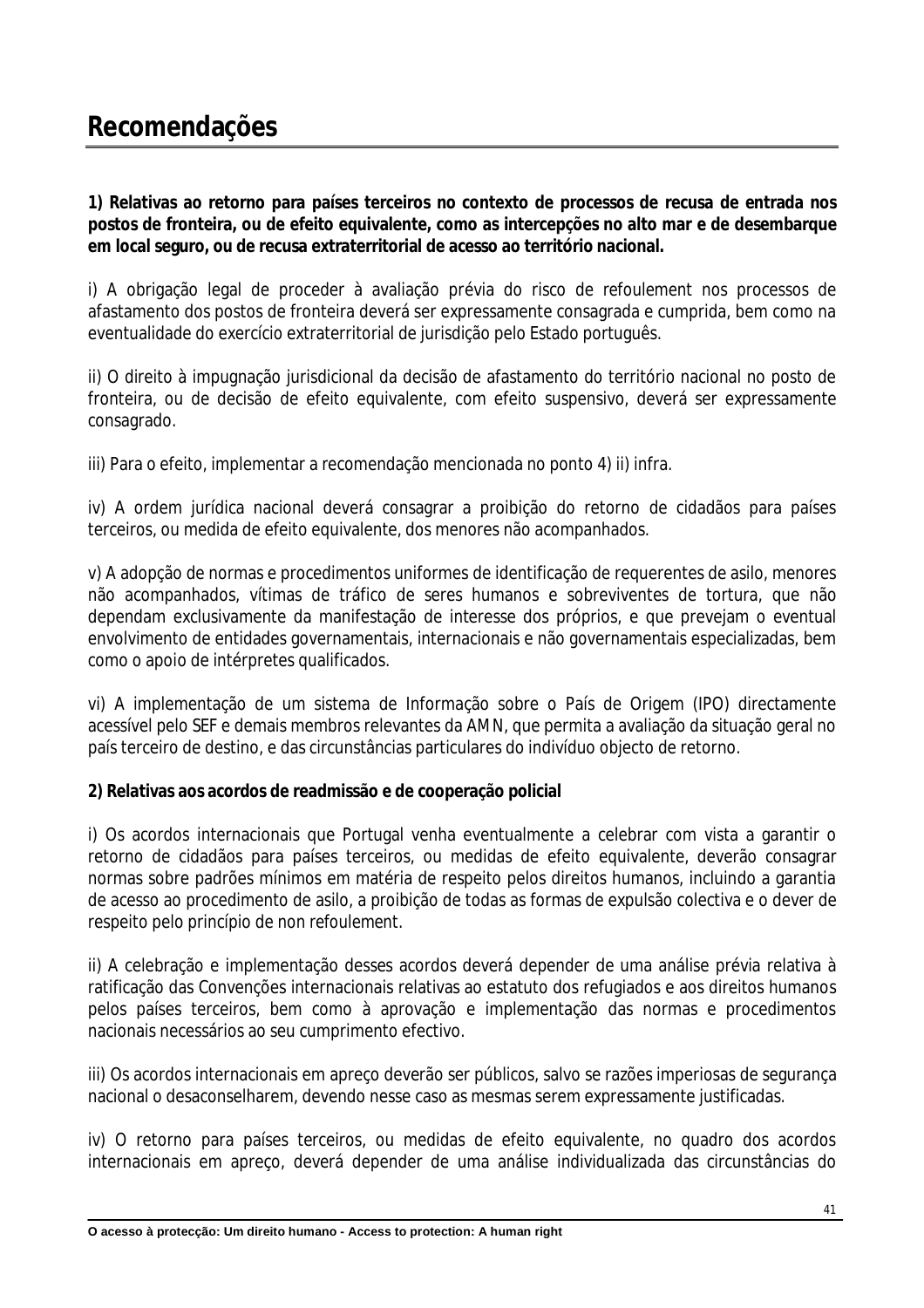# Recomendações

**1) Relativas ao retorno para países terceiros no contexto de processos de recusa de entrada nos postos de fronteira, ou de efeito equivalente, como as intercepções no alto mar e de desembarque em local seguro, ou de recusa extraterritorial de acesso ao território nacional.**

i) A obrigação legal de proceder à avaliação prévia do risco de refoulement nos processos de afastamento dos postos de fronteira deverá ser expressamente consagrada e cumprida, bem como na eventualidade do exercício extraterritorial de jurisdição pelo Estado português.

ii) O direito à impugnação jurisdicional da decisão de afastamento do território nacional no posto de fronteira, ou de decisão de efeito equivalente, com efeito suspensivo, deverá ser expressamente consagrado.

iii) Para o efeito, implementar a recomendação mencionada no ponto 4) ii) infra.

iv) A ordem jurídica nacional deverá consagrar a proibição do retorno de cidadãos para países terceiros, ou medida de efeito equivalente, dos menores não acompanhados.

v) A adopção de normas e procedimentos uniformes de identificação de requerentes de asilo, menores não acompanhados, vítimas de tráfico de seres humanos e sobreviventes de tortura, que não dependam exclusivamente da manifestação de interesse dos próprios, e que prevejam o eventual envolvimento de entidades governamentais, internacionais e não governamentais especializadas, bem como o apoio de intérpretes qualificados.

vi) A implementação de um sistema de Informação sobre o País de Origem (IPO) directamente acessível pelo SEF e demais membros relevantes da AMN, que permita a avaliação da situação geral no país terceiro de destino, e das circunstâncias particulares do indivíduo objecto de retorno.

**2) Relativas aos acordos de readmissão e de cooperação policial**

i) Os acordos internacionais que Portugal venha eventualmente a celebrar com vista a garantir o retorno de cidadãos para países terceiros, ou medidas de efeito equivalente, deverão consagrar normas sobre padrões mínimos em matéria de respeito pelos direitos humanos, incluindo a garantia de acesso ao procedimento de asilo, a proibição de todas as formas de expulsão colectiva e o dever de respeito pelo princípio de non refoulement.

ii) A celebração e implementação desses acordos deverá depender de uma análise prévia relativa à ratificação das Convenções internacionais relativas ao estatuto dos refugiados e aos direitos humanos pelos países terceiros, bem como à aprovação e implementação das normas e procedimentos nacionais necessários ao seu cumprimento efectivo.

iii) Os acordos internacionais em apreço deverão ser públicos, salvo se razões imperiosas de segurança nacional o desaconselharem, devendo nesse caso as mesmas serem expressamente justificadas.

iv) O retorno para países terceiros, ou medidas de efeito equivalente, no quadro dos acordos internacionais em apreço, deverá depender de uma análise individualizada das circunstâncias do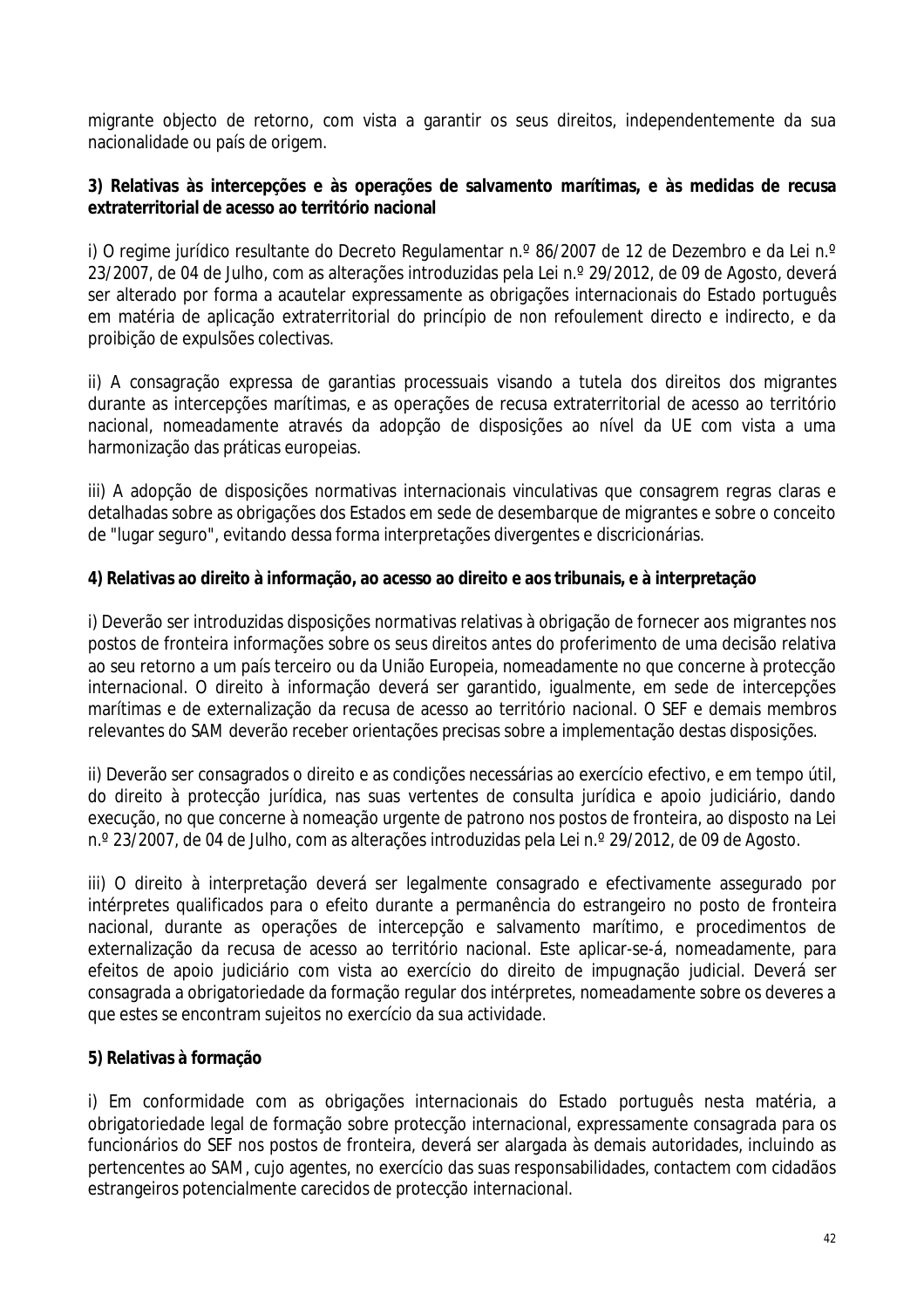migrante objecto de retorno, com vista a garantir os seus direitos, independentemente da sua nacionalidade ou país de origem.

**3) Relativas às intercepções e às operações de salvamento marítimas, e às medidas de recusa extraterritorial de acesso ao território nacional**

i) O regime jurídico resultante do Decreto Regulamentar n.º 86/2007 de 12 de Dezembro e da Lei n.º 23/2007, de 04 de Julho, com as alterações introduzidas pela Lei n.º 29/2012, de 09 de Agosto, deverá ser alterado por forma a acautelar expressamente as obrigações internacionais do Estado português em matéria de aplicação extraterritorial do princípio de non refoulement directo e indirecto, e da proibição de expulsões colectivas.

ii) A consagração expressa de garantias processuais visando a tutela dos direitos dos migrantes durante as intercepções marítimas, e as operações de recusa extraterritorial de acesso ao território nacional, nomeadamente através da adopção de disposições ao nível da UE com vista a uma harmonização das práticas europeias.

iii) A adopção de disposições normativas internacionais vinculativas que consagrem regras claras e detalhadas sobre as obrigações dos Estados em sede de desembarque de migrantes e sobre o conceito de "lugar seguro", evitando dessa forma interpretações divergentes e discricionárias.

**4) Relativas ao direito à informação, ao acesso ao direito e aos tribunais, e à interpretação**

i) Deverão ser introduzidas disposições normativas relativas à obrigação de fornecer aos migrantes nos postos de fronteira informações sobre os seus direitos antes do proferimento de uma decisão relativa ao seu retorno a um país terceiro ou da União Europeia, nomeadamente no que concerne à protecção internacional. O direito à informação deverá ser garantido, igualmente, em sede de intercepções marítimas e de externalização da recusa de acesso ao território nacional. O SEF e demais membros relevantes do SAM deverão receber orientações precisas sobre a implementação destas disposições.

ii) Deverão ser consagrados o direito e as condições necessárias ao exercício efectivo, e em tempo útil, do direito à protecção jurídica, nas suas vertentes de consulta jurídica e apoio judiciário, dando execução, no que concerne à nomeação urgente de patrono nos postos de fronteira, ao disposto na Lei n.º 23/2007, de 04 de Julho, com as alterações introduzidas pela Lei n.º 29/2012, de 09 de Agosto.

iii) O direito à interpretação deverá ser legalmente consagrado e efectivamente assegurado por intérpretes qualificados para o efeito durante a permanência do estrangeiro no posto de fronteira nacional, durante as operações de intercepção e salvamento marítimo, e procedimentos de externalização da recusa de acesso ao território nacional. Este aplicar-se-á, nomeadamente, para efeitos de apoio judiciário com vista ao exercício do direito de impugnação judicial. Deverá ser consagrada a obrigatoriedade da formação regular dos intérpretes, nomeadamente sobre os deveres a que estes se encontram sujeitos no exercício da sua actividade.

**5) Relativas à formação**

i) Em conformidade com as obrigações internacionais do Estado português nesta matéria, a obrigatoriedade legal de formação sobre protecção internacional, expressamente consagrada para os funcionários do SEF nos postos de fronteira, deverá ser alargada às demais autoridades, incluindo as pertencentes ao SAM, cujo agentes, no exercício das suas responsabilidades, contactem com cidadãos estrangeiros potencialmente carecidos de protecção internacional.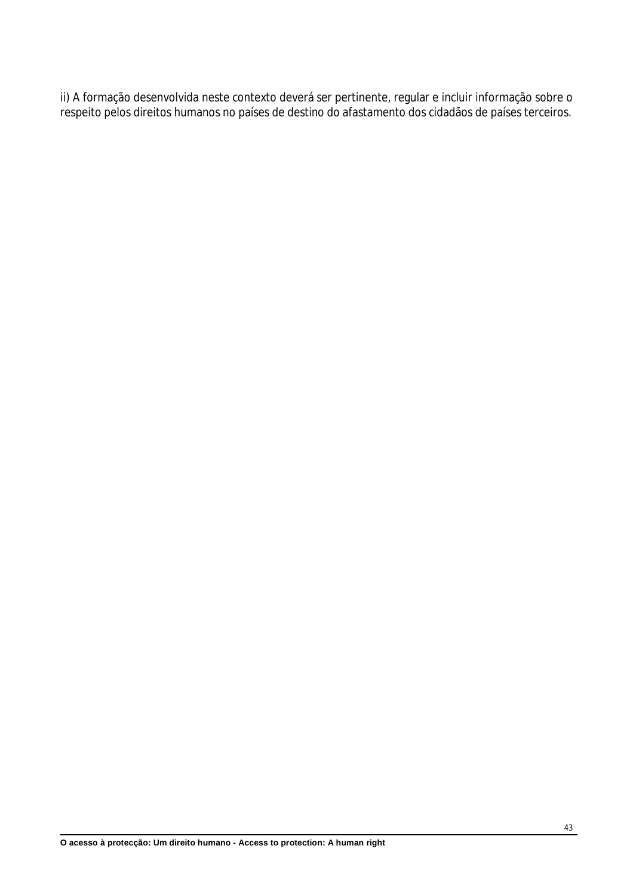ii) A formação desenvolvida neste contexto deverá ser pertinente, regular e incluir informação sobre o respeito pelos direitos humanos no países de destino do afastamento dos cidadãos de países terceiros.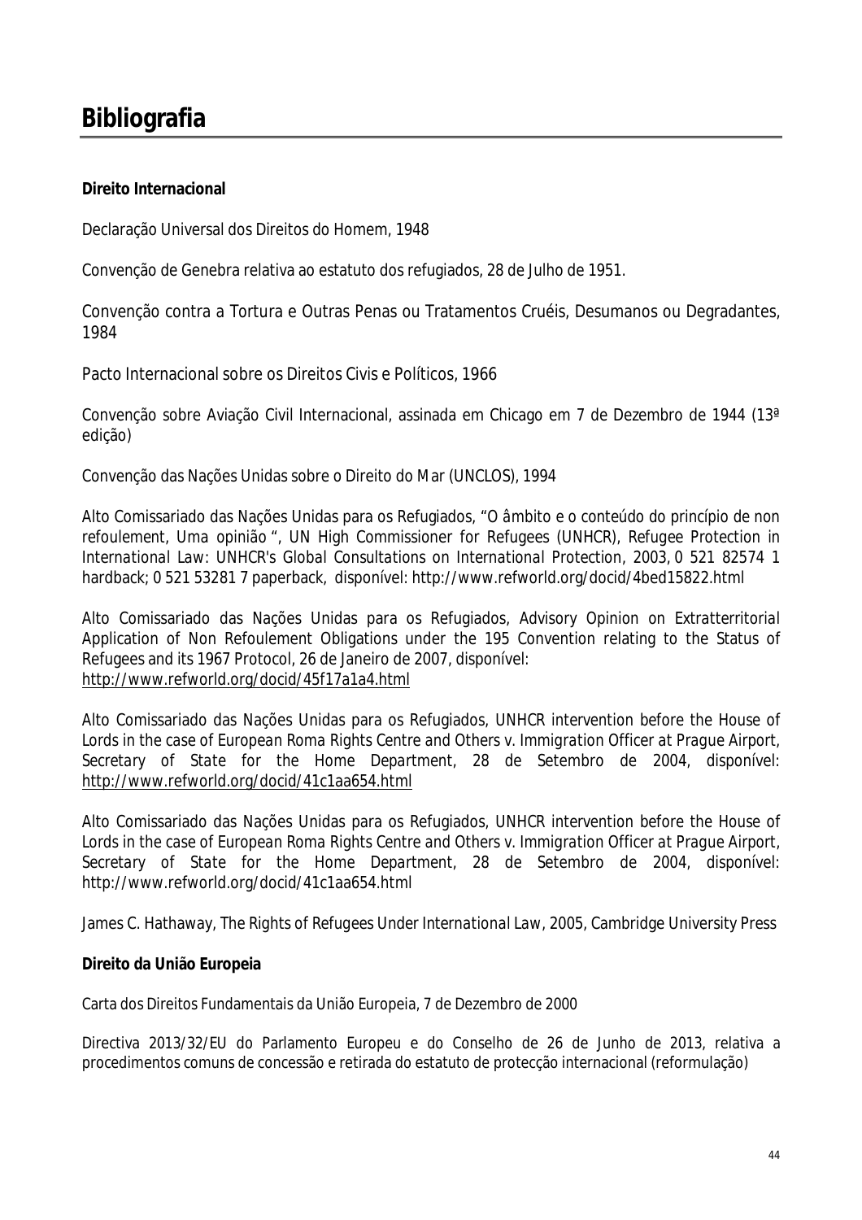# Bibliografia

**Direito Internacional**

Declaração Universal dos Direitos do Homem, 1948

Convenção de Genebra relativa ao estatuto dos refugiados, 28 de Julho de 1951.

Convenção contra a Tortura e Outras Penas ou Tratamentos Cruéis, Desumanos ou Degradantes, 1984

Pacto Internacional sobre os Direitos Civis e Políticos, 1966

Convenção sobre Aviação Civil Internacional, assinada em Chicago em 7 de Dezembro de 1944 (13ª edição)

Convenção das Nações Unidas sobre o Direito do Mar (UNCLOS), 1994

Alto Comissariado das Nações Unidas para os Refugiados, "O âmbito e o conteúdo do princípio de non refoulement, Uma opinião ", UN High Commissioner for Refugees (UNHCR), *Refugee Protection in International Law: UNHCR's Global Consultations on International Protection*, 2003, 0 521 82574 1 hardback; 0 521 53281 7 paperback, disponível: http://www.refworld.org/docid/4bed15822.html

Alto Comissariado das Nações Unidas para os Refugiados, *Advisory Opinion on Extratterritorial Application of Non Refoulement Obligations under the 195 Convention relating to the Status of Refugees and its 1967 Protocol*, 26 de Janeiro de 2007, disponível: http://www.refworld.org/docid/45f17a1a4.html

Alto Comissariado das Nações Unidas para os Refugiados, *UNHCR intervention before the House of Lords in the case of European Roma Rights Centre and Others v. Immigration Officer at Prague Airport, Secretary of State for the Home Department*, 28 de Setembro de 2004, disponível: http://www.refworld.org/docid/41c1aa654.html

Alto Comissariado das Nações Unidas para os Refugiados, *UNHCR intervention before the House of Lords in the case of European Roma Rights Centre and Others v. Immigration Officer at Prague Airport, Secretary of State for the Home Department*, 28 de Setembro de 2004, disponível: http://www.refworld.org/docid/41c1aa654.html

James C. Hathaway, *The Rights of Refugees Under International Law*, 2005, Cambridge University Press

**Direito da União Europeia**

Carta dos Direitos Fundamentais da União Europeia, 7 de Dezembro de 2000

Directiva 2013/32/EU do Parlamento Europeu e do Conselho de 26 de Junho de 2013, relativa a procedimentos comuns de concessão e retirada do estatuto de protecção internacional (reformulação)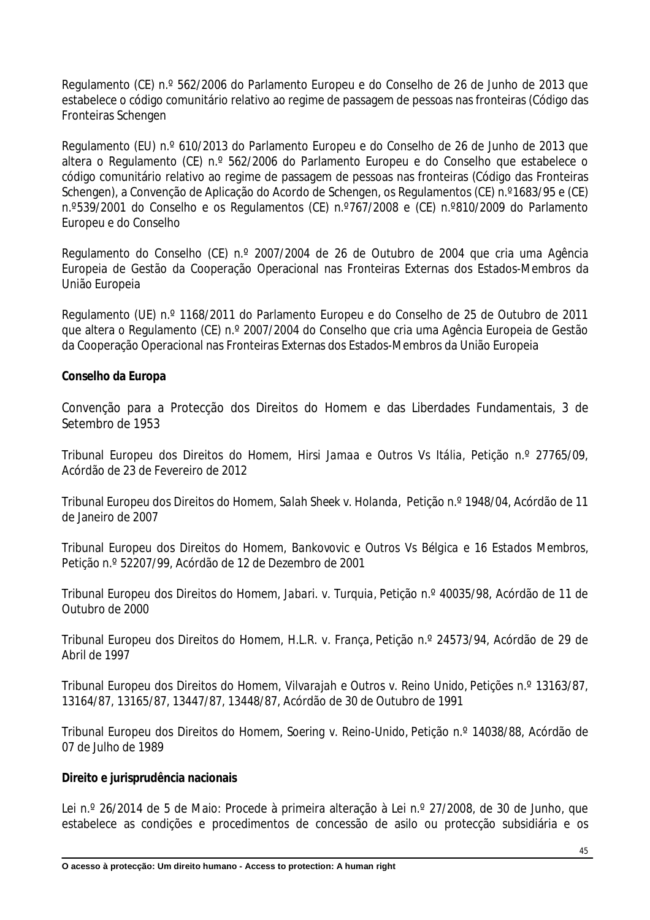Regulamento (CE) n.º 562/2006 do Parlamento Europeu e do Conselho de 26 de Junho de 2013 que estabelece o código comunitário relativo ao regime de passagem de pessoas nas fronteiras (Código das Fronteiras Schengen

Regulamento (EU) n.º 610/2013 do Parlamento Europeu e do Conselho de 26 de Junho de 2013 que altera o Regulamento (CE) n.º 562/2006 do Parlamento Europeu e do Conselho que estabelece o código comunitário relativo ao regime de passagem de pessoas nas fronteiras (Código das Fronteiras Schengen), a Convenção de Aplicação do Acordo de Schengen, os Regulamentos (CE) n.º1683/95 e (CE) n.º539/2001 do Conselho e os Regulamentos (CE) n.º767/2008 e (CE) n.º810/2009 do Parlamento Europeu e do Conselho

Regulamento do Conselho (CE) n.º 2007/2004 de 26 de Outubro de 2004 que cria uma Agência Europeia de Gestão da Cooperação Operacional nas Fronteiras Externas dos Estados-Membros da União Europeia

Regulamento (UE) n.º 1168/2011 do Parlamento Europeu e do Conselho de 25 de Outubro de 2011 que altera o Regulamento (CE) n.º 2007/2004 do Conselho que cria uma Agência Europeia de Gestão da Cooperação Operacional nas Fronteiras Externas dos Estados-Membros da União Europeia

**Conselho da Europa**

Convenção para a Protecção dos Direitos do Homem e das Liberdades Fundamentais, 3 de Setembro de 1953

Tribunal Europeu dos Direitos do Homem, *Hirsi Jamaa e Outros Vs Itália*, Petição n.º 27765/09, Acórdão de 23 de Fevereiro de 2012

Tribunal Europeu dos Direitos do Homem, *Salah Sheek v. Holanda*, Petição n.º 1948/04, Acórdão de 11 de Janeiro de 2007

Tribunal Europeu dos Direitos do Homem, *Bankovovic e Outros Vs Bélgica e 16 Estados Membros*, Petição n.º 52207/99, Acórdão de 12 de Dezembro de 2001

Tribunal Europeu dos Direitos do Homem, *Jabari. v. Turquia*, Petição n.º 40035/98, Acórdão de 11 de Outubro de 2000

Tribunal Europeu dos Direitos do Homem, *H.L.R. v. França*, Petição n.º 24573/94, Acórdão de 29 de Abril de 1997

Tribunal Europeu dos Direitos do Homem, *Vilvarajah e Outros v. Reino Unido*, Petições n.º 13163/87, 13164/87, 13165/87, 13447/87, 13448/87, Acórdão de 30 de Outubro de 1991

Tribunal Europeu dos Direitos do Homem, *Soering v. Reino-Unido*, Petição n.º 14038/88, Acórdão de 07 de Julho de 1989

**Direito e jurisprudência nacionais**

Lei n.º 26/2014 de 5 de Maio: Procede à primeira alteração à Lei n.º 27/2008, de 30 de Junho, que estabelece as condições e procedimentos de concessão de asilo ou protecção subsidiária e os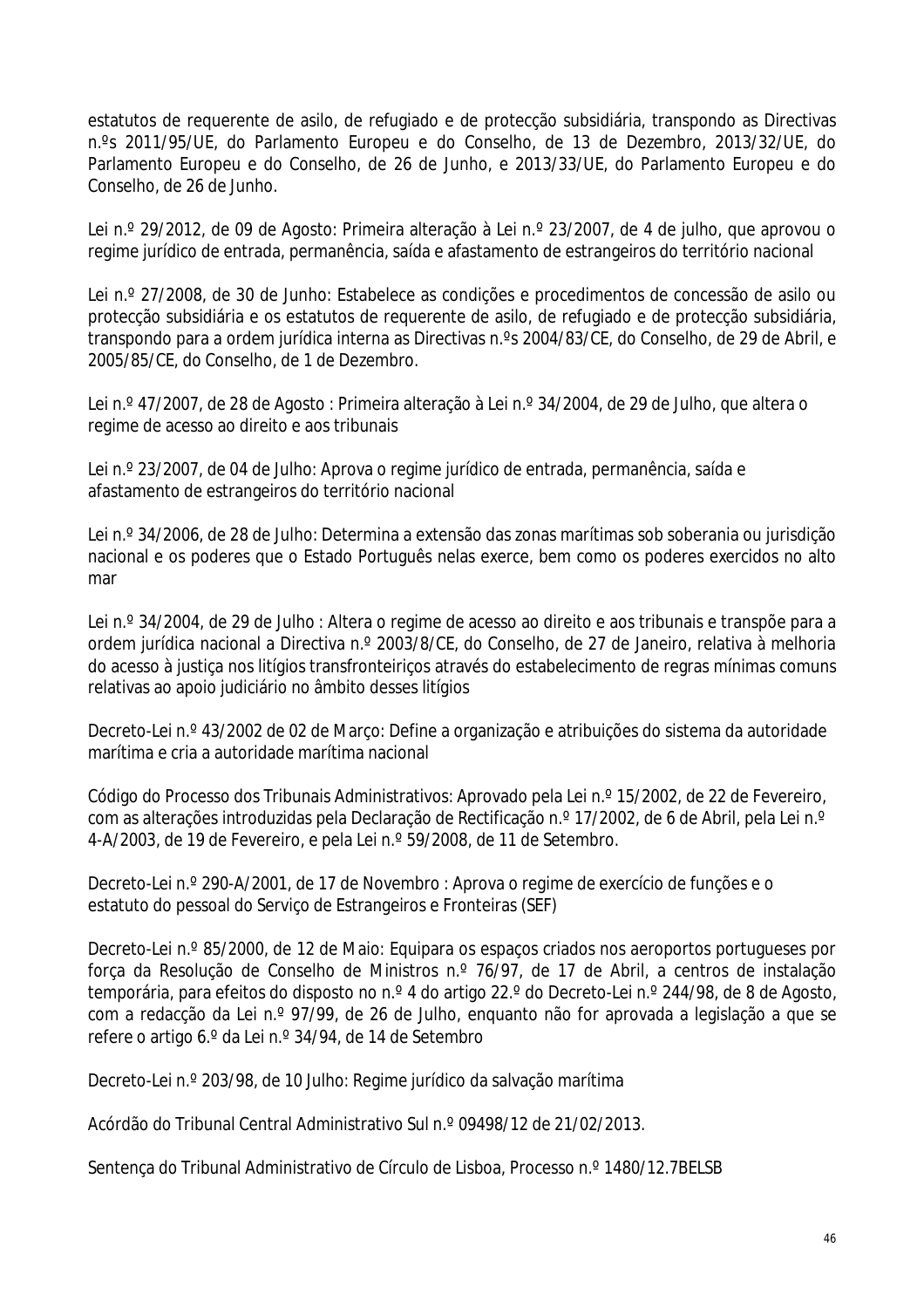estatutos de requerente de asilo, de refugiado e de protecção subsidiária, transpondo as Directivas n.ºs 2011/95/UE, do Parlamento Europeu e do Conselho, de 13 de Dezembro, 2013/32/UE, do Parlamento Europeu e do Conselho, de 26 de Junho, e 2013/33/UE, do Parlamento Europeu e do Conselho, de 26 de Junho.

Lei n.º 29/2012, de 09 de Agosto: Primeira alteração à Lei n.º 23/2007, de 4 de julho, que aprovou o regime jurídico de entrada, permanência, saída e afastamento de estrangeiros do território nacional

Lei n.º 27/2008, de 30 de Junho: Estabelece as condições e procedimentos de concessão de asilo ou protecção subsidiária e os estatutos de requerente de asilo, de refugiado e de protecção subsidiária, transpondo para a ordem jurídica interna as Directivas n.ºs 2004/83/CE, do Conselho, de 29 de Abril, e 2005/85/CE, do Conselho, de 1 de Dezembro.

Lei n.º 47/2007, de 28 de Agosto : Primeira alteração à Lei n.º 34/2004, de 29 de Julho, que altera o regime de acesso ao direito e aos tribunais

Lei n.º 23/2007, de 04 de Julho: Aprova o regime jurídico de entrada, permanência, saída e afastamento de estrangeiros do território nacional

Lei n.º 34/2006, de 28 de Julho: Determina a extensão das zonas marítimas sob soberania ou jurisdição nacional e os poderes que o Estado Português nelas exerce, bem como os poderes exercidos no alto mar

Lei n.º 34/2004, de 29 de Julho : Altera o regime de acesso ao direito e aos tribunais e transpõe para a ordem jurídica nacional a Directiva n.º 2003/8/CE, do Conselho, de 27 de Janeiro, relativa à melhoria do acesso à justiça nos litígios transfronteiriços através do estabelecimento de regras mínimas comuns relativas ao apoio judiciário no âmbito desses litígios

Decreto-Lei n.º 43/2002 de 02 de Março: Define a organização e atribuições do sistema da autoridade marítima e cria a autoridade marítima nacional

Código do Processo dos Tribunais Administrativos: Aprovado pela Lei n.º 15/2002, de 22 de Fevereiro, com as alterações introduzidas pela Declaração de Rectificação n.º 17/2002, de 6 de Abril, pela Lei n.º 4-A/2003, de 19 de Fevereiro, e pela Lei n.º 59/2008, de 11 de Setembro.

Decreto-Lei n.º 290-A/2001, de 17 de Novembro : Aprova o regime de exercício de funções e o estatuto do pessoal do Serviço de Estrangeiros e Fronteiras (SEF)

Decreto-Lei n.º 85/2000, de 12 de Maio: Equipara os espaços criados nos aeroportos portugueses por força da Resolução de Conselho de Ministros n.º 76/97, de 17 de Abril, a centros de instalação temporária, para efeitos do disposto no n.º 4 do artigo 22.º do Decreto-Lei n.º 244/98, de 8 de Agosto, com a redacção da Lei n.º 97/99, de 26 de Julho, enquanto não for aprovada a legislação a que se refere o artigo 6.º da Lei n.º 34/94, de 14 de Setembro

Decreto-Lei n.º 203/98, de 10 Julho: Regime jurídico da salvação marítima

Acórdão do Tribunal Central Administrativo Sul n.º 09498/12 de 21/02/2013.

Sentença do Tribunal Administrativo de Círculo de Lisboa, Processo n.º 1480/12.7BELSB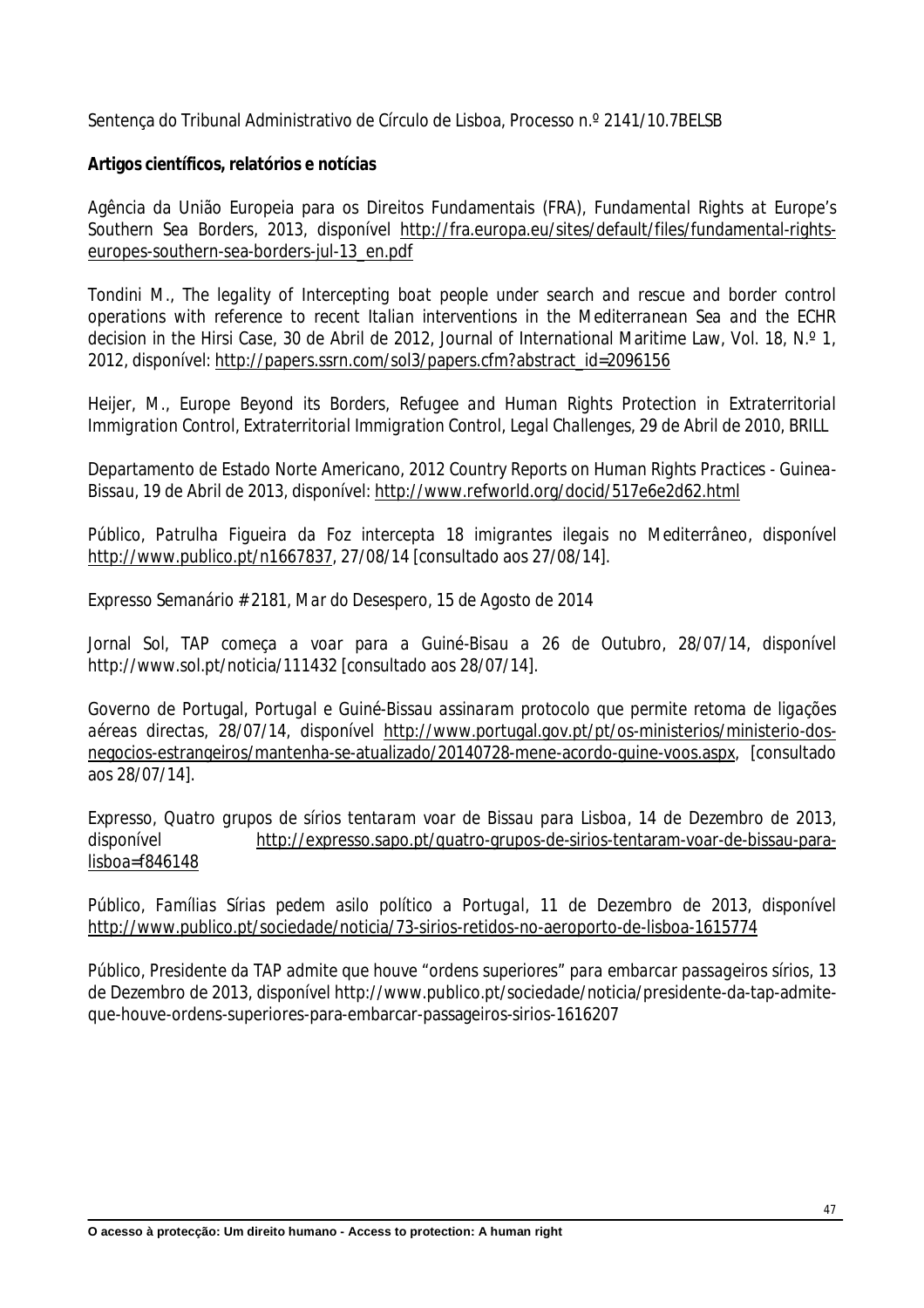Sentença do Tribunal Administrativo de Círculo de Lisboa, Processo n.º 2141/10.7BELSB

**Artigos científicos, relatórios e notícias**

Agência da União Europeia para os Direitos Fundamentais (FRA), *Fundamental Rights at Europe's Southern Sea Borders*, 2013, disponível http://fra.europa.eu/sites/default/files/fundamental-rights-europes-southern-sea-borders-jul-13_en.pdf

Tondini M., *The legality of Intercepting boat people under search and rescue and border control operations with reference to recent Italian interventions in the Mediterranean Sea and the ECHR decision in the Hirsi Case*, 30 de Abril de 2012, Journal of International Maritime Law, Vol. 18, N.º 1, 2012, disponível: http://papers.ssrn.com/sol3/papers.cfm?abstract_id=2096156

Heijer, M., *Europe Beyond its Borders, Refugee and Human Rights Protection in Extraterritorial Immigration Control, Extraterritorial Immigration Control, Legal Challenges*, 29 de Abril de 2010, BRILL

Departamento de Estado Norte Americano, *2012 Country Reports on Human Rights Practices - Guinea-Bissau*, 19 de Abril de 2013, disponível: http://www.refworld.org/docid/517e6e2d62.html

Público, *Patrulha Figueira da Foz intercepta 18 imigrantes ilegais no Mediterrâneo*, disponível http://www.publico.pt/n1667837, 27/08/14 [consultado aos 27/08/14].

Expresso Semanário # 2181, *Mar do Desespero*, 15 de Agosto de 2014

Jornal Sol, *TAP começa a voar para a Guiné-Bisau a 26 de Outubro*, 28/07/14, disponível http://www.sol.pt/noticia/111432 [consultado aos 28/07/14].

Governo de Portugal, *Portugal e Guiné-Bissau assinaram protocolo que permite retoma de ligações aéreas directas*, 28/07/14, disponível http://www.portugal.gov.pt/pt/os-ministerios/ministerio-dos-negocios-estrangeiros/mantenha-se-atualizado/20140728-mene-acordo-guine-voos.aspx, [consultado aos 28/07/14].

Expresso, *Quatro grupos de sírios tentaram voar de Bissau para Lisboa*, 14 de Dezembro de 2013, disponível http://expresso.sapo.pt/quatro-grupos-de-sirios-tentaram-voar-de-bissau-para-lisboa=f846148

Público, *Famílias Sírias pedem asilo político a Portugal*, 11 de Dezembro de 2013, disponível http://www.publico.pt/sociedade/noticia/73-sirios-retidos-no-aeroporto-de-lisboa-1615774

Público, Presidente da TAP admite que houve "ordens superiores" para embarcar passageiros sírios, 13 de Dezembro de 2013, disponível http://www.publico.pt/sociedade/noticia/presidente-da-tap-admite-que-houve-ordens-superiores-para-embarcar-passageiros-sirios-1616207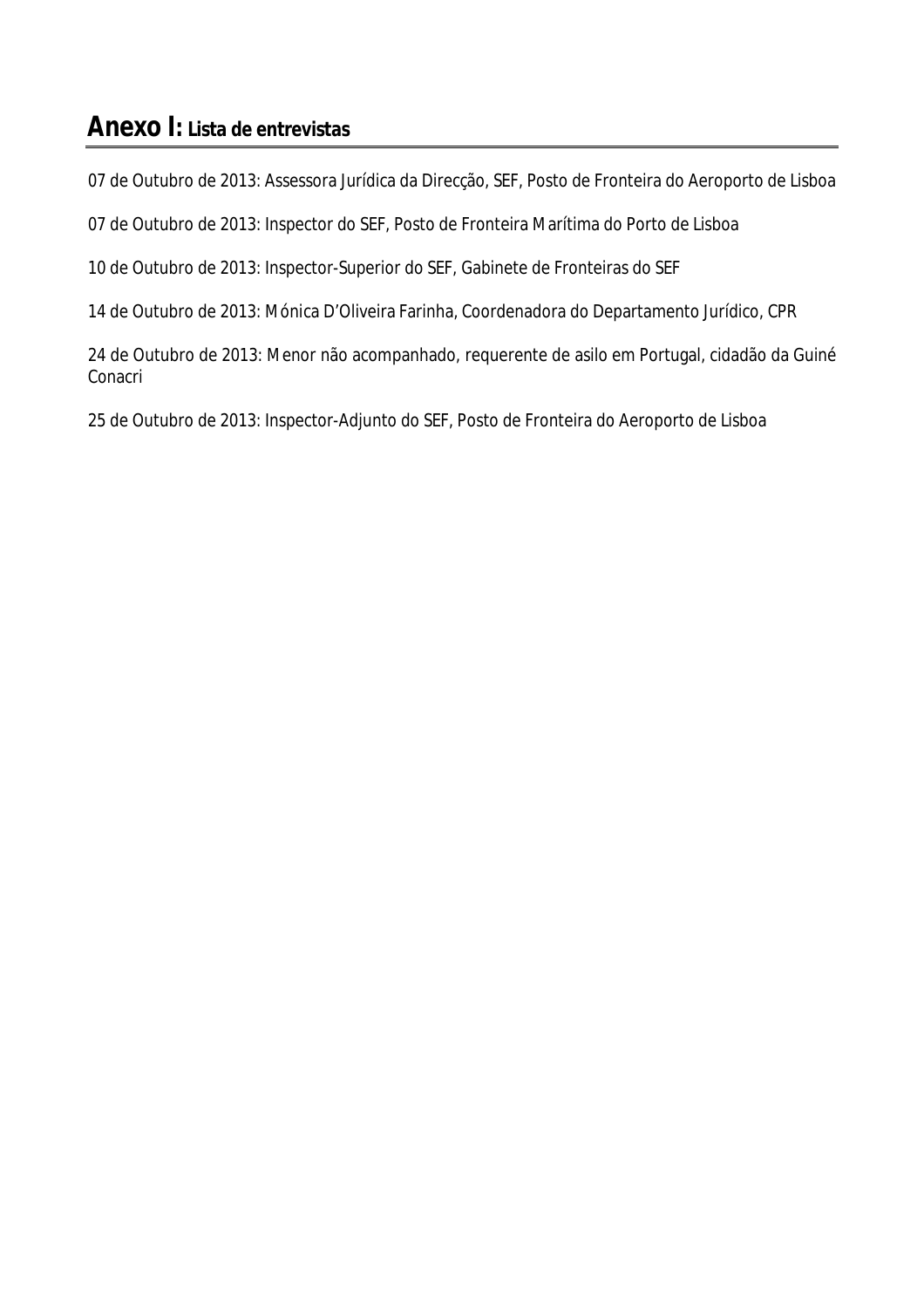## **Anexo I:** Lista de entrevistas

07 de Outubro de 2013: Assessora Jurídica da Direcção, SEF, Posto de Fronteira do Aeroporto de Lisboa

07 de Outubro de 2013: Inspector do SEF, Posto de Fronteira Marítima do Porto de Lisboa

10 de Outubro de 2013: Inspector-Superior do SEF, Gabinete de Fronteiras do SEF

14 de Outubro de 2013: Mónica D'Oliveira Farinha, Coordenadora do Departamento Jurídico, CPR

24 de Outubro de 2013: Menor não acompanhado, requerente de asilo em Portugal, cidadão da Guiné Conacri

25 de Outubro de 2013: Inspector-Adjunto do SEF, Posto de Fronteira do Aeroporto de Lisboa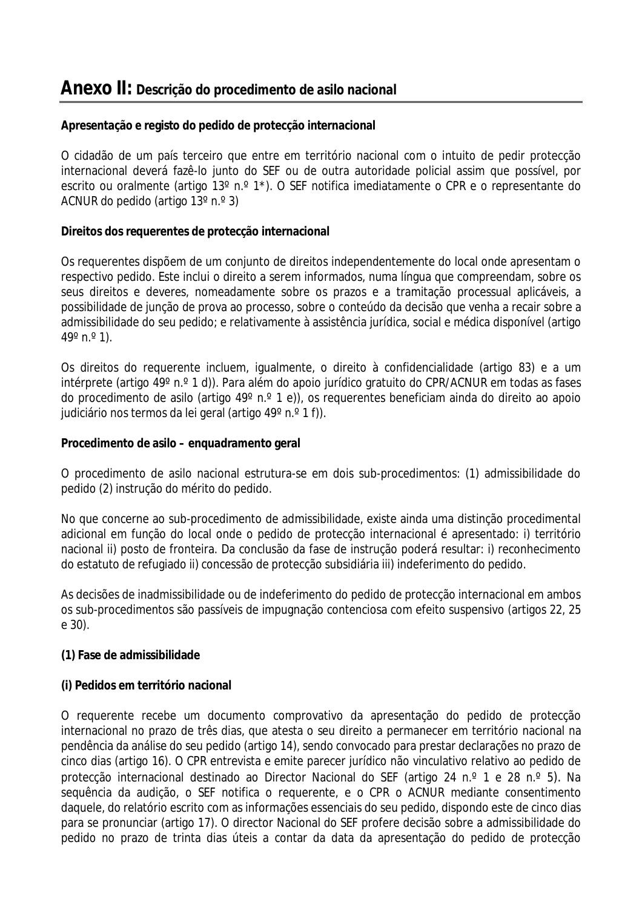# **Anexo II:** Descrição do procedimento de asilo nacional

**Apresentação e registo do pedido de protecção internacional**

O cidadão de um país terceiro que entre em território nacional com o intuito de pedir protecção internacional deverá fazê-lo junto do SEF ou de outra autoridade policial assim que possível, por escrito ou oralmente (artigo 13º n.º 1*). O SEF notifica imediatamente o CPR e o representante do ACNUR do pedido (artigo 13º n.º 3)

**Direitos dos requerentes de protecção internacional**

Os requerentes dispõem de um conjunto de direitos independentemente do local onde apresentam o respectivo pedido. Este inclui o direito a serem informados, numa língua que compreendam, sobre os seus direitos e deveres, nomeadamente sobre os prazos e a tramitação processual aplicáveis, a possibilidade de junção de prova ao processo, sobre o conteúdo da decisão que venha a recair sobre a admissibilidade do seu pedido; e relativamente à assistência jurídica, social e médica disponível (artigo 49º n.º 1).

Os direitos do requerente incluem, igualmente, o direito à confidencialidade (artigo 83) e a um intérprete (artigo 49º n.º 1 d)). Para além do apoio jurídico gratuito do CPR/ACNUR em todas as fases do procedimento de asilo (artigo 49º n.º 1 e)), os requerentes beneficiam ainda do direito ao apoio judiciário nos termos da lei geral (artigo 49º n.º 1 f)).

**Procedimento de asilo – enquadramento geral**

O procedimento de asilo nacional estrutura-se em dois sub-procedimentos: (1) admissibilidade do pedido (2) instrução do mérito do pedido.

No que concerne ao sub-procedimento de admissibilidade, existe ainda uma distinção procedimental adicional em função do local onde o pedido de protecção internacional é apresentado: i) território nacional ii) posto de fronteira. Da conclusão da fase de instrução poderá resultar: i) reconhecimento do estatuto de refugiado ii) concessão de protecção subsidiária iii) indeferimento do pedido.

As decisões de inadmissibilidade ou de indeferimento do pedido de protecção internacional em ambos os sub-procedimentos são passíveis de impugnação contenciosa com efeito suspensivo (artigos 22, 25 e 30).

**(1) Fase de admissibilidade**

**(i) Pedidos em território nacional**

O requerente recebe um documento comprovativo da apresentação do pedido de protecção internacional no prazo de três dias, que atesta o seu direito a permanecer em território nacional na pendência da análise do seu pedido (artigo 14), sendo convocado para prestar declarações no prazo de cinco dias (artigo 16). O CPR entrevista e emite parecer jurídico não vinculativo relativo ao pedido de protecção internacional destinado ao Director Nacional do SEF (artigo 24 n.º 1 e 28 n.º 5). Na sequência da audição, o SEF notifica o requerente, e o CPR o ACNUR mediante consentimento daquele, do relatório escrito com as informações essenciais do seu pedido, dispondo este de cinco dias para se pronunciar (artigo 17). O director Nacional do SEF profere decisão sobre a admissibilidade do pedido no prazo de trinta dias úteis a contar da data da apresentação do pedido de protecção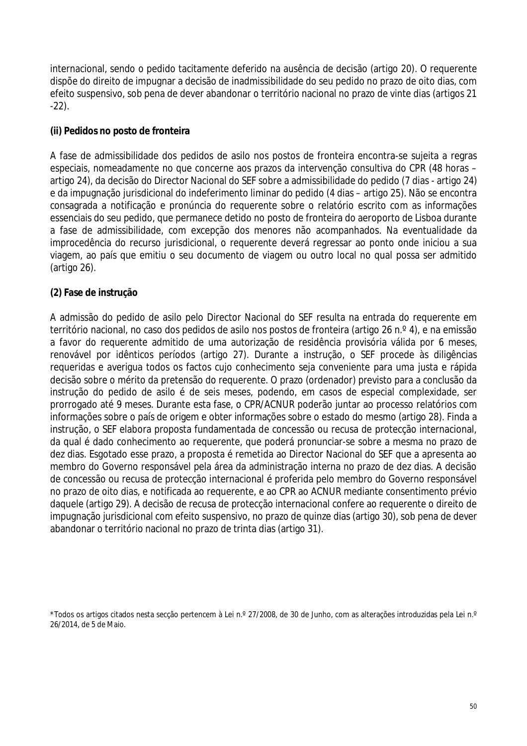internacional, sendo o pedido tacitamente deferido na ausência de decisão (artigo 20). O requerente dispõe do direito de impugnar a decisão de inadmissibilidade do seu pedido no prazo de oito dias, com efeito suspensivo, sob pena de dever abandonar o território nacional no prazo de vinte dias (artigos 21 -22).

**(ii) Pedidos no posto de fronteira**

A fase de admissibilidade dos pedidos de asilo nos postos de fronteira encontra-se sujeita a regras especiais, nomeadamente no que concerne aos prazos da intervenção consultiva do CPR (48 horas – artigo 24), da decisão do Director Nacional do SEF sobre a admissibilidade do pedido (7 dias - artigo 24) e da impugnação jurisdicional do indeferimento liminar do pedido (4 dias – artigo 25). Não se encontra consagrada a notificação e pronúncia do requerente sobre o relatório escrito com as informações essenciais do seu pedido, que permanece detido no posto de fronteira do aeroporto de Lisboa durante a fase de admissibilidade, com excepção dos menores não acompanhados. Na eventualidade da improcedência do recurso jurisdicional, o requerente deverá regressar ao ponto onde iniciou a sua viagem, ao país que emitiu o seu documento de viagem ou outro local no qual possa ser admitido (artigo 26).

**(2) Fase de instrução**

A admissão do pedido de asilo pelo Director Nacional do SEF resulta na entrada do requerente em território nacional, no caso dos pedidos de asilo nos postos de fronteira (artigo 26 n.º 4), e na emissão a favor do requerente admitido de uma autorização de residência provisória válida por 6 meses, renovável por idênticos períodos (artigo 27). Durante a instrução, o SEF procede às diligências requeridas e averigua todos os factos cujo conhecimento seja conveniente para uma justa e rápida decisão sobre o mérito da pretensão do requerente. O prazo (ordenador) previsto para a conclusão da instrução do pedido de asilo é de seis meses, podendo, em casos de especial complexidade, ser prorrogado até 9 meses. Durante esta fase, o CPR/ACNUR poderão juntar ao processo relatórios com informações sobre o país de origem e obter informações sobre o estado do mesmo (artigo 28). Finda a instrução, o SEF elabora proposta fundamentada de concessão ou recusa de protecção internacional, da qual é dado conhecimento ao requerente, que poderá pronunciar-se sobre a mesma no prazo de dez dias. Esgotado esse prazo, a proposta é remetida ao Director Nacional do SEF que a apresenta ao membro do Governo responsável pela área da administração interna no prazo de dez dias. A decisão de concessão ou recusa de protecção internacional é proferida pelo membro do Governo responsável no prazo de oito dias, e notificada ao requerente, e ao CPR ao ACNUR mediante consentimento prévio daquele (artigo 29). A decisão de recusa de protecção internacional confere ao requerente o direito de impugnação jurisdicional com efeito suspensivo, no prazo de quinze dias (artigo 30), sob pena de dever abandonar o território nacional no prazo de trinta dias (artigo 31).

*Todos os artigos citados nesta secção pertencem à Lei n.º 27/2008, de 30 de Junho, com as alterações introduzidas pela Lei n.º 26/2014, de 5 de Maio.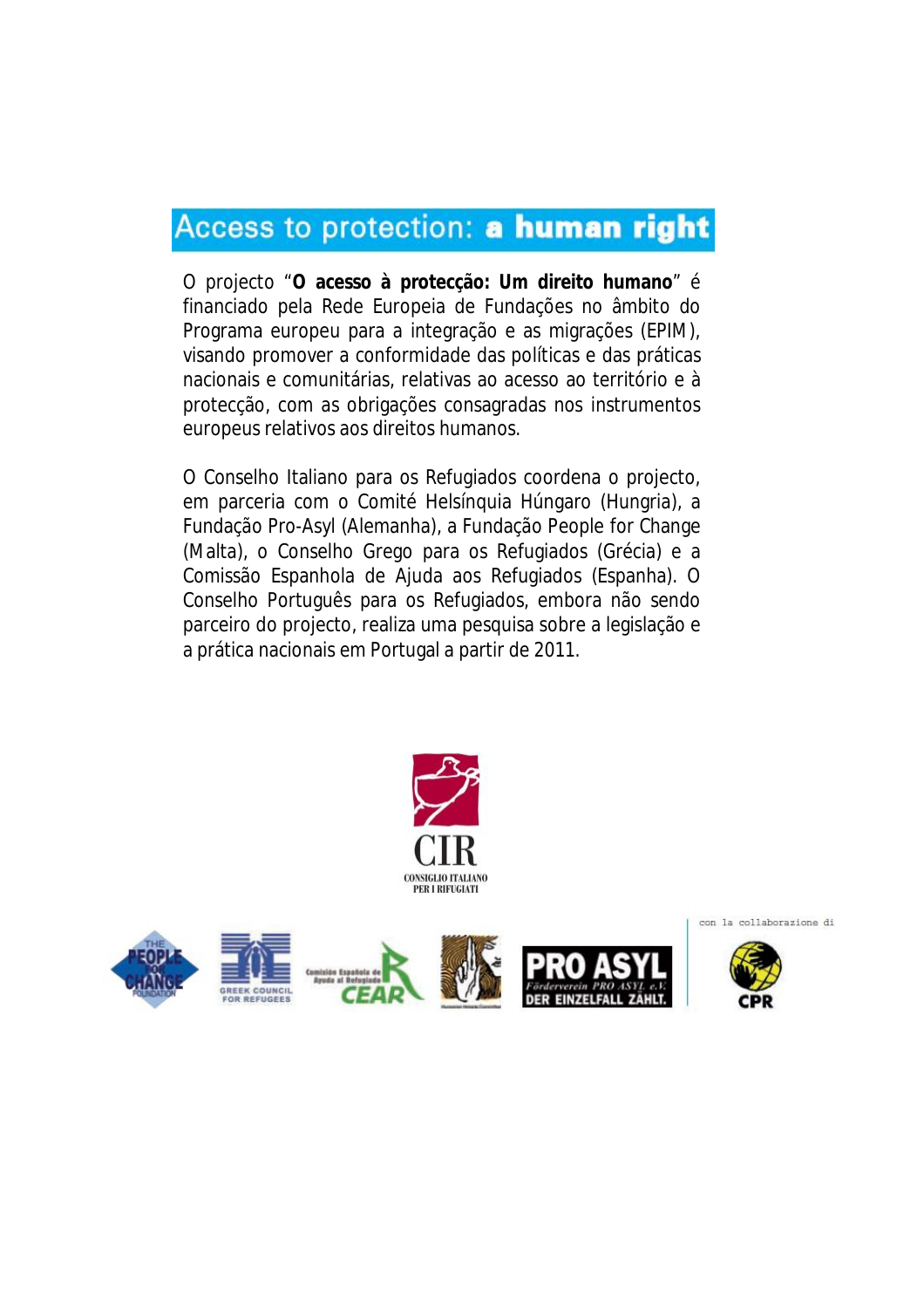# Access to protection: a human right

O projecto "**O acesso à protecção: Um direito humano**" é financiado pela Rede Europeia de Fundações no âmbito do Programa europeu para a integração e as migrações (EPIM), visando promover a conformidade das políticas e das práticas nacionais e comunitárias, relativas ao acesso ao território e à protecção, com as obrigações consagradas nos instrumentos europeus relativos aos direitos humanos.

O Conselho Italiano para os Refugiados coordena o projecto, em parceria com o Comité Helsínquia Húngaro (Hungria), a Fundação Pro-Asyl (Alemanha), a Fundação People for Change (Malta), o Conselho Grego para os Refugiados (Grécia) e a Comissão Espanhola de Ajuda aos Refugiados (Espanha). O Conselho Português para os Refugiados, embora não sendo parceiro do projecto, realiza uma pesquisa sobre a legislação e a prática nacionais em Portugal a partir de 2011.

CIR
CONSIGLIO ITALIANO PER I RIFUGIATI

THE PEOPLE FOR CHANGE FOUNDATION

GREEK COUNCIL FOR REFUGEES

Comisión Española de Ayuda al Refugiado CEAR

Hungarian Helsinki Committee

PRO ASYL Förderverein PRO ASYL e.V. DER EINZELFALL ZÄHLT.

con la collaborazione di

CPR